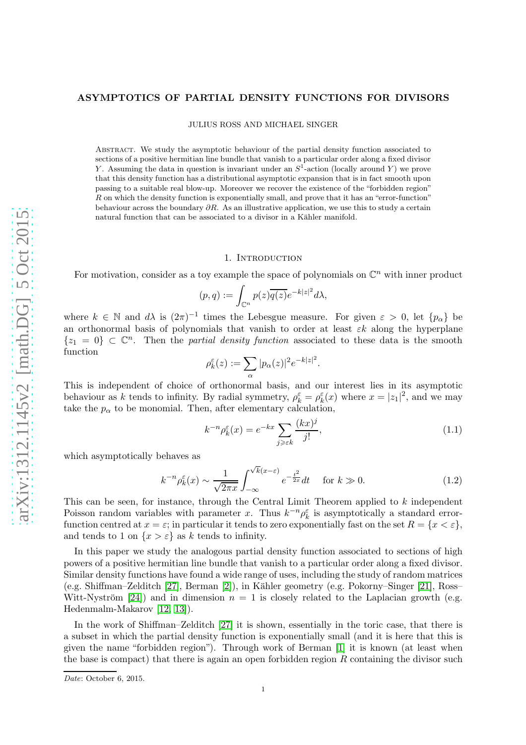# ASYMPTOTICS OF PARTIAL DENSITY FUNCTIONS FOR DIVISORS

JULIUS ROSS AND MICHAEL SINGER

Abstract. We study the asymptotic behaviour of the partial density function associated to sections of a positive hermitian line bundle that vanish to a particular order along a fixed divisor $Y$. Assuming the data in question is invariant under an $S^1$-action (locally around $Y$) we prove that this density function has a distributional asymptotic expansion that is in fact smooth upon passing to a suitable real blow-up. Moreover we recover the existence of the "forbidden region" $R$ on which the density function is exponentially small, and prove that it has an "error-function" behaviour across the boundary $\partial R$. As an illustrative application, we use this to study a certain natural function that can be associated to a divisor in a Kähler manifold.

## 1. Introduction

For motivation, consider as a toy example the space of polynomials on $\mathbb{C}^n$ with inner product

$$(p,q) := \int_{\mathbb{C}^n} p(z)\overline{q(z)} e^{-k|z|^2} d\lambda,$$

where $k \in \mathbb{N}$ and $d\lambda$ is $(2\pi)^{-1}$ times the Lebesgue measure. For given $\varepsilon > 0$, let $\{p_\alpha\}$ be an orthonormal basis of polynomials that vanish to order at least $\varepsilon k$ along the hyperplane $\{z_1 = 0\} \subset \mathbb{C}^n$. Then the *partial density function* associated to these data is the smooth function

$$\rho_k^\varepsilon(z) := \sum_\alpha |p_\alpha(z)|^2 e^{-k|z|^2}.$$

This is independent of choice of orthonormal basis, and our interest lies in its asymptotic behaviour as $k$ tends to infinity. By radial symmetry, $\rho_k^\varepsilon = \rho_k^\varepsilon(x)$ where $x = |z_1|^2$, and we may take the $p_\alpha$ to be monomial. Then, after elementary calculation,

$$k^{-n}\rho_k^\varepsilon(x) = e^{-kx} \sum_{j \geqslant \varepsilon k} \frac{(kx)^j}{j!}, \tag{1.1}$$

which asymptotically behaves as

$$k^{-n}\rho_k^\varepsilon(x) \sim \frac{1}{\sqrt{2\pi x}} \int_{-\infty}^{\sqrt{k}(x-\varepsilon)} e^{-\frac{t^2}{2x}} dt \quad \text{ for } k \gg 0. \tag{1.2}$$

This can be seen, for instance, through the Central Limit Theorem applied to $k$ independent Poisson random variables with parameter $x$. Thus $k^{-n}\rho_k^\varepsilon$ is asymptotically a standard error-function centred at $x = \varepsilon$; in particular it tends to zero exponentially fast on the set $R = \{x < \varepsilon\}$, and tends to 1 on $\{x > \varepsilon\}$ as $k$ tends to infinity.

In this paper we study the analogous partial density function associated to sections of high powers of a positive hermitian line bundle that vanish to a particular order along a fixed divisor. Similar density functions have found a wide range of uses, including the study of random matrices (e.g. Shiffman–Zelditch [27], Berman [2]), in Kähler geometry (e.g. Pokorny–Singer [21], Ross–Witt-Nyström [24]) and in dimension $n = 1$ is closely related to the Laplacian growth (e.g. Hedenmalm-Makarov [12, 13]).

In the work of Shiffman–Zelditch [27] it is shown, essentially in the toric case, that there is a subset in which the partial density function is exponentially small (and it is here that this is given the name "forbidden region"). Through work of Berman [1] it is known (at least when the base is compact) that there is again an open forbidden region $R$ containing the divisor such

*Date*: October 6, 2015.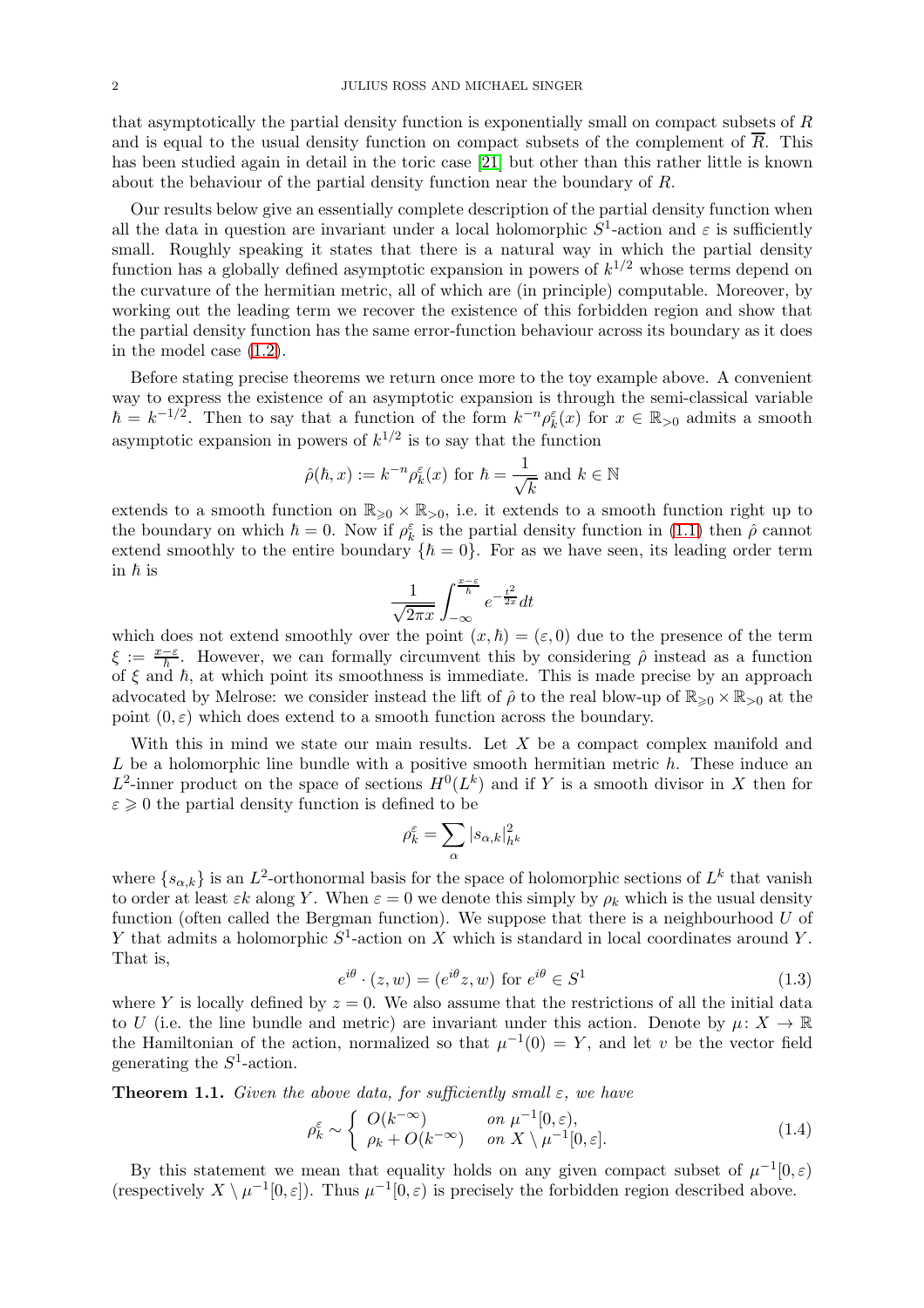that asymptotically the partial density function is exponentially small on compact subsets of $R$ and is equal to the usual density function on compact subsets of the complement of $\overline{R}$. This has been studied again in detail in the toric case [21] but other than this rather little is known about the behaviour of the partial density function near the boundary of $R$.

Our results below give an essentially complete description of the partial density function when all the data in question are invariant under a local holomorphic $S^1$-action and $\varepsilon$ is sufficiently small. Roughly speaking it states that there is a natural way in which the partial density function has a globally defined asymptotic expansion in powers of $k^{1/2}$ whose terms depend on the curvature of the hermitian metric, all of which are (in principle) computable. Moreover, by working out the leading term we recover the existence of this forbidden region and show that the partial density function has the same error-function behaviour across its boundary as it does in the model case (1.2).

Before stating precise theorems we return once more to the toy example above. A convenient way to express the existence of an asymptotic expansion is through the semi-classical variable $\hbar = k^{-1/2}$. Then to say that a function of the form $k^{-n}\rho_k^\varepsilon(x)$ for $x \in \mathbb{R}_{>0}$ admits a smooth asymptotic expansion in powers of $k^{1/2}$ is to say that the function

$$\hat{\rho}(\hbar, x) := k^{-n}\rho_k^\varepsilon(x) \text{ for } \hbar = \frac{1}{\sqrt{k}} \text{ and } k \in \mathbb{N}$$

extends to a smooth function on $\mathbb{R}_{\geqslant 0} \times \mathbb{R}_{>0}$, i.e. it extends to a smooth function right up to the boundary on which $\hbar = 0$. Now if $\rho_k^\varepsilon$ is the partial density function in (1.1) then $\hat{\rho}$ cannot extend smoothly to the entire boundary $\{\hbar = 0\}$. For as we have seen, its leading order term in $\hbar$ is

$$\frac{1}{\sqrt{2\pi x}} \int_{-\infty}^{\frac{x-\varepsilon}{\hbar}} e^{-\frac{t^2}{2x}} dt$$

which does not extend smoothly over the point $(x, \hbar) = (\varepsilon, 0)$ due to the presence of the term $\xi := \frac{x-\varepsilon}{\hbar}$. However, we can formally circumvent this by considering $\hat{\rho}$ instead as a function of $\xi$ and $\hbar$, at which point its smoothness is immediate. This is made precise by an approach advocated by Melrose: we consider instead the lift of $\hat{\rho}$ to the real blow-up of $\mathbb{R}_{\geqslant 0} \times \mathbb{R}_{>0}$ at the point $(0, \varepsilon)$ which does extend to a smooth function across the boundary.

With this in mind we state our main results. Let $X$ be a compact complex manifold and $L$ be a holomorphic line bundle with a positive smooth hermitian metric $h$. These induce an $L^2$-inner product on the space of sections $H^0(L^k)$ and if $Y$ is a smooth divisor in $X$ then for $\varepsilon \geqslant 0$ the partial density function is defined to be

$$\rho_k^\varepsilon = \sum_\alpha |s_{\alpha,k}|^2_{h^k}$$

where $\{s_{\alpha,k}\}$ is an $L^2$-orthonormal basis for the space of holomorphic sections of $L^k$ that vanish to order at least $\varepsilon k$ along $Y$. When $\varepsilon = 0$ we denote this simply by $\rho_k$ which is the usual density function (often called the Bergman function). We suppose that there is a neighbourhood $U$ of $Y$ that admits a holomorphic $S^1$-action on $X$ which is standard in local coordinates around $Y$. That is,

$$e^{i\theta} \cdot (z, w) = (e^{i\theta} z, w) \text{ for } e^{i\theta} \in S^1 \tag{1.3}$$

where $Y$ is locally defined by $z = 0$. We also assume that the restrictions of all the initial data to $U$ (i.e. the line bundle and metric) are invariant under this action. Denote by $\mu\colon X \to \mathbb{R}$ the Hamiltonian of the action, normalized so that $\mu^{-1}(0) = Y$, and let $v$ be the vector field generating the $S^1$-action.

**Theorem 1.1.** *Given the above data, for sufficiently small $\varepsilon$, we have*

$$\rho_k^\varepsilon \sim \begin{cases} O(k^{-\infty}) & \text{on } \mu^{-1}[0, \varepsilon), \\ \rho_k + O(k^{-\infty}) & \text{on } X \setminus \mu^{-1}[0, \varepsilon]. \end{cases} \tag{1.4}$$

By this statement we mean that equality holds on any given compact subset of $\mu^{-1}[0, \varepsilon)$ (respectively $X \setminus \mu^{-1}[0, \varepsilon]$). Thus $\mu^{-1}[0, \varepsilon)$ is precisely the forbidden region described above.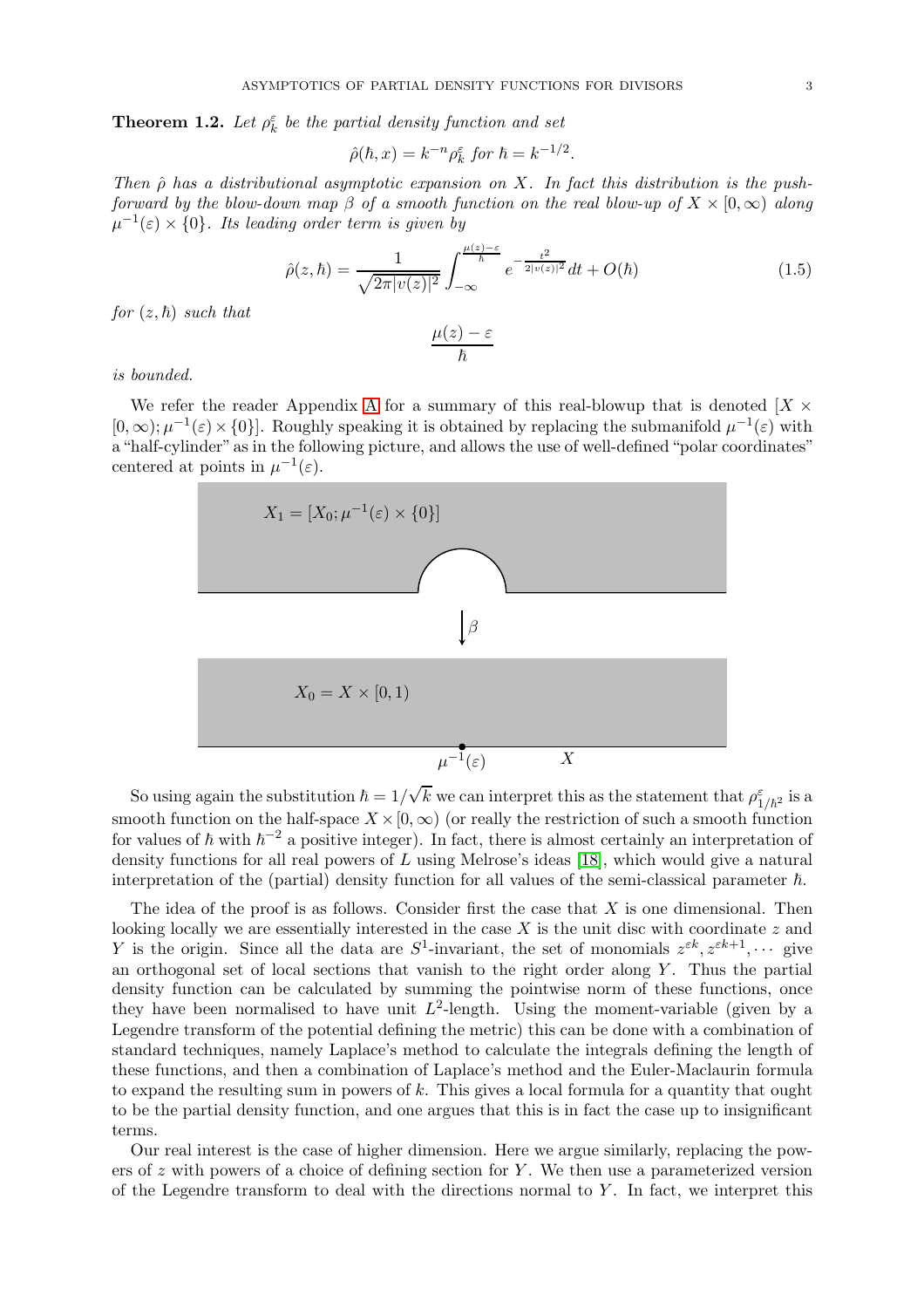**Theorem 1.2.** *Let $\rho_k^\varepsilon$ be the partial density function and set*

$$\hat{\rho}(\hbar, x) = k^{-n}\rho_k^\varepsilon \text{ for } \hbar = k^{-1/2}.$$

*Then $\hat{\rho}$ has a distributional asymptotic expansion on $X$. In fact this distribution is the push-forward by the blow-down map $\beta$ of a smooth function on the real blow-up of $X \times [0,\infty)$ along $\mu^{-1}(\varepsilon) \times \{0\}$. Its leading order term is given by*

$$\hat{\rho}(z,\hbar) = \frac{1}{\sqrt{2\pi|v(z)|^2}} \int_{-\infty}^{\frac{\mu(z)-\varepsilon}{\hbar}} e^{-\frac{t^2}{2|v(z)|^2}} dt + O(\hbar) \tag{1.5}$$

*for $(z,\hbar)$ such that*

$$\frac{\mu(z)-\varepsilon}{\hbar}$$

*is bounded.*

We refer the reader Appendix A for a summary of this real-blowup that is denoted $[X \times [0,\infty); \mu^{-1}(\varepsilon) \times \{0\}]$. Roughly speaking it is obtained by replacing the submanifold $\mu^{-1}(\varepsilon)$ with a "half-cylinder" as in the following picture, and allows the use of well-defined "polar coordinates" centered at points in $\mu^{-1}(\varepsilon)$.

$X_1 = [X_0; \mu^{-1}(\varepsilon) \times \{0\}]$

$\beta$

$X_0 = X \times [0,1)$

$\mu^{-1}(\varepsilon)$ $X$

So using again the substitution $\hbar = 1/\sqrt{k}$ we can interpret this as the statement that $\rho^\varepsilon_{1/\hbar^2}$ is a smooth function on the half-space $X \times [0,\infty)$ (or really the restriction of such a smooth function for values of $\hbar$ with $\hbar^{-2}$ a positive integer). In fact, there is almost certainly an interpretation of density functions for all real powers of $L$ using Melrose's ideas [18], which would give a natural interpretation of the (partial) density function for all values of the semi-classical parameter $\hbar$.

The idea of the proof is as follows. Consider first the case that $X$ is one dimensional. Then looking locally we are essentially interested in the case $X$ is the unit disc with coordinate $z$ and $Y$ is the origin. Since all the data are $S^1$-invariant, the set of monomials $z^{\varepsilon k}, z^{\varepsilon k+1}, \cdots$ give an orthogonal set of local sections that vanish to the right order along $Y$. Thus the partial density function can be calculated by summing the pointwise norm of these functions, once they have been normalised to have unit $L^2$-length. Using the moment-variable (given by a Legendre transform of the potential defining the metric) this can be done with a combination of standard techniques, namely Laplace's method to calculate the integrals defining the length of these functions, and then a combination of Laplace's method and the Euler-Maclaurin formula to expand the resulting sum in powers of $k$. This gives a local formula for a quantity that ought to be the partial density function, and one argues that this is in fact the case up to insignificant terms.

Our real interest is the case of higher dimension. Here we argue similarly, replacing the powers of $z$ with powers of a choice of defining section for $Y$. We then use a parameterized version of the Legendre transform to deal with the directions normal to $Y$. In fact, we interpret this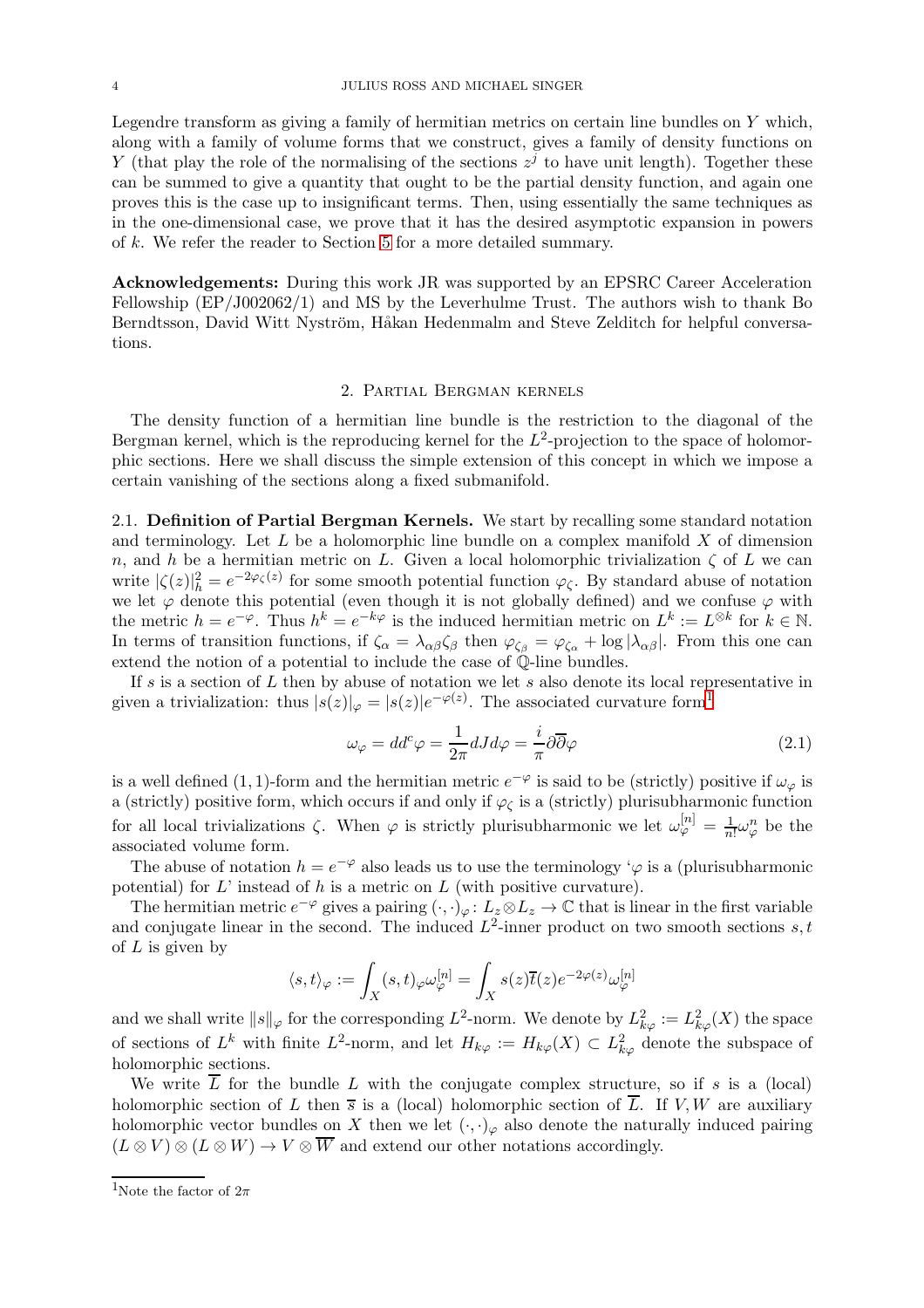Legendre transform as giving a family of hermitian metrics on certain line bundles on $Y$ which, along with a family of volume forms that we construct, gives a family of density functions on $Y$ (that play the role of the normalising of the sections $z^j$ to have unit length). Together these can be summed to give a quantity that ought to be the partial density function, and again one proves this is the case up to insignificant terms. Then, using essentially the same techniques as in the one-dimensional case, we prove that it has the desired asymptotic expansion in powers of $k$. We refer the reader to Section 5 for a more detailed summary.

**Acknowledgements:** During this work JR was supported by an EPSRC Career Acceleration Fellowship (EP/J002062/1) and MS by the Leverhulme Trust. The authors wish to thank Bo Berndtsson, David Witt Nyström, Håkan Hedenmalm and Steve Zelditch for helpful conversations.

## 2. Partial Bergman kernels

The density function of a hermitian line bundle is the restriction to the diagonal of the Bergman kernel, which is the reproducing kernel for the $L^2$-projection to the space of holomorphic sections. Here we shall discuss the simple extension of this concept in which we impose a certain vanishing of the sections along a fixed submanifold.

### 2.1. Definition of Partial Bergman Kernels.

We start by recalling some standard notation and terminology. Let $L$ be a holomorphic line bundle on a complex manifold $X$ of dimension $n$, and $h$ be a hermitian metric on $L$. Given a local holomorphic trivialization $\zeta$ of $L$ we can write $|\zeta(z)|_h^2 = e^{-2\varphi_\zeta(z)}$ for some smooth potential function $\varphi_\zeta$. By standard abuse of notation we let $\varphi$ denote this potential (even though it is not globally defined) and we confuse $\varphi$ with the metric $h = e^{-\varphi}$. Thus $h^k = e^{-k\varphi}$ is the induced hermitian metric on $L^k := L^{\otimes k}$ for $k \in \mathbb{N}$. In terms of transition functions, if $\zeta_\alpha = \lambda_{\alpha\beta}\zeta_\beta$ then $\varphi_{\zeta_\beta} = \varphi_{\zeta_\alpha} + \log|\lambda_{\alpha\beta}|$. From this one can extend the notion of a potential to include the case of $\mathbb{Q}$-line bundles.

If $s$ is a section of $L$ then by abuse of notation we let $s$ also denote its local representative in given a trivialization: thus $|s(z)|_\varphi = |s(z)|e^{-\varphi(z)}$. The associated curvature form[1]

$$\omega_\varphi = dd^c\varphi = \frac{1}{2\pi}dJd\varphi = \frac{i}{\pi}\partial\overline{\partial}\varphi \tag{2.1}$$

is a well defined $(1,1)$-form and the hermitian metric $e^{-\varphi}$ is said to be (strictly) positive if $\omega_\varphi$ is a (strictly) positive form, which occurs if and only if $\varphi_\zeta$ is a (strictly) plurisubharmonic function for all local trivializations $\zeta$. When $\varphi$ is strictly plurisubharmonic we let $\omega_\varphi^{[n]} = \frac{1}{n!}\omega_\varphi^n$ be the associated volume form.

The abuse of notation $h = e^{-\varphi}$ also leads us to use the terminology '$\varphi$ is a (plurisubharmonic potential) for $L$' instead of $h$ is a metric on $L$ (with positive curvature).

The hermitian metric $e^{-\varphi}$ gives a pairing $(\cdot,\cdot)_\varphi \colon L_z \otimes L_z \to \mathbb{C}$ that is linear in the first variable and conjugate linear in the second. The induced $L^2$-inner product on two smooth sections $s,t$ of $L$ is given by

$$\langle s,t\rangle_\varphi := \int_X (s,t)_\varphi \omega_\varphi^{[n]} = \int_X s(z)\overline{t}(z)e^{-2\varphi(z)}\omega_\varphi^{[n]}$$

and we shall write $\|s\|_\varphi$ for the corresponding $L^2$-norm. We denote by $L^2_{k\varphi} := L^2_{k\varphi}(X)$ the space of sections of $L^k$ with finite $L^2$-norm, and let $H_{k\varphi} := H_{k\varphi}(X) \subset L^2_{k\varphi}$ denote the subspace of holomorphic sections.

We write $\overline{L}$ for the bundle $L$ with the conjugate complex structure, so if $s$ is a (local) holomorphic section of $L$ then $\overline{s}$ is a (local) holomorphic section of $\overline{L}$. If $V, W$ are auxiliary holomorphic vector bundles on $X$ then we let $(\cdot,\cdot)_\varphi$ also denote the naturally induced pairing $(L\otimes V)\otimes(L\otimes W) \to V \otimes \overline{W}$ and extend our other notations accordingly.

[1] Note the factor of $2\pi$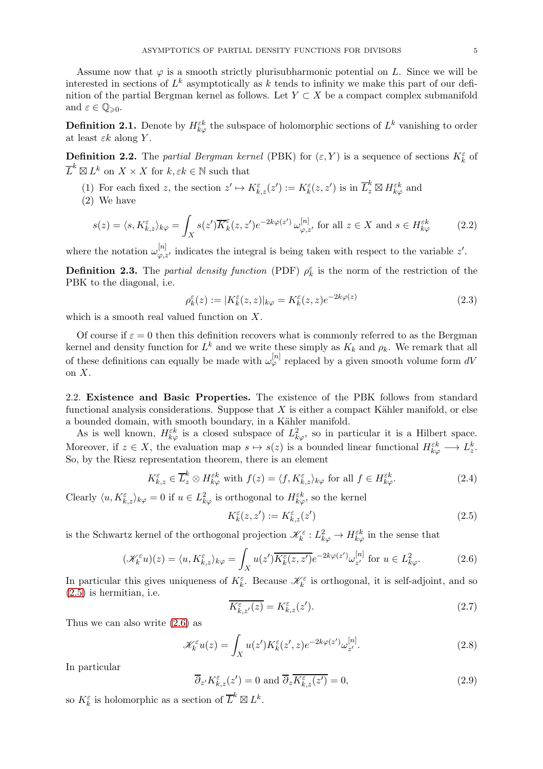Assume now that $\varphi$ is a smooth strictly plurisubharmonic potential on $L$. Since we will be interested in sections of $L^k$ asymptotically as $k$ tends to infinity we make this part of our definition of the partial Bergman kernel as follows. Let $Y \subset X$ be a compact complex submanifold and $\varepsilon \in \mathbb{Q}_{\geqslant 0}$.

**Definition 2.1.** Denote by $H^{\varepsilon k}_{k\varphi}$ the subspace of holomorphic sections of $L^k$ vanishing to order at least $\varepsilon k$ along $Y$.

**Definition 2.2.** The *partial Bergman kernel* (PBK) for $(\varepsilon, Y)$ is a sequence of sections $K^\varepsilon_k$ of $\overline{L}^k \boxtimes L^k$ on $X \times X$ for $k, \varepsilon k \in \mathbb{N}$ such that

1. For each fixed $z$, the section $z' \mapsto K^\varepsilon_{k,z}(z') := K^\varepsilon_k(z, z')$ is in $\overline{L}^k_z \boxtimes H^{\varepsilon k}_{k\varphi}$ and
2. We have

$$s(z) = \langle s, K^\varepsilon_{k,z}\rangle_{k\varphi} = \int_X s(z')\overline{K}^\varepsilon_k(z, z')e^{-2k\varphi(z')}\,\omega^{[n]}_{\varphi,z'} \text{ for all } z \in X \text{ and } s \in H^{\varepsilon k}_{k\varphi} \tag{2.2}$$

where the notation $\omega^{[n]}_{\varphi,z'}$ indicates the integral is being taken with respect to the variable $z'$.

**Definition 2.3.** The *partial density function* (PDF) $\rho^\varepsilon_k$ is the norm of the restriction of the PBK to the diagonal, i.e.

$$\rho^\varepsilon_k(z) := |K^\varepsilon_k(z, z)|_{k\varphi} = K^\varepsilon_k(z, z)e^{-2k\varphi(z)} \tag{2.3}$$

which is a smooth real valued function on $X$.

Of course if $\varepsilon = 0$ then this definition recovers what is commonly referred to as the Bergman kernel and density function for $L^k$ and we write these simply as $K_k$ and $\rho_k$. We remark that all of these definitions can equally be made with $\omega^{[n]}_\varphi$ replaced by a given smooth volume form $dV$ on $X$.

2.2. **Existence and Basic Properties.** The existence of the PBK follows from standard functional analysis considerations. Suppose that $X$ is either a compact Kähler manifold, or else a bounded domain, with smooth boundary, in a Kähler manifold.

As is well known, $H^{\varepsilon k}_{k\varphi}$ is a closed subspace of $L^2_{k\varphi}$, so in particular it is a Hilbert space. Moreover, if $z \in X$, the evaluation map $s \mapsto s(z)$ is a bounded linear functional $H^{\varepsilon k}_{k\varphi} \longrightarrow L^k_z$. So, by the Riesz representation theorem, there is an element

$$K^\varepsilon_{k,z} \in \overline{L}^k_z \otimes H^{\varepsilon k}_{k\varphi} \text{ with } f(z) = \langle f, K^\varepsilon_{k,z}\rangle_{k\varphi} \text{ for all } f \in H^{\varepsilon k}_{k\varphi}. \tag{2.4}$$

Clearly $\langle u, K^\varepsilon_{k,z}\rangle_{k\varphi} = 0$ if $u \in L^2_{k\varphi}$ is orthogonal to $H^{\varepsilon k}_{k\varphi}$, so the kernel

$$K^\varepsilon_k(z, z') := K^\varepsilon_{k,z}(z') \tag{2.5}$$

is the Schwartz kernel of the orthogonal projection $\mathscr{K}^\varepsilon_k : L^2_{k\varphi} \to H^{\varepsilon k}_{k\varphi}$ in the sense that

$$(\mathscr{K}^\varepsilon_k u)(z) = \langle u, K^\varepsilon_{k,z}\rangle_{k\varphi} = \int_X u(z')\overline{K^\varepsilon_k(z, z')}e^{-2k\varphi(z')}\omega^{[n]}_{z'} \text{ for } u \in L^2_{k\varphi}. \tag{2.6}$$

In particular this gives uniqueness of $K^\varepsilon_k$. Because $\mathscr{K}^\varepsilon_k$ is orthogonal, it is self-adjoint, and so (2.5) is hermitian, i.e.

$$\overline{K^\varepsilon_{k,z'}(z)} = K^\varepsilon_{k,z}(z'). \tag{2.7}$$

Thus we can also write (2.6) as

$$\mathscr{K}^\varepsilon_k u(z) = \int_X u(z')K^\varepsilon_k(z', z)e^{-2k\varphi(z')}\omega^{[n]}_{z'}. \tag{2.8}$$

In particular

$$\overline{\partial}_{z'} K^\varepsilon_{k,z}(z') = 0 \text{ and } \overline{\partial}_z \overline{K^\varepsilon_{k,z}(z')} = 0, \tag{2.9}$$

so $K^\varepsilon_k$ is holomorphic as a section of $\overline{L}^k \boxtimes L^k$.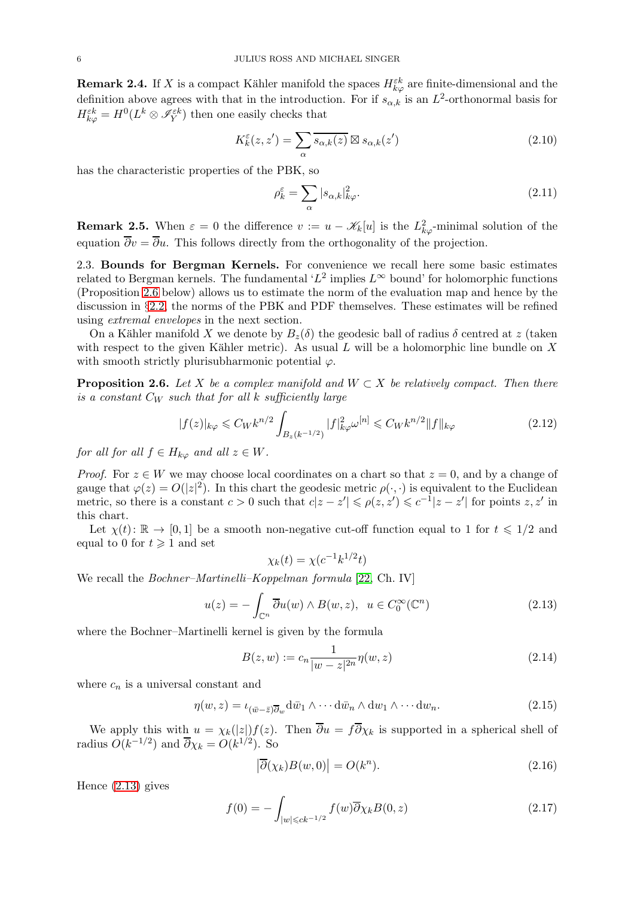**Remark 2.4.** If $X$ is a compact Kähler manifold the spaces $H^{\varepsilon k}_{k\varphi}$ are finite-dimensional and the definition above agrees with that in the introduction. For if $s_{\alpha,k}$ is an $L^2$-orthonormal basis for $H^{\varepsilon k}_{k\varphi} = H^0(L^k \otimes \mathscr{I}^{\varepsilon k}_Y)$ then one easily checks that

$$K^\varepsilon_k(z,z') = \sum_\alpha \overline{s_{\alpha,k}(z)} \boxtimes s_{\alpha,k}(z') \tag{2.10}$$

has the characteristic properties of the PBK, so

$$\rho^\varepsilon_k = \sum_\alpha |s_{\alpha,k}|^2_{k\varphi}. \tag{2.11}$$

**Remark 2.5.** When $\varepsilon = 0$ the difference $v := u - \mathscr{K}_k[u]$ is the $L^2_{k\varphi}$-minimal solution of the equation $\overline{\partial} v = \overline{\partial} u$. This follows directly from the orthogonality of the projection.

2.3. **Bounds for Bergman Kernels.** For convenience we recall here some basic estimates related to Bergman kernels. The fundamental '$L^2$ implies $L^\infty$ bound' for holomorphic functions (Proposition 2.6 below) allows us to estimate the norm of the evaluation map and hence by the discussion in §2.2, the norms of the PBK and PDF themselves. These estimates will be refined using *extremal envelopes* in the next section.

On a Kähler manifold $X$ we denote by $B_z(\delta)$ the geodesic ball of radius $\delta$ centred at $z$ (taken with respect to the given Kähler metric). As usual $L$ will be a holomorphic line bundle on $X$ with smooth strictly plurisubharmonic potential $\varphi$.

**Proposition 2.6.** *Let $X$ be a complex manifold and $W \subset X$ be relatively compact. Then there is a constant $C_W$ such that for all $k$ sufficiently large*

$$|f(z)|_{k\varphi} \leqslant C_W k^{n/2} \int_{B_z(k^{-1/2})} |f|^2_{k\varphi} \omega^{[n]} \leqslant C_W k^{n/2} \|f\|_{k\varphi} \tag{2.12}$$

*for all for all $f \in H_{k\varphi}$ and all $z \in W$.*

*Proof.* For $z \in W$ we may choose local coordinates on a chart so that $z = 0$, and by a change of gauge that $\varphi(z) = O(|z|^2)$. In this chart the geodesic metric $\rho(\cdot,\cdot)$ is equivalent to the Euclidean metric, so there is a constant $c > 0$ such that $c|z - z'| \leqslant \rho(z,z') \leqslant c^{-1}|z - z'|$ for points $z, z'$ in this chart.

Let $\chi(t) \colon \mathbb{R} \to [0,1]$ be a smooth non-negative cut-off function equal to 1 for $t \leqslant 1/2$ and equal to 0 for $t \geqslant 1$ and set

$$\chi_k(t) = \chi(c^{-1}k^{1/2}t)$$

We recall the *Bochner–Martinelli–Koppelman formula* [22, Ch. IV]

$$u(z) = -\int_{\mathbb{C}^n} \overline{\partial} u(w) \wedge B(w,z), \;\; u \in C^\infty_0(\mathbb{C}^n) \tag{2.13}$$

where the Bochner–Martinelli kernel is given by the formula

$$B(z,w) := c_n \frac{1}{|w - z|^{2n}} \eta(w,z) \tag{2.14}$$

where $c_n$ is a universal constant and

$$\eta(w,z) = \iota_{(\bar w - \bar z)\overline{\partial}_w} \mathrm{d}\bar w_1 \wedge \cdots \mathrm{d}\bar w_n \wedge \mathrm{d}w_1 \wedge \cdots \mathrm{d}w_n. \tag{2.15}$$

We apply this with $u = \chi_k(|z|)f(z)$. Then $\overline{\partial} u = f\overline{\partial}\chi_k$ is supported in a spherical shell of radius $O(k^{-1/2})$ and $\overline{\partial}\chi_k = O(k^{1/2})$. So

$$\left|\overline{\partial}(\chi_k) B(w,0)\right| = O(k^n). \tag{2.16}$$

Hence (2.13) gives

$$f(0) = -\int_{|w| \leqslant ck^{-1/2}} f(w) \overline{\partial}\chi_k B(0,z) \tag{2.17}$$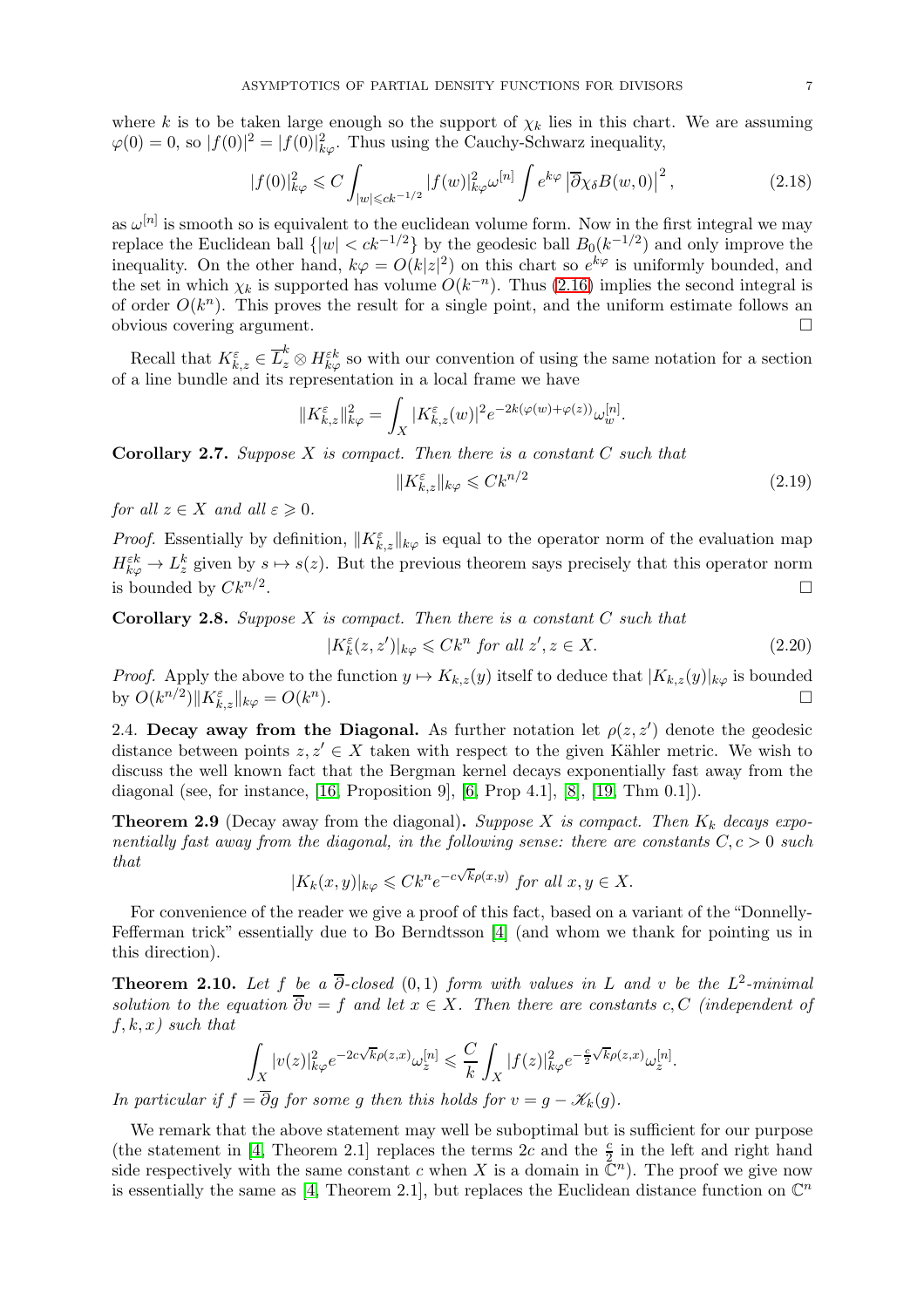where $k$ is to be taken large enough so the support of $\chi_k$ lies in this chart. We are assuming $\varphi(0) = 0$, so $|f(0)|^2 = |f(0)|^2_{k\varphi}$. Thus using the Cauchy-Schwarz inequality,

$$|f(0)|^2_{k\varphi} \leqslant C \int_{|w| \leqslant ck^{-1/2}} |f(w)|^2_{k\varphi} \omega^{[n]} \int e^{k\varphi} \left|\overline{\partial}\chi_\delta B(w,0)\right|^2, \tag{2.18}$$

as $\omega^{[n]}$ is smooth so is equivalent to the euclidean volume form. Now in the first integral we may replace the Euclidean ball $\{|w| < ck^{-1/2}\}$ by the geodesic ball $B_0(k^{-1/2})$ and only improve the inequality. On the other hand, $k\varphi = O(k|z|^2)$ on this chart so $e^{k\varphi}$ is uniformly bounded, and the set in which $\chi_k$ is supported has volume $O(k^{-n})$. Thus (2.16) implies the second integral is of order $O(k^n)$. This proves the result for a single point, and the uniform estimate follows an obvious covering argument. □

Recall that $K^\varepsilon_{k,z} \in \overline{L}^k_z \otimes H^{\varepsilon k}_{k\varphi}$ so with our convention of using the same notation for a section of a line bundle and its representation in a local frame we have

$$\|K^\varepsilon_{k,z}\|^2_{k\varphi} = \int_X |K^\varepsilon_{k,z}(w)|^2 e^{-2k(\varphi(w)+\varphi(z))} \omega^{[n]}_w.$$

**Corollary 2.7.** *Suppose $X$ is compact. Then there is a constant $C$ such that*

$$\|K^\varepsilon_{k,z}\|_{k\varphi} \leqslant Ck^{n/2} \tag{2.19}$$

*for all $z \in X$ and all $\varepsilon \geqslant 0$.*

*Proof.* Essentially by definition, $\|K^\varepsilon_{k,z}\|_{k\varphi}$ is equal to the operator norm of the evaluation map $H^{\varepsilon k}_{k\varphi} \to L^k_z$ given by $s \mapsto s(z)$. But the previous theorem says precisely that this operator norm is bounded by $Ck^{n/2}$. □

**Corollary 2.8.** *Suppose $X$ is compact. Then there is a constant $C$ such that*

$$|K^\varepsilon_k(z,z')|_{k\varphi} \leqslant Ck^n \text{ for all } z', z \in X. \tag{2.20}$$

*Proof.* Apply the above to the function $y \mapsto K_{k,z}(y)$ itself to deduce that $|K_{k,z}(y)|_{k\varphi}$ is bounded by $O(k^{n/2})\|K^\varepsilon_{k,z}\|_{k\varphi} = O(k^n)$. □

## 2.4. Decay away from the Diagonal.

As further notation let $\rho(z,z')$ denote the geodesic distance between points $z, z' \in X$ taken with respect to the given Kähler metric. We wish to discuss the well known fact that the Bergman kernel decays exponentially fast away from the diagonal (see, for instance, [16, Proposition 9], [6, Prop 4.1], [8], [19, Thm 0.1]).

**Theorem 2.9** (Decay away from the diagonal)**.** *Suppose $X$ is compact. Then $K_k$ decays exponentially fast away from the diagonal, in the following sense: there are constants $C, c > 0$ such that*

$$|K_k(x,y)|_{k\varphi} \leqslant Ck^n e^{-c\sqrt{k}\rho(x,y)} \text{ for all } x, y \in X.$$

For convenience of the reader we give a proof of this fact, based on a variant of the "Donnelly-Fefferman trick" essentially due to Bo Berndtsson [4] (and whom we thank for pointing us in this direction).

**Theorem 2.10.** *Let $f$ be a $\overline{\partial}$-closed $(0,1)$ form with values in $L$ and $v$ be the $L^2$-minimal solution to the equation $\overline{\partial}v = f$ and let $x \in X$. Then there are constants $c, C$ (independent of $f, k, x$) such that*

$$\int_X |v(z)|^2_{k\varphi} e^{-2c\sqrt{k}\rho(z,x)} \omega^{[n]}_z \leqslant \frac{C}{k} \int_X |f(z)|^2_{k\varphi} e^{-\frac{c}{2}\sqrt{k}\rho(z,x)} \omega^{[n]}_z.$$

*In particular if $f = \overline{\partial}g$ for some $g$ then this holds for $v = g - \mathscr{K}_k(g)$.*

We remark that the above statement may well be suboptimal but is sufficient for our purpose (the statement in [4, Theorem 2.1] replaces the terms $2c$ and the $\frac{c}{2}$ in the left and right hand side respectively with the same constant $c$ when $X$ is a domain in $\mathbb{C}^n$). The proof we give now is essentially the same as [4, Theorem 2.1], but replaces the Euclidean distance function on $\mathbb{C}^n$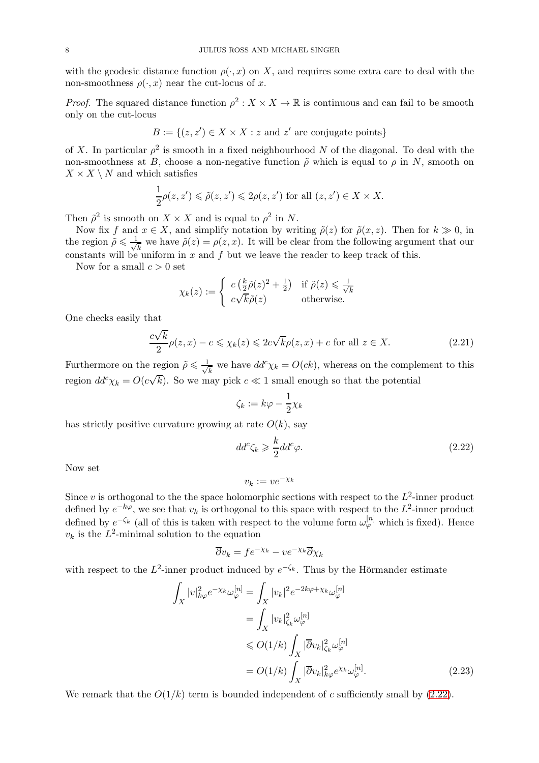with the geodesic distance function $\rho(\cdot, x)$ on $X$, and requires some extra care to deal with the non-smoothness $\rho(\cdot, x)$ near the cut-locus of $x$.

*Proof.* The squared distance function $\rho^2 : X \times X \to \mathbb{R}$ is continuous and can fail to be smooth only on the cut-locus

$$B := \{(z, z') \in X \times X : z \text{ and } z' \text{ are conjugate points}\}$$

of $X$. In particular $\rho^2$ is smooth in a fixed neighbourhood $N$ of the diagonal. To deal with the non-smoothness at $B$, choose a non-negative function $\tilde{\rho}$ which is equal to $\rho$ in $N$, smooth on $X \times X \setminus N$ and which satisfies

$$\frac{1}{2}\rho(z, z') \leqslant \tilde{\rho}(z, z') \leqslant 2\rho(z, z') \text{ for all } (z, z') \in X \times X.$$

Then $\tilde{\rho}^2$ is smooth on $X \times X$ and is equal to $\rho^2$ in $N$.

Now fix $f$ and $x \in X$, and simplify notation by writing $\tilde{\rho}(z)$ for $\tilde{\rho}(x, z)$. Then for $k \gg 0$, in the region $\tilde{\rho} \leqslant \frac{1}{\sqrt{k}}$ we have $\tilde{\rho}(z) = \rho(z, x)$. It will be clear from the following argument that our constants will be uniform in $x$ and $f$ but we leave the reader to keep track of this.

Now for a small $c > 0$ set

$$\chi_k(z) := \begin{cases} c\left(\frac{k}{2}\tilde{\rho}(z)^2 + \frac{1}{2}\right) & \text{if } \tilde{\rho}(z) \leqslant \frac{1}{\sqrt{k}} \\ c\sqrt{k}\tilde{\rho}(z) & \text{otherwise.} \end{cases}$$

One checks easily that

$$\frac{c\sqrt{k}}{2}\rho(z, x) - c \leqslant \chi_k(z) \leqslant 2c\sqrt{k}\rho(z, x) + c \text{ for all } z \in X. \tag{2.21}$$

Furthermore on the region $\tilde{\rho} \leqslant \frac{1}{\sqrt{k}}$ we have $dd^c\chi_k = O(ck)$, whereas on the complement to this region $dd^c\chi_k = O(c\sqrt{k})$. So we may pick $c \ll 1$ small enough so that the potential

$$\zeta_k := k\varphi - \frac{1}{2}\chi_k$$

has strictly positive curvature growing at rate $O(k)$, say

$$dd^c\zeta_k \geqslant \frac{k}{2}dd^c\varphi. \tag{2.22}$$

Now set

$$v_k := ve^{-\chi_k}$$

Since $v$ is orthogonal to the the space holomorphic sections with respect to the $L^2$-inner product defined by $e^{-k\varphi}$, we see that $v_k$ is orthogonal to this space with respect to the $L^2$-inner product defined by $e^{-\zeta_k}$ (all of this is taken with respect to the volume form $\omega_\varphi^{[n]}$ which is fixed). Hence $v_k$ is the $L^2$-minimal solution to the equation

$$\overline{\partial}v_k = fe^{-\chi_k} - ve^{-\chi_k}\overline{\partial}\chi_k$$

with respect to the $L^2$-inner product induced by $e^{-\zeta_k}$. Thus by the Hörmander estimate

$$\begin{aligned}
\int_X |v|^2_{k\varphi}e^{-\chi_k}\omega_\varphi^{[n]} &= \int_X |v_k|^2 e^{-2k\varphi+\chi_k}\omega_\varphi^{[n]} \\
&= \int_X |v_k|^2_{\zeta_k}\omega_\varphi^{[n]} \\
&\leqslant O(1/k)\int_X |\overline{\partial}v_k|^2_{\zeta_k}\omega_\varphi^{[n]} \\
&= O(1/k)\int_X |\overline{\partial}v_k|^2_{k\varphi}e^{\chi_k}\omega_\varphi^{[n]}.
\end{aligned} \tag{2.23}$$

We remark that the $O(1/k)$ term is bounded independent of $c$ sufficiently small by (2.22).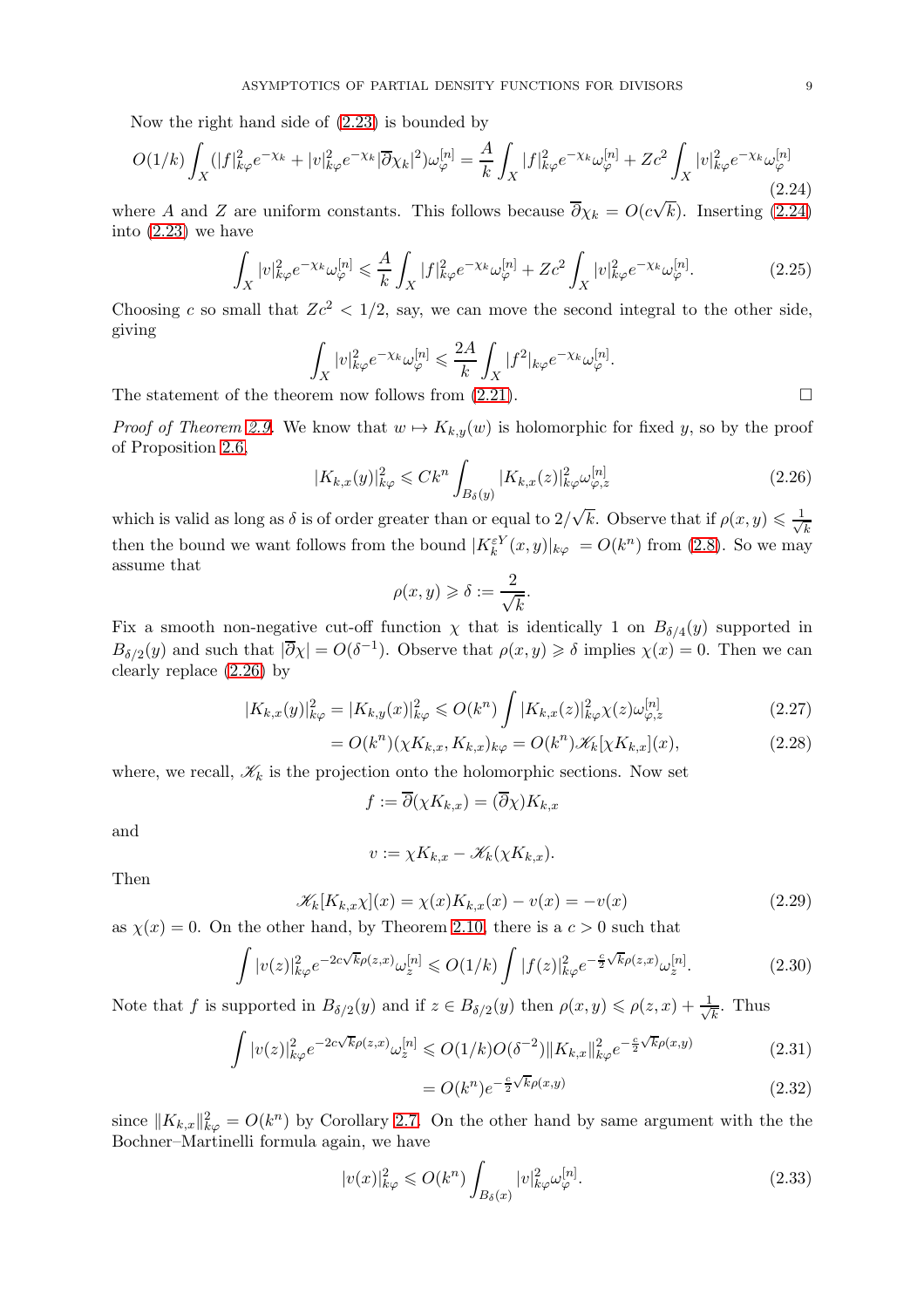Now the right hand side of (2.23) is bounded by

$$O(1/k)\int_X (|f|^2_{k\varphi}e^{-\chi_k}+|v|^2_{k\varphi}e^{-\chi_k}|\overline{\partial}\chi_k|^2)\omega_\varphi^{[n]} = \frac{A}{k}\int_X |f|^2_{k\varphi}e^{-\chi_k}\omega_\varphi^{[n]} + Zc^2\int_X |v|^2_{k\varphi}e^{-\chi_k}\omega_\varphi^{[n]} \tag{2.24}$$

where $A$ and $Z$ are uniform constants. This follows because $\overline{\partial}\chi_k = O(c\sqrt{k})$. Inserting (2.24) into (2.23) we have

$$\int_X |v|^2_{k\varphi}e^{-\chi_k}\omega_\varphi^{[n]} \leqslant \frac{A}{k}\int_X |f|^2_{k\varphi}e^{-\chi_k}\omega_\varphi^{[n]} + Zc^2\int_X |v|^2_{k\varphi}e^{-\chi_k}\omega_\varphi^{[n]}. \tag{2.25}$$

Choosing $c$ so small that $Zc^2 < 1/2$, say, we can move the second integral to the other side, giving

$$\int_X |v|^2_{k\varphi}e^{-\chi_k}\omega_\varphi^{[n]} \leqslant \frac{2A}{k}\int_X |f^2|_{k\varphi}e^{-\chi_k}\omega_\varphi^{[n]}.$$

The statement of the theorem now follows from (2.21). □

*Proof of Theorem 2.9.* We know that $w \mapsto K_{k,y}(w)$ is holomorphic for fixed $y$, so by the proof of Proposition 2.6,

$$|K_{k,x}(y)|^2_{k\varphi} \leqslant Ck^n \int_{B_\delta(y)} |K_{k,x}(z)|^2_{k\varphi}\omega_{\varphi,z}^{[n]} \tag{2.26}$$

which is valid as long as $\delta$ is of order greater than or equal to $2/\sqrt{k}$. Observe that if $\rho(x,y) \leqslant \frac{1}{\sqrt{k}}$ then the bound we want follows from the bound $|K_k^{\varepsilon Y}(x,y)|_{k\varphi} = O(k^n)$ from (2.8). So we may assume that

$$\rho(x,y) \geqslant \delta := \frac{2}{\sqrt{k}}.$$

Fix a smooth non-negative cut-off function $\chi$ that is identically 1 on $B_{\delta/4}(y)$ supported in $B_{\delta/2}(y)$ and such that $|\overline{\partial}\chi| = O(\delta^{-1})$. Observe that $\rho(x,y) \geqslant \delta$ implies $\chi(x) = 0$. Then we can clearly replace (2.26) by

$$|K_{k,x}(y)|^2_{k\varphi} = |K_{k,y}(x)|^2_{k\varphi} \leqslant O(k^n)\int |K_{k,x}(z)|^2_{k\varphi}\chi(z)\omega_{\varphi,z}^{[n]} \tag{2.27}$$

$$= O(k^n)(\chi K_{k,x}, K_{k,x})_{k\varphi} = O(k^n)\mathscr{K}_k[\chi K_{k,x}](x), \tag{2.28}$$

where, we recall, $\mathscr{K}_k$ is the projection onto the holomorphic sections. Now set

$$f := \overline{\partial}(\chi K_{k,x}) = (\overline{\partial}\chi)K_{k,x}$$

and

$$v := \chi K_{k,x} - \mathscr{K}_k(\chi K_{k,x}).$$

Then

$$\mathscr{K}_k[K_{k,x}\chi](x) = \chi(x)K_{k,x}(x) - v(x) = -v(x) \tag{2.29}$$

as $\chi(x) = 0$. On the other hand, by Theorem 2.10, there is a $c > 0$ such that

$$\int |v(z)|^2_{k\varphi}e^{-2c\sqrt{k}\rho(z,x)}\omega_z^{[n]} \leqslant O(1/k)\int |f(z)|^2_{k\varphi}e^{-\frac{c}{2}\sqrt{k}\rho(z,x)}\omega_z^{[n]}. \tag{2.30}$$

Note that $f$ is supported in $B_{\delta/2}(y)$ and if $z \in B_{\delta/2}(y)$ then $\rho(x,y) \leqslant \rho(z,x) + \frac{1}{\sqrt{k}}$. Thus

$$\int |v(z)|^2_{k\varphi}e^{-2c\sqrt{k}\rho(z,x)}\omega_z^{[n]} \leqslant O(1/k)O(\delta^{-2})\|K_{k,x}\|^2_{k\varphi}e^{-\frac{c}{2}\sqrt{k}\rho(x,y)} \tag{2.31}$$

$$= O(k^n)e^{-\frac{c}{2}\sqrt{k}\rho(x,y)} \tag{2.32}$$

since $\|K_{k,x}\|^2_{k\varphi} = O(k^n)$ by Corollary 2.7. On the other hand by same argument with the the Bochner–Martinelli formula again, we have

$$|v(x)|^2_{k\varphi} \leqslant O(k^n)\int_{B_\delta(x)} |v|^2_{k\varphi}\omega_\varphi^{[n]}. \tag{2.33}$$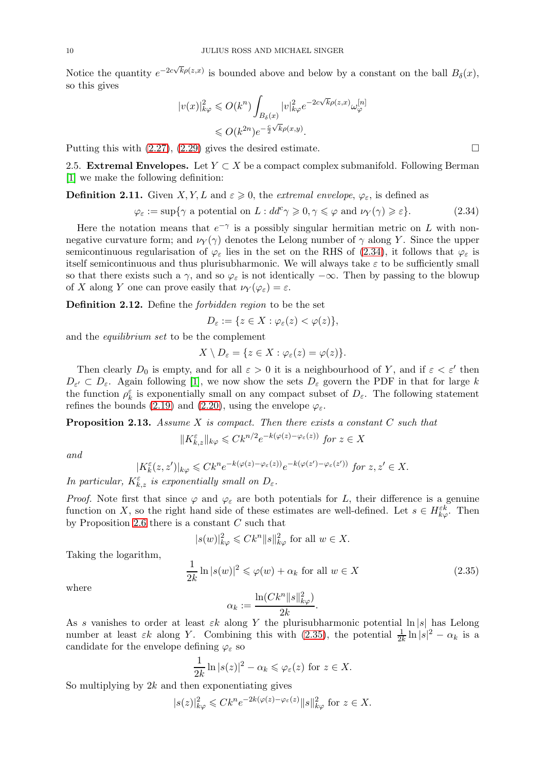Notice the quantity $e^{-2c\sqrt{k}\rho(z,x)}$ is bounded above and below by a constant on the ball $B_\delta(x)$, so this gives

$$
\begin{aligned}
|v(x)|^2_{k\varphi} &\leqslant O(k^n)\int_{B_\delta(x)} |v|^2_{k\varphi} e^{-2c\sqrt{k}\rho(z,x)}\omega_\varphi^{[n]} \\
&\leqslant O(k^{2n})e^{-\frac{c}{2}\sqrt{k}\rho(x,y)}.
\end{aligned}
$$

Putting this with (2.27), (2.29) gives the desired estimate. □

## 2.5. Extremal Envelopes.

Let $Y \subset X$ be a compact complex submanifold. Following Berman [1] we make the following definition:

**Definition 2.11.** Given $X, Y, L$ and $\varepsilon \geqslant 0$, the *extremal envelope*, $\varphi_\varepsilon$, is defined as

$$
\varphi_\varepsilon := \sup\{\gamma \text{ a potential on } L : dd^c\gamma \geqslant 0, \gamma \leqslant \varphi \text{ and } \nu_Y(\gamma) \geqslant \varepsilon\}. \tag{2.34}
$$

Here the notation means that $e^{-\gamma}$ is a possibly singular hermitian metric on $L$ with non-negative curvature form; and $\nu_Y(\gamma)$ denotes the Lelong number of $\gamma$ along $Y$. Since the upper semicontinuous regularisation of $\varphi_\varepsilon$ lies in the set on the RHS of (2.34), it follows that $\varphi_\varepsilon$ is itself semicontinuous and thus plurisubharmonic. We will always take $\varepsilon$ to be sufficiently small so that there exists such a $\gamma$, and so $\varphi_\varepsilon$ is not identically $-\infty$. Then by passing to the blowup of $X$ along $Y$ one can prove easily that $\nu_Y(\varphi_\varepsilon) = \varepsilon$.

**Definition 2.12.** Define the *forbidden region* to be the set

$$
D_\varepsilon := \{z \in X : \varphi_\varepsilon(z) < \varphi(z)\},
$$

and the *equilibrium set* to be the complement

$$
X \setminus D_\varepsilon = \{z \in X : \varphi_\varepsilon(z) = \varphi(z)\}.
$$

Then clearly $D_0$ is empty, and for all $\varepsilon > 0$ it is a neighbourhood of $Y$, and if $\varepsilon < \varepsilon'$ then $D_{\varepsilon'} \subset D_\varepsilon$. Again following [1], we now show the sets $D_\varepsilon$ govern the PDF in that for large $k$ the function $\rho_k^\varepsilon$ is exponentially small on any compact subset of $D_\varepsilon$. The following statement refines the bounds (2.19) and (2.20), using the envelope $\varphi_\varepsilon$.

**Proposition 2.13.** *Assume $X$ is compact. Then there exists a constant $C$ such that*

$$
\|K^\varepsilon_{k,z}\|_{k\varphi} \leqslant Ck^{n/2}e^{-k(\varphi(z)-\varphi_\varepsilon(z))} \text{ for } z \in X
$$

*and*

$$
|K^\varepsilon_k(z,z')|_{k\varphi} \leqslant Ck^n e^{-k(\varphi(z)-\varphi_\varepsilon(z))}e^{-k(\varphi(z')-\varphi_\varepsilon(z'))} \text{ for } z, z' \in X.
$$

*In particular, $K^\varepsilon_{k,z}$ is exponentially small on $D_\varepsilon$.*

*Proof.* Note first that since $\varphi$ and $\varphi_\varepsilon$ are both potentials for $L$, their difference is a genuine function on $X$, so the right hand side of these estimates are well-defined. Let $s \in H^{\varepsilon k}_{k\varphi}$. Then by Proposition 2.6 there is a constant $C$ such that

$$
|s(w)|^2_{k\varphi} \leqslant Ck^n\|s\|^2_{k\varphi} \text{ for all } w \in X.
$$

Taking the logarithm,

$$
\frac{1}{2k}\ln|s(w)|^2 \leqslant \varphi(w) + \alpha_k \text{ for all } w \in X \tag{2.35}
$$

where

$$
\alpha_k := \frac{\ln(Ck^n\|s\|^2_{k\varphi})}{2k}.
$$

As $s$ vanishes to order at least $\varepsilon k$ along $Y$ the plurisubharmonic potential $\ln|s|$ has Lelong number at least $\varepsilon k$ along $Y$. Combining this with (2.35), the potential $\frac{1}{2k}\ln|s|^2 - \alpha_k$ is a candidate for the envelope defining $\varphi_\varepsilon$ so

$$
\frac{1}{2k}\ln|s(z)|^2 - \alpha_k \leqslant \varphi_\varepsilon(z) \text{ for } z \in X.
$$

So multiplying by $2k$ and then exponentiating gives

$$
|s(z)|^2_{k\varphi} \leqslant Ck^n e^{-2k(\varphi(z)-\varphi_\varepsilon(z))}\|s\|^2_{k\varphi} \text{ for } z \in X.
$$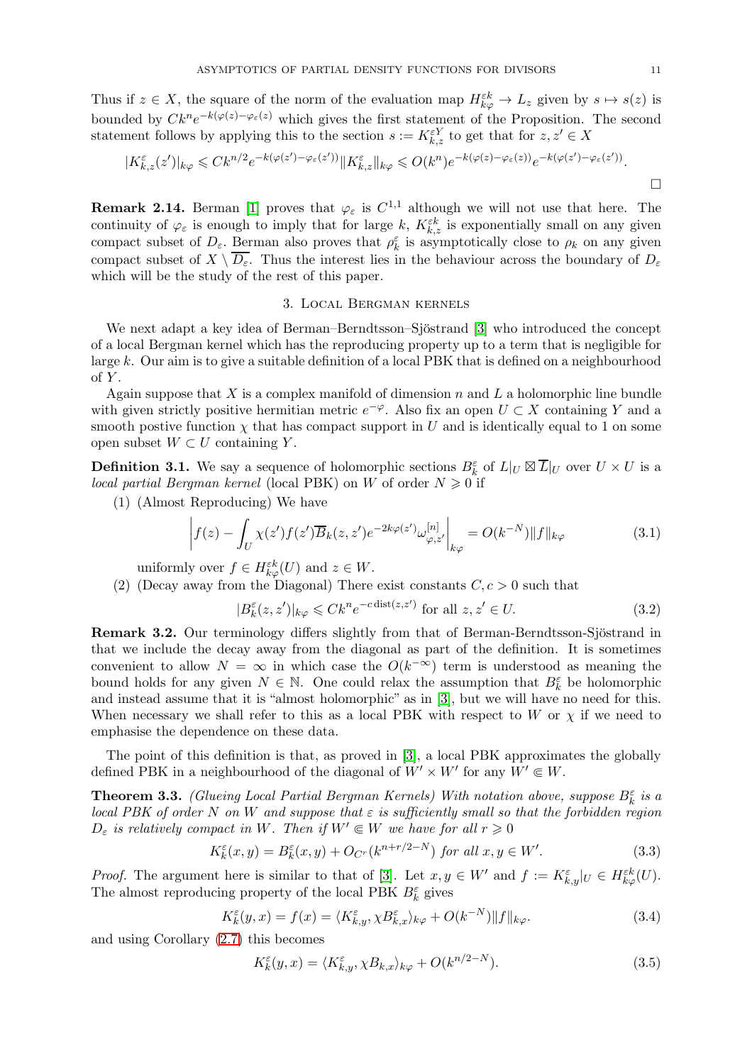Thus if $z \in X$, the square of the norm of the evaluation map $H^{\varepsilon k}_{k\varphi} \to L_z$ given by $s \mapsto s(z)$ is bounded by $Ck^n e^{-k(\varphi(z)-\varphi_\varepsilon(z))}$ which gives the first statement of the Proposition. The second statement follows by applying this to the section $s := K^{\varepsilon Y}_{k,z}$ to get that for $z, z' \in X$

$$|K^\varepsilon_{k,z}(z')|_{k\varphi} \leqslant Ck^{n/2} e^{-k(\varphi(z')-\varphi_\varepsilon(z'))} \|K^\varepsilon_{k,z}\|_{k\varphi} \leqslant O(k^n) e^{-k(\varphi(z)-\varphi_\varepsilon(z))} e^{-k(\varphi(z')-\varphi_\varepsilon(z'))}.$$

□

**Remark 2.14.** Berman [1] proves that $\varphi_\varepsilon$ is $C^{1,1}$ although we will not use that here. The continuity of $\varphi_\varepsilon$ is enough to imply that for large $k$, $K^{\varepsilon k}_{k,z}$ is exponentially small on any given compact subset of $D_\varepsilon$. Berman also proves that $\rho^\varepsilon_k$ is asymptotically close to $\rho_k$ on any given compact subset of $X \setminus \overline{D_\varepsilon}$. Thus the interest lies in the behaviour across the boundary of $D_\varepsilon$ which will be the study of the rest of this paper.

## 3. Local Bergman kernels

We next adapt a key idea of Berman–Berndtsson–Sjöstrand [3] who introduced the concept of a local Bergman kernel which has the reproducing property up to a term that is negligible for large $k$. Our aim is to give a suitable definition of a local PBK that is defined on a neighbourhood of $Y$.

Again suppose that $X$ is a complex manifold of dimension $n$ and $L$ a holomorphic line bundle with given strictly positive hermitian metric $e^{-\varphi}$. Also fix an open $U \subset X$ containing $Y$ and a smooth postive function $\chi$ that has compact support in $U$ and is identically equal to 1 on some open subset $W \subset U$ containing $Y$.

**Definition 3.1.** We say a sequence of holomorphic sections $B^\varepsilon_k$ of $L|_U \boxtimes \overline{L}|_U$ over $U \times U$ is a *local partial Bergman kernel* (local PBK) on $W$ of order $N \geqslant 0$ if

(1) (Almost Reproducing) We have

$$\left| f(z) - \int_U \chi(z') f(z') \overline{B}_k(z,z') e^{-2k\varphi(z')} \omega^{[n]}_{\varphi,z'} \right|_{k\varphi} = O(k^{-N}) \|f\|_{k\varphi} \tag{3.1}$$

uniformly over $f \in H^{\varepsilon k}_{k\varphi}(U)$ and $z \in W$.

(2) (Decay away from the Diagonal) There exist constants $C, c > 0$ such that

$$|B^\varepsilon_k(z,z')|_{k\varphi} \leqslant Ck^n e^{-c\,\mathrm{dist}(z,z')} \text{ for all } z, z' \in U. \tag{3.2}$$

**Remark 3.2.** Our terminology differs slightly from that of Berman-Berndtsson-Sjöstrand in that we include the decay away from the diagonal as part of the definition. It is sometimes convenient to allow $N = \infty$ in which case the $O(k^{-\infty})$ term is understood as meaning the bound holds for any given $N \in \mathbb{N}$. One could relax the assumption that $B^\varepsilon_k$ be holomorphic and instead assume that it is "almost holomorphic" as in [3], but we will have no need for this. When necessary we shall refer to this as a local PBK with respect to $W$ or $\chi$ if we need to emphasise the dependence on these data.

The point of this definition is that, as proved in [3], a local PBK approximates the globally defined PBK in a neighbourhood of the diagonal of $W' \times W'$ for any $W' \Subset W$.

**Theorem 3.3.** *(Glueing Local Partial Bergman Kernels) With notation above, suppose $B^\varepsilon_k$ is a local PBK of order $N$ on $W$ and suppose that $\varepsilon$ is sufficiently small so that the forbidden region $D_\varepsilon$ is relatively compact in $W$. Then if $W' \Subset W$ we have for all $r \geqslant 0$*

$$K^\varepsilon_k(x,y) = B^\varepsilon_k(x,y) + O_{C^r}(k^{n+r/2-N}) \text{ for all } x, y \in W'. \tag{3.3}$$

*Proof.* The argument here is similar to that of [3]. Let $x, y \in W'$ and $f := K^\varepsilon_{k,y}|_U \in H^{\varepsilon k}_{k\varphi}(U)$. The almost reproducing property of the local PBK $B^\varepsilon_k$ gives

$$K^\varepsilon_k(y,x) = f(x) = \langle K^\varepsilon_{k,y}, \chi B^\varepsilon_{k,x} \rangle_{k\varphi} + O(k^{-N}) \|f\|_{k\varphi}. \tag{3.4}$$

and using Corollary (2.7) this becomes

$$K^\varepsilon_k(y,x) = \langle K^\varepsilon_{k,y}, \chi B_{k,x} \rangle_{k\varphi} + O(k^{n/2-N}). \tag{3.5}$$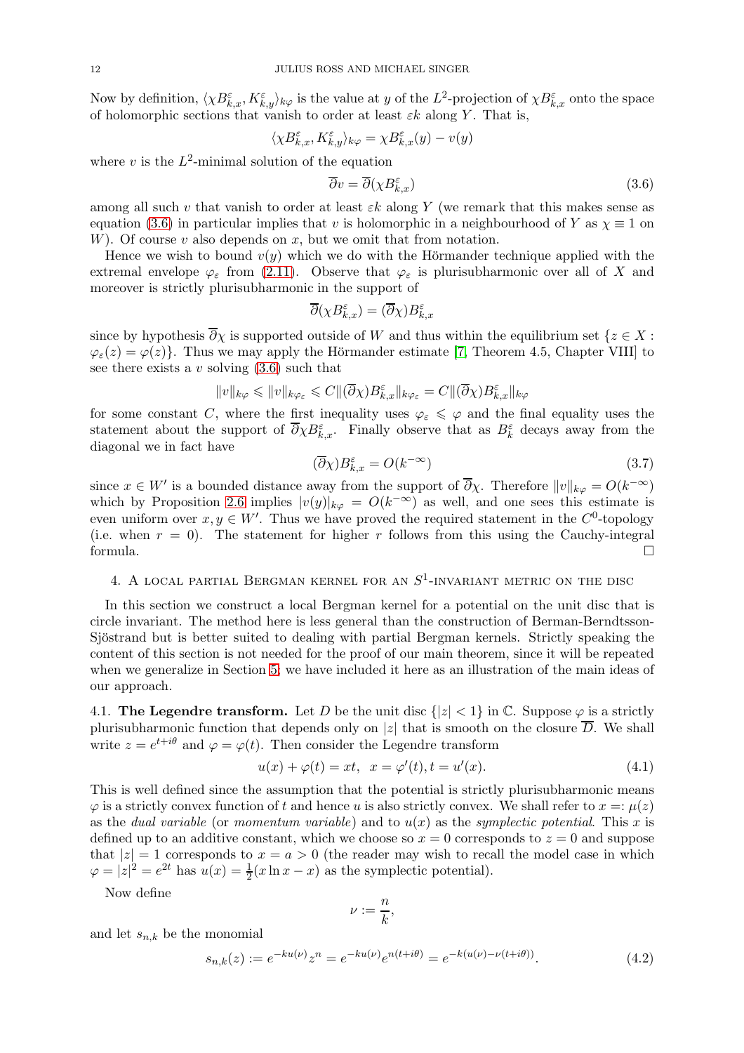Now by definition, $\langle \chi B^{\varepsilon}_{k,x}, K^{\varepsilon}_{k,y}\rangle_{k\varphi}$ is the value at $y$ of the $L^2$-projection of $\chi B^{\varepsilon}_{k,x}$ onto the space of holomorphic sections that vanish to order at least $\varepsilon k$ along $Y$. That is,

$$\langle \chi B^{\varepsilon}_{k,x}, K^{\varepsilon}_{k,y}\rangle_{k\varphi} = \chi B^{\varepsilon}_{k,x}(y) - v(y)$$

where $v$ is the $L^2$-minimal solution of the equation

$$\overline{\partial} v = \overline{\partial}(\chi B^{\varepsilon}_{k,x}) \tag{3.6}$$

among all such $v$ that vanish to order at least $\varepsilon k$ along $Y$ (we remark that this makes sense as equation (3.6) in particular implies that $v$ is holomorphic in a neighbourhood of $Y$ as $\chi \equiv 1$ on $W$). Of course $v$ also depends on $x$, but we omit that from notation.

Hence we wish to bound $v(y)$ which we do with the Hörmander technique applied with the extremal envelope $\varphi_\varepsilon$ from (2.11). Observe that $\varphi_\varepsilon$ is plurisubharmonic over all of $X$ and moreover is strictly plurisubharmonic in the support of

$$\overline{\partial}(\chi B^{\varepsilon}_{k,x}) = (\overline{\partial}\chi) B^{\varepsilon}_{k,x}$$

since by hypothesis $\overline{\partial}\chi$ is supported outside of $W$ and thus within the equilibrium set $\{z \in X : \varphi_\varepsilon(z) = \varphi(z)\}$. Thus we may apply the Hörmander estimate [7, Theorem 4.5, Chapter VIII] to see there exists a $v$ solving (3.6) such that

$$\|v\|_{k\varphi} \leqslant \|v\|_{k\varphi_\varepsilon} \leqslant C\|(\overline{\partial}\chi)B^{\varepsilon}_{k,x}\|_{k\varphi_\varepsilon} = C\|(\overline{\partial}\chi)B^{\varepsilon}_{k,x}\|_{k\varphi}$$

for some constant $C$, where the first inequality uses $\varphi_\varepsilon \leqslant \varphi$ and the final equality uses the statement about the support of $\overline{\partial}\chi B^{\varepsilon}_{k,x}$. Finally observe that as $B^{\varepsilon}_{k}$ decays away from the diagonal we in fact have

$$(\overline{\partial}\chi)B^{\varepsilon}_{k,x} = O(k^{-\infty}) \tag{3.7}$$

since $x \in W'$ is a bounded distance away from the support of $\overline{\partial}\chi$. Therefore $\|v\|_{k\varphi} = O(k^{-\infty})$ which by Proposition 2.6 implies $|v(y)|_{k\varphi} = O(k^{-\infty})$ as well, and one sees this estimate is even uniform over $x, y \in W'$. Thus we have proved the required statement in the $C^0$-topology (i.e. when $r = 0$). The statement for higher $r$ follows from this using the Cauchy-integral formula. □

## 4. A local partial Bergman kernel for an $S^1$-invariant metric on the disc

In this section we construct a local Bergman kernel for a potential on the unit disc that is circle invariant. The method here is less general than the construction of Berman-Berndtsson-Sjöstrand but is better suited to dealing with partial Bergman kernels. Strictly speaking the content of this section is not needed for the proof of our main theorem, since it will be repeated when we generalize in Section 5; we have included it here as an illustration of the main ideas of our approach.

### 4.1. The Legendre transform.

Let $D$ be the unit disc $\{|z| < 1\}$ in $\mathbb{C}$. Suppose $\varphi$ is a strictly plurisubharmonic function that depends only on $|z|$ that is smooth on the closure $\overline{D}$. We shall write $z = e^{t+i\theta}$ and $\varphi = \varphi(t)$. Then consider the Legendre transform

$$u(x) + \varphi(t) = xt, \quad x = \varphi'(t), t = u'(x). \tag{4.1}$$

This is well defined since the assumption that the potential is strictly plurisubharmonic means $\varphi$ is a strictly convex function of $t$ and hence $u$ is also strictly convex. We shall refer to $x =: \mu(z)$ as the *dual variable* (or *momentum variable*) and to $u(x)$ as the *symplectic potential*. This $x$ is defined up to an additive constant, which we choose so $x = 0$ corresponds to $z = 0$ and suppose that $|z| = 1$ corresponds to $x = a > 0$ (the reader may wish to recall the model case in which $\varphi = |z|^2 = e^{2t}$ has $u(x) = \frac{1}{2}(x \ln x - x)$ as the symplectic potential).

Now define

$$\nu := \frac{n}{k},$$

and let $s_{n,k}$ be the monomial

$$s_{n,k}(z) := e^{-ku(\nu)} z^n = e^{-ku(\nu)} e^{n(t+i\theta)} = e^{-k(u(\nu)-\nu(t+i\theta))}. \tag{4.2}$$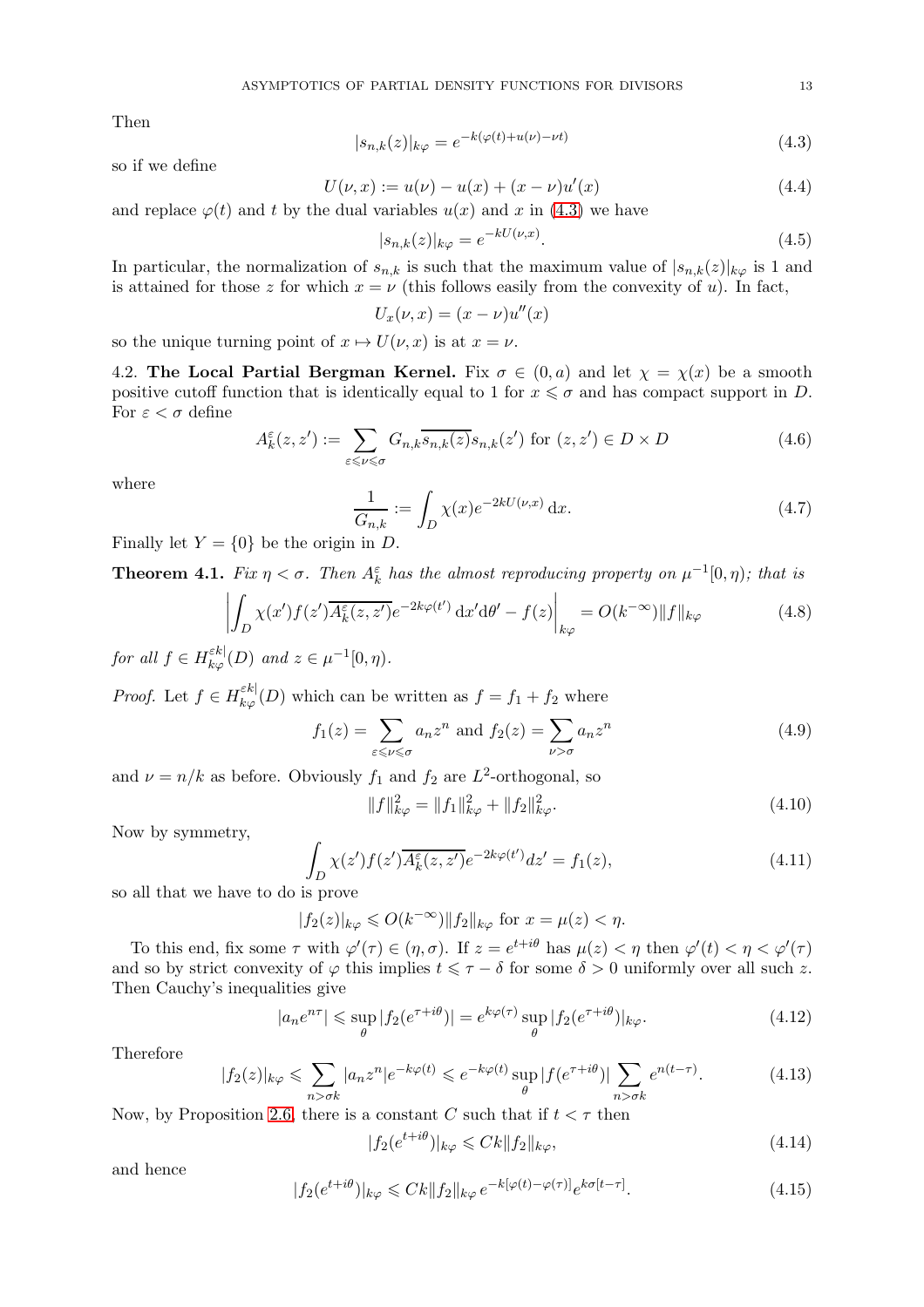Then

$$|s_{n,k}(z)|_{k\varphi} = e^{-k(\varphi(t)+u(\nu)-\nu t)} \tag{4.3}$$

so if we define

$$U(\nu, x) := u(\nu) - u(x) + (x-\nu)u'(x) \tag{4.4}$$

and replace $\varphi(t)$ and $t$ by the dual variables $u(x)$ and $x$ in (4.3) we have

$$|s_{n,k}(z)|_{k\varphi} = e^{-kU(\nu,x)}. \tag{4.5}$$

In particular, the normalization of $s_{n,k}$ is such that the maximum value of $|s_{n,k}(z)|_{k\varphi}$ is 1 and is attained for those $z$ for which $x = \nu$ (this follows easily from the convexity of $u$). In fact,

$$U_x(\nu, x) = (x-\nu)u''(x)$$

so the unique turning point of $x \mapsto U(\nu, x)$ is at $x = \nu$.

4.2. **The Local Partial Bergman Kernel.** Fix $\sigma \in (0, a)$ and let $\chi = \chi(x)$ be a smooth positive cutoff function that is identically equal to 1 for $x \leqslant \sigma$ and has compact support in $D$. For $\varepsilon < \sigma$ define

$$A_k^{\varepsilon}(z, z') := \sum_{\varepsilon \leqslant \nu \leqslant \sigma} G_{n,k}\overline{s_{n,k}(z)}s_{n,k}(z') \text{ for } (z, z') \in D \times D \tag{4.6}$$

where

$$\frac{1}{G_{n,k}} := \int_D \chi(x)e^{-2kU(\nu,x)}\,\mathrm{d}x. \tag{4.7}$$

Finally let $Y = \{0\}$ be the origin in $D$.

**Theorem 4.1.** *Fix $\eta < \sigma$. Then $A_k^{\varepsilon}$ has the almost reproducing property on $\mu^{-1}[0, \eta)$; that is*

$$\left| \int_D \chi(x')f(z')\overline{A_k^{\varepsilon}(z,z')}e^{-2k\varphi(t')}\,\mathrm{d}x'\mathrm{d}\theta' - f(z)\right|_{k\varphi} = O(k^{-\infty})\|f\|_{k\varphi} \tag{4.8}$$

*for all $f \in H^{\varepsilon k|}_{k\varphi}(D)$ and $z \in \mu^{-1}[0, \eta)$.*

*Proof.* Let $f \in H^{\varepsilon k|}_{k\varphi}(D)$ which can be written as $f = f_1 + f_2$ where

$$f_1(z) = \sum_{\varepsilon \leqslant \nu \leqslant \sigma} a_n z^n \text{ and } f_2(z) = \sum_{\nu > \sigma} a_n z^n \tag{4.9}$$

and $\nu = n/k$ as before. Obviously $f_1$ and $f_2$ are $L^2$-orthogonal, so

$$\|f\|^2_{k\varphi} = \|f_1\|^2_{k\varphi} + \|f_2\|^2_{k\varphi}. \tag{4.10}$$

Now by symmetry,

$$\int_D \chi(z')f(z')\overline{A_k^{\varepsilon}(z,z')}e^{-2k\varphi(t')}dz' = f_1(z), \tag{4.11}$$

so all that we have to do is prove

$$|f_2(z)|_{k\varphi} \leqslant O(k^{-\infty})\|f_2\|_{k\varphi} \text{ for } x = \mu(z) < \eta.$$

To this end, fix some $\tau$ with $\varphi'(\tau) \in (\eta, \sigma)$. If $z = e^{t+i\theta}$ has $\mu(z) < \eta$ then $\varphi'(t) < \eta < \varphi'(\tau)$ and so by strict convexity of $\varphi$ this implies $t \leqslant \tau - \delta$ for some $\delta > 0$ uniformly over all such $z$. Then Cauchy's inequalities give

$$|a_n e^{n\tau}| \leqslant \sup_\theta |f_2(e^{\tau+i\theta})| = e^{k\varphi(\tau)}\sup_\theta |f_2(e^{\tau+i\theta})|_{k\varphi}. \tag{4.12}$$

Therefore

$$|f_2(z)|_{k\varphi} \leqslant \sum_{n>\sigma k} |a_n z^n|e^{-k\varphi(t)} \leqslant e^{-k\varphi(t)}\sup_\theta |f(e^{\tau+i\theta})| \sum_{n>\sigma k} e^{n(t-\tau)}. \tag{4.13}$$

Now, by Proposition 2.6, there is a constant $C$ such that if $t < \tau$ then

$$|f_2(e^{t+i\theta})|_{k\varphi} \leqslant Ck\|f_2\|_{k\varphi}, \tag{4.14}$$

and hence

$$|f_2(e^{t+i\theta})|_{k\varphi} \leqslant Ck\|f_2\|_{k\varphi}\, e^{-k[\varphi(t)-\varphi(\tau)]}e^{k\sigma[t-\tau]}. \tag{4.15}$$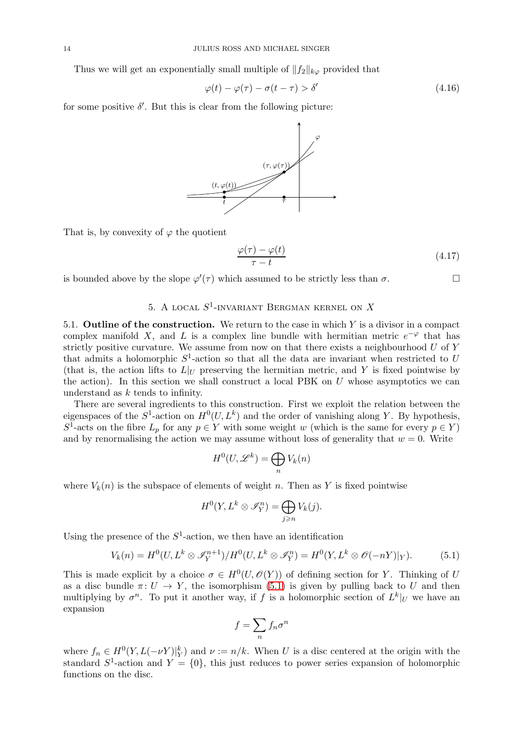Thus we will get an exponentially small multiple of $\|f_2\|_{k\varphi}$ provided that

$$\varphi(t) - \varphi(\tau) - \sigma(t-\tau) > \delta' \tag{4.16}$$

for some positive $\delta'$. But this is clear from the following picture:

That is, by convexity of $\varphi$ the quotient

$$\frac{\varphi(\tau) - \varphi(t)}{\tau - t} \tag{4.17}$$

is bounded above by the slope $\varphi'(\tau)$ which assumed to be strictly less than $\sigma$. □

## 5. A local $S^1$-invariant Bergman kernel on $X$

**5.1. Outline of the construction.** We return to the case in which $Y$ is a divisor in a compact complex manifold $X$, and $L$ is a complex line bundle with hermitian metric $e^{-\varphi}$ that has strictly positive curvature. We assume from now on that there exists a neighbourhood $U$ of $Y$ that admits a holomorphic $S^1$-action so that all the data are invariant when restricted to $U$ (that is, the action lifts to $L|_U$ preserving the hermitian metric, and $Y$ is fixed pointwise by the action). In this section we shall construct a local PBK on $U$ whose asymptotics we can understand as $k$ tends to infinity.

There are several ingredients to this construction. First we exploit the relation between the eigenspaces of the $S^1$-action on $H^0(U, L^k)$ and the order of vanishing along $Y$. By hypothesis, $S^1$-acts on the fibre $L_p$ for any $p \in Y$ with some weight $w$ (which is the same for every $p \in Y$) and by renormalising the action we may assume without loss of generality that $w = 0$. Write

$$H^0(U, \mathscr{L}^k) = \bigoplus_n V_k(n)$$

where $V_k(n)$ is the subspace of elements of weight $n$. Then as $Y$ is fixed pointwise

$$H^0(Y, L^k \otimes \mathscr{I}_Y^n) = \bigoplus_{j \geqslant n} V_k(j).$$

Using the presence of the $S^1$-action, we then have an identification

$$V_k(n) = H^0(U, L^k \otimes \mathscr{I}_Y^{n+1})/H^0(U, L^k \otimes \mathscr{I}_Y^n) = H^0(Y, L^k \otimes \mathscr{O}(-nY)|_Y). \tag{5.1}$$

This is made explicit by a choice $\sigma \in H^0(U, \mathscr{O}(Y))$ of defining section for $Y$. Thinking of $U$ as a disc bundle $\pi \colon U \to Y$, the isomorphism (5.1) is given by pulling back to $U$ and then multiplying by $\sigma^n$. To put it another way, if $f$ is a holomorphic section of $L^k|_U$ we have an expansion

$$f = \sum_n f_n \sigma^n$$

where $f_n \in H^0(Y, L(-\nu Y)|_Y^k)$ and $\nu := n/k$. When $U$ is a disc centered at the origin with the standard $S^1$-action and $Y = \{0\}$, this just reduces to power series expansion of holomorphic functions on the disc.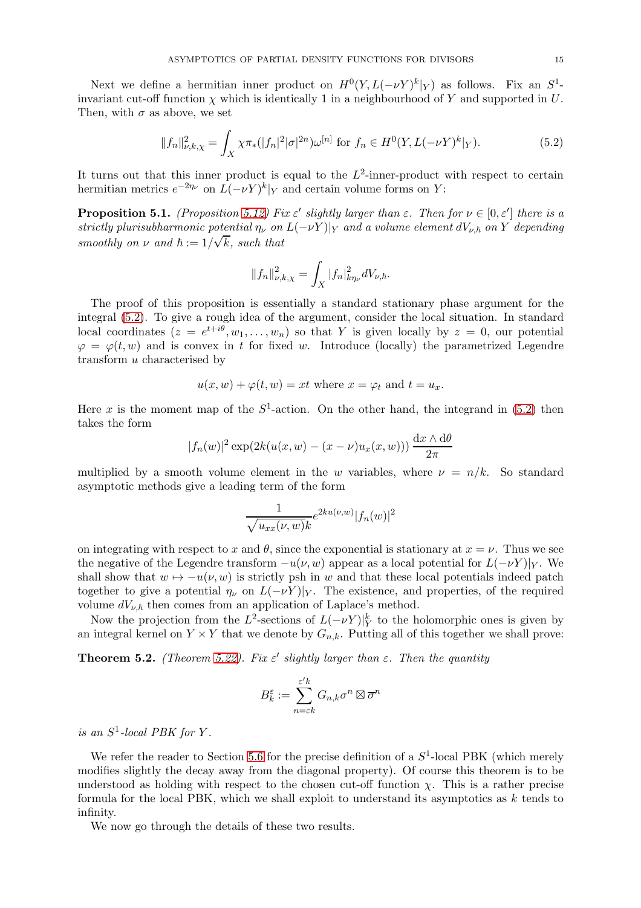Next we define a hermitian inner product on $H^0(Y, L(-\nu Y)^k|_Y)$ as follows. Fix an $S^1$-invariant cut-off function $\chi$ which is identically 1 in a neighbourhood of $Y$ and supported in $U$. Then, with $\sigma$ as above, we set

$$\|f_n\|^2_{\nu,k,\chi} = \int_X \chi \pi_*(|f_n|^2 |\sigma|^{2n}) \omega^{[n]} \text{ for } f_n \in H^0(Y, L(-\nu Y)^k|_Y). \tag{5.2}$$

It turns out that this inner product is equal to the $L^2$-inner-product with respect to certain hermitian metrics $e^{-2\eta_\nu}$ on $L(-\nu Y)^k|_Y$ and certain volume forms on $Y$:

**Proposition 5.1.** *(Proposition 5.12) Fix $\varepsilon'$ slightly larger than $\varepsilon$. Then for $\nu \in [0, \varepsilon']$ there is a strictly plurisubharmonic potential $\eta_\nu$ on $L(-\nu Y)|_Y$ and a volume element $dV_{\nu,\hbar}$ on $Y$ depending smoothly on $\nu$ and $\hbar := 1/\sqrt{k}$, such that*

$$\|f_n\|^2_{\nu,k,\chi} = \int_X |f_n|^2_{k\eta_\nu} dV_{\nu,\hbar}.$$

The proof of this proposition is essentially a standard stationary phase argument for the integral (5.2). To give a rough idea of the argument, consider the local situation. In standard local coordinates $(z = e^{t+i\theta}, w_1, \ldots, w_n)$ so that $Y$ is given locally by $z = 0$, our potential $\varphi = \varphi(t, w)$ and is convex in $t$ for fixed $w$. Introduce (locally) the parametrized Legendre transform $u$ characterised by

$$u(x, w) + \varphi(t, w) = xt \text{ where } x = \varphi_t \text{ and } t = u_x.$$

Here $x$ is the moment map of the $S^1$-action. On the other hand, the integrand in (5.2) then takes the form

$$|f_n(w)|^2 \exp(2k(u(x, w) - (x - \nu)u_x(x, w))) \frac{\mathrm{d}x \wedge \mathrm{d}\theta}{2\pi}$$

multiplied by a smooth volume element in the $w$ variables, where $\nu = n/k$. So standard asymptotic methods give a leading term of the form

$$\frac{1}{\sqrt{u_{xx}(\nu, w)k}} e^{2ku(\nu,w)} |f_n(w)|^2$$

on integrating with respect to $x$ and $\theta$, since the exponential is stationary at $x = \nu$. Thus we see the negative of the Legendre transform $-u(\nu, w)$ appear as a local potential for $L(-\nu Y)|_Y$. We shall show that $w \mapsto -u(\nu, w)$ is strictly psh in $w$ and that these local potentials indeed patch together to give a potential $\eta_\nu$ on $L(-\nu Y)|_Y$. The existence, and properties, of the required volume $dV_{\nu,\hbar}$ then comes from an application of Laplace's method.

Now the projection from the $L^2$-sections of $L(-\nu Y)|_Y^k$ to the holomorphic ones is given by an integral kernel on $Y \times Y$ that we denote by $G_{n,k}$. Putting all of this together we shall prove:

**Theorem 5.2.** *(Theorem 5.22). Fix $\varepsilon'$ slightly larger than $\varepsilon$. Then the quantity*

$$B_k^\varepsilon := \sum_{n=\varepsilon k}^{\varepsilon' k} G_{n,k} \sigma^n \boxtimes \overline{\sigma}^n$$

*is an $S^1$-local PBK for $Y$.*

We refer the reader to Section 5.6 for the precise definition of a $S^1$-local PBK (which merely modifies slightly the decay away from the diagonal property). Of course this theorem is to be understood as holding with respect to the chosen cut-off function $\chi$. This is a rather precise formula for the local PBK, which we shall exploit to understand its asymptotics as $k$ tends to infinity.

We now go through the details of these two results.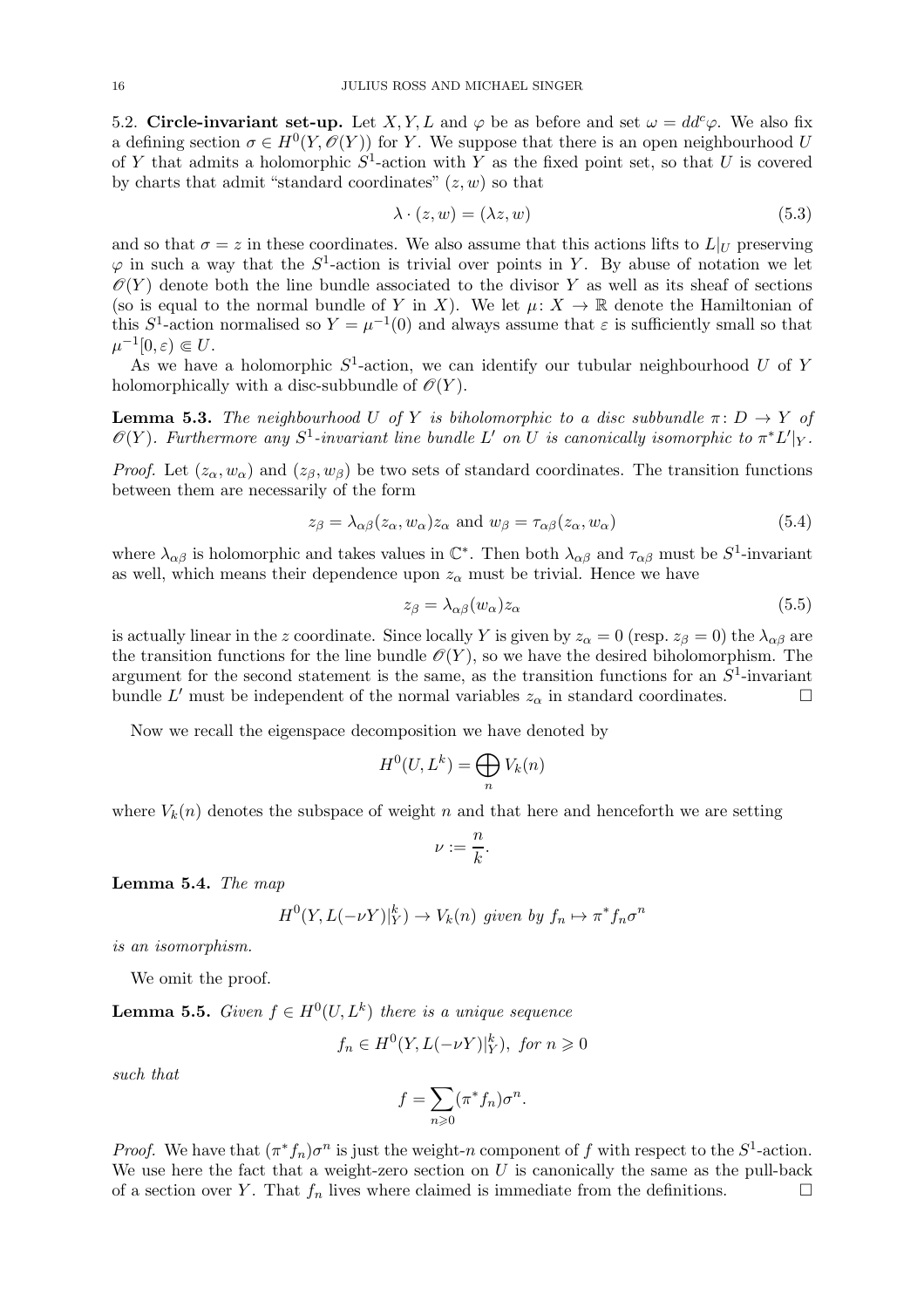5.2. **Circle-invariant set-up.** Let $X, Y, L$ and $\varphi$ be as before and set $\omega = dd^c\varphi$. We also fix a defining section $\sigma \in H^0(Y, \mathscr{O}(Y))$ for $Y$. We suppose that there is an open neighbourhood $U$ of $Y$ that admits a holomorphic $S^1$-action with $Y$ as the fixed point set, so that $U$ is covered by charts that admit "standard coordinates" $(z, w)$ so that

$$\lambda \cdot (z, w) = (\lambda z, w) \tag{5.3}$$

and so that $\sigma = z$ in these coordinates. We also assume that this actions lifts to $L|_U$ preserving $\varphi$ in such a way that the $S^1$-action is trivial over points in $Y$. By abuse of notation we let $\mathscr{O}(Y)$ denote both the line bundle associated to the divisor $Y$ as well as its sheaf of sections (so is equal to the normal bundle of $Y$ in $X$). We let $\mu\colon X \to \mathbb{R}$ denote the Hamiltonian of this $S^1$-action normalised so $Y = \mu^{-1}(0)$ and always assume that $\varepsilon$ is sufficiently small so that $\mu^{-1}[0, \varepsilon) \Subset U$.

As we have a holomorphic $S^1$-action, we can identify our tubular neighbourhood $U$ of $Y$ holomorphically with a disc-subbundle of $\mathscr{O}(Y)$.

**Lemma 5.3.** *The neighbourhood $U$ of $Y$ is biholomorphic to a disc subbundle $\pi\colon D \to Y$ of $\mathscr{O}(Y)$. Furthermore any $S^1$-invariant line bundle $L'$ on $U$ is canonically isomorphic to $\pi^* L'|_Y$.*

*Proof.* Let $(z_\alpha, w_\alpha)$ and $(z_\beta, w_\beta)$ be two sets of standard coordinates. The transition functions between them are necessarily of the form

$$z_\beta = \lambda_{\alpha\beta}(z_\alpha, w_\alpha) z_\alpha \text{ and } w_\beta = \tau_{\alpha\beta}(z_\alpha, w_\alpha) \tag{5.4}$$

where $\lambda_{\alpha\beta}$ is holomorphic and takes values in $\mathbb{C}^*$. Then both $\lambda_{\alpha\beta}$ and $\tau_{\alpha\beta}$ must be $S^1$-invariant as well, which means their dependence upon $z_\alpha$ must be trivial. Hence we have

$$z_\beta = \lambda_{\alpha\beta}(w_\alpha) z_\alpha \tag{5.5}$$

is actually linear in the $z$ coordinate. Since locally $Y$ is given by $z_\alpha = 0$ (resp. $z_\beta = 0$) the $\lambda_{\alpha\beta}$ are the transition functions for the line bundle $\mathscr{O}(Y)$, so we have the desired biholomorphism. The argument for the second statement is the same, as the transition functions for an $S^1$-invariant bundle $L'$ must be independent of the normal variables $z_\alpha$ in standard coordinates. $\square$

Now we recall the eigenspace decomposition we have denoted by

$$H^0(U, L^k) = \bigoplus_n V_k(n)$$

where $V_k(n)$ denotes the subspace of weight $n$ and that here and henceforth we are setting

$$\nu := \frac{n}{k}.$$

**Lemma 5.4.** *The map*

$$H^0(Y, L(-\nu Y)|_Y^k) \to V_k(n) \text{ given by } f_n \mapsto \pi^* f_n \sigma^n$$

*is an isomorphism.*

We omit the proof.

**Lemma 5.5.** *Given $f \in H^0(U, L^k)$ there is a unique sequence*

$$f_n \in H^0(Y, L(-\nu Y)|_Y^k), \text{ for } n \geqslant 0$$

*such that*

$$f = \sum_{n \geqslant 0} (\pi^* f_n) \sigma^n.$$

*Proof.* We have that $(\pi^* f_n)\sigma^n$ is just the weight-$n$ component of $f$ with respect to the $S^1$-action. We use here the fact that a weight-zero section on $U$ is canonically the same as the pull-back of a section over $Y$. That $f_n$ lives where claimed is immediate from the definitions. $\square$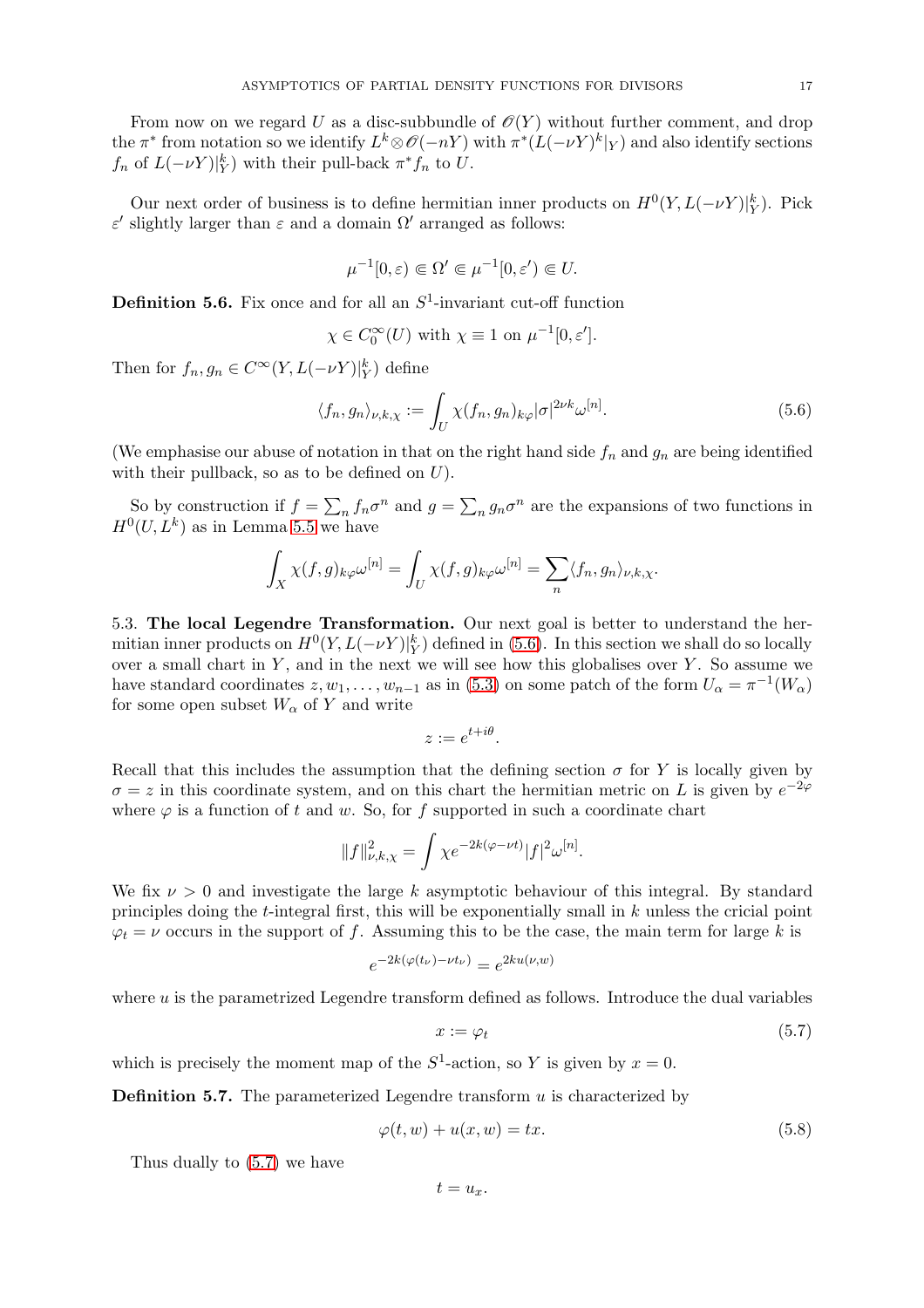From now on we regard $U$ as a disc-subbundle of $\mathscr{O}(Y)$ without further comment, and drop the $\pi^*$ from notation so we identify $L^k \otimes \mathscr{O}(-nY)$ with $\pi^*(L(-\nu Y)^k|_Y)$ and also identify sections $f_n$ of $L(-\nu Y)|_Y^k$ with their pull-back $\pi^* f_n$ to $U$.

Our next order of business is to define hermitian inner products on $H^0(Y, L(-\nu Y)|_Y^k)$. Pick $\varepsilon'$ slightly larger than $\varepsilon$ and a domain $\Omega'$ arranged as follows:

$$\mu^{-1}[0,\varepsilon) \Subset \Omega' \Subset \mu^{-1}[0,\varepsilon') \Subset U.$$

**Definition 5.6.** Fix once and for all an $S^1$-invariant cut-off function

$$\chi \in C_0^\infty(U) \text{ with } \chi \equiv 1 \text{ on } \mu^{-1}[0,\varepsilon'].$$

Then for $f_n, g_n \in C^\infty(Y, L(-\nu Y)|_Y^k)$ define

$$\langle f_n, g_n \rangle_{\nu,k,\chi} := \int_U \chi (f_n, g_n)_{k\varphi} |\sigma|^{2\nu k} \omega^{[n]}. \tag{5.6}$$

(We emphasise our abuse of notation in that on the right hand side $f_n$ and $g_n$ are being identified with their pullback, so as to be defined on $U$).

So by construction if $f = \sum_n f_n \sigma^n$ and $g = \sum_n g_n \sigma^n$ are the expansions of two functions in $H^0(U, L^k)$ as in Lemma 5.5 we have

$$\int_X \chi (f,g)_{k\varphi} \omega^{[n]} = \int_U \chi (f,g)_{k\varphi} \omega^{[n]} = \sum_n \langle f_n, g_n \rangle_{\nu,k,\chi}.$$

5.3. **The local Legendre Transformation.** Our next goal is better to understand the hermitian inner products on $H^0(Y, L(-\nu Y)|_Y^k)$ defined in (5.6). In this section we shall do so locally over a small chart in $Y$, and in the next we will see how this globalises over $Y$. So assume we have standard coordinates $z, w_1, \ldots, w_{n-1}$ as in (5.3) on some patch of the form $U_\alpha = \pi^{-1}(W_\alpha)$ for some open subset $W_\alpha$ of $Y$ and write

$$z := e^{t+i\theta}.$$

Recall that this includes the assumption that the defining section $\sigma$ for $Y$ is locally given by $\sigma = z$ in this coordinate system, and on this chart the hermitian metric on $L$ is given by $e^{-2\varphi}$ where $\varphi$ is a function of $t$ and $w$. So, for $f$ supported in such a coordinate chart

$$\|f\|^2_{\nu,k,\chi} = \int \chi e^{-2k(\varphi - \nu t)} |f|^2 \omega^{[n]}.$$

We fix $\nu > 0$ and investigate the large $k$ asymptotic behaviour of this integral. By standard principles doing the $t$-integral first, this will be exponentially small in $k$ unless the cricial point $\varphi_t = \nu$ occurs in the support of $f$. Assuming this to be the case, the main term for large $k$ is

$$e^{-2k(\varphi(t_\nu) - \nu t_\nu)} = e^{2ku(\nu,w)}$$

where $u$ is the parametrized Legendre transform defined as follows. Introduce the dual variables

$$x := \varphi_t \tag{5.7}$$

which is precisely the moment map of the $S^1$-action, so $Y$ is given by $x = 0$.

**Definition 5.7.** The parameterized Legendre transform $u$ is characterized by

$$\varphi(t,w) + u(x,w) = tx. \tag{5.8}$$

Thus dually to (5.7) we have

$$t = u_x.$$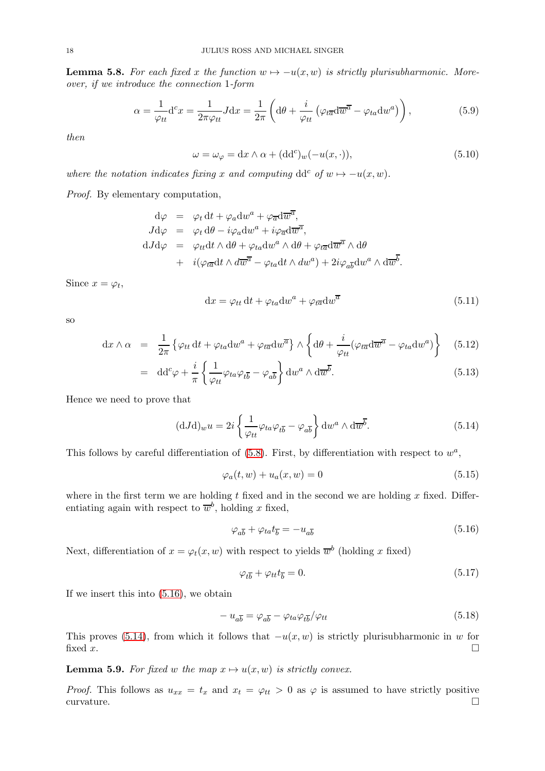**Lemma 5.8.** *For each fixed $x$ the function $w \mapsto -u(x,w)$ is strictly plurisubharmonic. Moreover, if we introduce the connection 1-form*

$$\alpha = \frac{1}{\varphi_{tt}}\mathrm{d}^c x = \frac{1}{2\pi\varphi_{tt}} J\mathrm{d}x = \frac{1}{2\pi}\left(\mathrm{d}\theta + \frac{i}{\varphi_{tt}}\left(\varphi_{t\overline{a}}\mathrm{d}\overline{w}^{\overline{a}} - \varphi_{ta}\mathrm{d}w^a\right)\right), \tag{5.9}$$

*then*

$$\omega = \omega_\varphi = \mathrm{d}x \wedge \alpha + (\mathrm{dd}^c)_w(-u(x,\cdot)), \tag{5.10}$$

*where the notation indicates fixing $x$ and computing $\mathrm{dd}^c$ of $w \mapsto -u(x,w)$.*

*Proof.* By elementary computation,

$$\begin{aligned}
\mathrm{d}\varphi &= \varphi_t\,\mathrm{d}t + \varphi_a \mathrm{d}w^a + \varphi_{\overline{a}}\mathrm{d}\overline{w}^{\overline{a}}, \\
J\mathrm{d}\varphi &= \varphi_t\,\mathrm{d}\theta - i\varphi_a \mathrm{d}w^a + i\varphi_{\overline{a}}\mathrm{d}\overline{w}^{\overline{a}}, \\
\mathrm{d}J\mathrm{d}\varphi &= \varphi_{tt}\mathrm{d}t\wedge\mathrm{d}\theta + \varphi_{ta}\mathrm{d}w^a\wedge\mathrm{d}\theta + \varphi_{t\overline{a}}\mathrm{d}\overline{w}^{\overline{a}}\wedge\mathrm{d}\theta \\
&\quad + i(\varphi_{t\overline{a}}\mathrm{d}t\wedge d\overline{w}^{\overline{a}} - \varphi_{ta}\mathrm{d}t\wedge dw^a) + 2i\varphi_{a\overline{b}}\mathrm{d}w^a\wedge\mathrm{d}\overline{w}^{\overline{b}}.
\end{aligned}$$

Since $x = \varphi_t$,

$$\mathrm{d}x = \varphi_{tt}\,\mathrm{d}t + \varphi_{ta}\mathrm{d}w^a + \varphi_{t\overline{a}}\mathrm{d}w^{\overline{a}} \tag{5.11}$$

so

$$\begin{aligned}
\mathrm{d}x\wedge\alpha &= \frac{1}{2\pi}\left\{\varphi_{tt}\,\mathrm{d}t + \varphi_{ta}\mathrm{d}w^a + \varphi_{t\overline{a}}\mathrm{d}w^{\overline{a}}\right\}\wedge\left\{\mathrm{d}\theta + \frac{i}{\varphi_{tt}}(\varphi_{t\overline{a}}\mathrm{d}\overline{w}^{\overline{a}} - \varphi_{ta}\mathrm{d}w^a)\right\} &(5.12)\\
&= \mathrm{dd}^c\varphi + \frac{i}{\pi}\left\{\frac{1}{\varphi_{tt}}\varphi_{ta}\varphi_{t\overline{b}} - \varphi_{a\overline{b}}\right\}\mathrm{d}w^a\wedge\mathrm{d}\overline{w}^{\overline{b}}. &(5.13)
\end{aligned}$$

Hence we need to prove that

$$(\mathrm{d}J\mathrm{d})_w u = 2i\left\{\frac{1}{\varphi_{tt}}\varphi_{ta}\varphi_{t\overline{b}} - \varphi_{a\overline{b}}\right\}\mathrm{d}w^a\wedge\mathrm{d}\overline{w}^{\overline{b}}. \tag{5.14}$$

This follows by careful differentiation of (5.8). First, by differentiation with respect to $w^a$,

$$\varphi_a(t,w) + u_a(x,w) = 0 \tag{5.15}$$

where in the first term we are holding $t$ fixed and in the second we are holding $x$ fixed. Differentiating again with respect to $\overline{w}^b$, holding $x$ fixed,

$$\varphi_{a\overline{b}} + \varphi_{ta}t_{\overline{b}} = -u_{a\overline{b}} \tag{5.16}$$

Next, differentiation of $x = \varphi_t(x,w)$ with respect to yields $\overline{w}^b$ (holding $x$ fixed)

$$\varphi_{t\overline{b}} + \varphi_{tt}t_{\overline{b}} = 0. \tag{5.17}$$

If we insert this into (5.16), we obtain

$$-u_{a\overline{b}} = \varphi_{a\overline{b}} - \varphi_{ta}\varphi_{t\overline{b}}/\varphi_{tt} \tag{5.18}$$

This proves (5.14), from which it follows that $-u(x,w)$ is strictly plurisubharmonic in $w$ for fixed $x$. □

**Lemma 5.9.** *For fixed $w$ the map $x \mapsto u(x,w)$ is strictly convex.*

*Proof.* This follows as $u_{xx} = t_x$ and $x_t = \varphi_{tt} > 0$ as $\varphi$ is assumed to have strictly positive curvature. □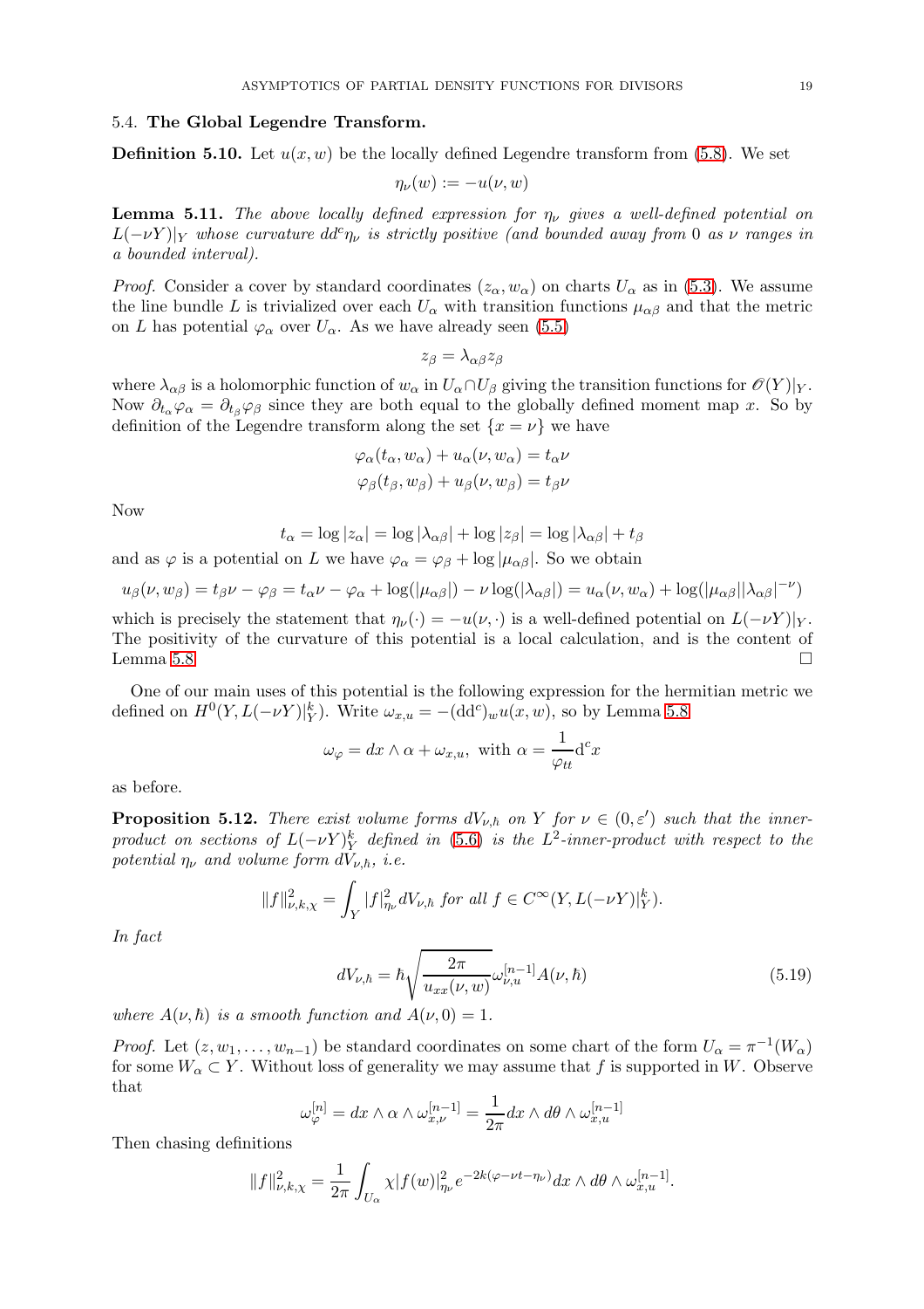### 5.4. **The Global Legendre Transform.**

**Definition 5.10.** Let $u(x, w)$ be the locally defined Legendre transform from (5.8). We set

$$\eta_\nu(w) := -u(\nu, w)$$

**Lemma 5.11.** *The above locally defined expression for $\eta_\nu$ gives a well-defined potential on $L(-\nu Y)|_Y$ whose curvature $dd^c\eta_\nu$ is strictly positive (and bounded away from 0 as $\nu$ ranges in a bounded interval).*

*Proof.* Consider a cover by standard coordinates $(z_\alpha, w_\alpha)$ on charts $U_\alpha$ as in (5.3). We assume the line bundle $L$ is trivialized over each $U_\alpha$ with transition functions $\mu_{\alpha\beta}$ and that the metric on $L$ has potential $\varphi_\alpha$ over $U_\alpha$. As we have already seen (5.5)

$$z_\beta = \lambda_{\alpha\beta} z_\beta$$

where $\lambda_{\alpha\beta}$ is a holomorphic function of $w_\alpha$ in $U_\alpha \cap U_\beta$ giving the transition functions for $\mathscr{O}(Y)|_Y$. Now $\partial_{t_\alpha}\varphi_\alpha = \partial_{t_\beta}\varphi_\beta$ since they are both equal to the globally defined moment map $x$. So by definition of the Legendre transform along the set $\{x = \nu\}$ we have

$$\varphi_\alpha(t_\alpha, w_\alpha) + u_\alpha(\nu, w_\alpha) = t_\alpha \nu$$
$$\varphi_\beta(t_\beta, w_\beta) + u_\beta(\nu, w_\beta) = t_\beta \nu$$

Now

$$t_\alpha = \log|z_\alpha| = \log|\lambda_{\alpha\beta}| + \log|z_\beta| = \log|\lambda_{\alpha\beta}| + t_\beta$$

and as $\varphi$ is a potential on $L$ we have $\varphi_\alpha = \varphi_\beta + \log|\mu_{\alpha\beta}|$. So we obtain

$$u_\beta(\nu, w_\beta) = t_\beta\nu - \varphi_\beta = t_\alpha\nu - \varphi_\alpha + \log(|\mu_{\alpha\beta}|) - \nu\log(|\lambda_{\alpha\beta}|) = u_\alpha(\nu, w_\alpha) + \log(|\mu_{\alpha\beta}||\lambda_{\alpha\beta}|^{-\nu})$$

which is precisely the statement that $\eta_\nu(\cdot) = -u(\nu, \cdot)$ is a well-defined potential on $L(-\nu Y)|_Y$. The positivity of the curvature of this potential is a local calculation, and is the content of Lemma 5.8. $\square$

One of our main uses of this potential is the following expression for the hermitian metric we defined on $H^0(Y, L(-\nu Y)|_Y^k)$. Write $\omega_{x,u} = -(\mathrm{dd^c})_w u(x, w)$, so by Lemma 5.8

$$\omega_\varphi = dx \wedge \alpha + \omega_{x,u}, \text{ with } \alpha = \frac{1}{\varphi_{tt}}\mathrm{d^c}x$$

as before.

**Proposition 5.12.** *There exist volume forms $dV_{\nu,\hbar}$ on $Y$ for $\nu \in (0, \varepsilon')$ such that the inner-product on sections of $L(-\nu Y)_Y^k$ defined in (5.6) is the $L^2$-inner-product with respect to the potential $\eta_\nu$ and volume form $dV_{\nu,\hbar}$, i.e.*

$$\|f\|^2_{\nu,k,\chi} = \int_Y |f|^2_{\eta_\nu} dV_{\nu,\hbar} \text{ for all } f \in C^\infty(Y, L(-\nu Y)|_Y^k).$$

*In fact*

$$dV_{\nu,\hbar} = \hbar\sqrt{\frac{2\pi}{u_{xx}(\nu, w)}}\,\omega_{\nu,u}^{[n-1]} A(\nu, \hbar) \tag{5.19}$$

*where $A(\nu, \hbar)$ is a smooth function and $A(\nu, 0) = 1$.*

*Proof.* Let $(z, w_1, \ldots, w_{n-1})$ be standard coordinates on some chart of the form $U_\alpha = \pi^{-1}(W_\alpha)$ for some $W_\alpha \subset Y$. Without loss of generality we may assume that $f$ is supported in $W$. Observe that

$$\omega_\varphi^{[n]} = dx \wedge \alpha \wedge \omega_{x,\nu}^{[n-1]} = \frac{1}{2\pi} dx \wedge d\theta \wedge \omega_{x,u}^{[n-1]}$$

Then chasing definitions

$$\|f\|^2_{\nu,k,\chi} = \frac{1}{2\pi}\int_{U_\alpha} \chi|f(w)|^2_{\eta_\nu} e^{-2k(\varphi - \nu t - \eta_\nu)} dx \wedge d\theta \wedge \omega_{x,u}^{[n-1]}.$$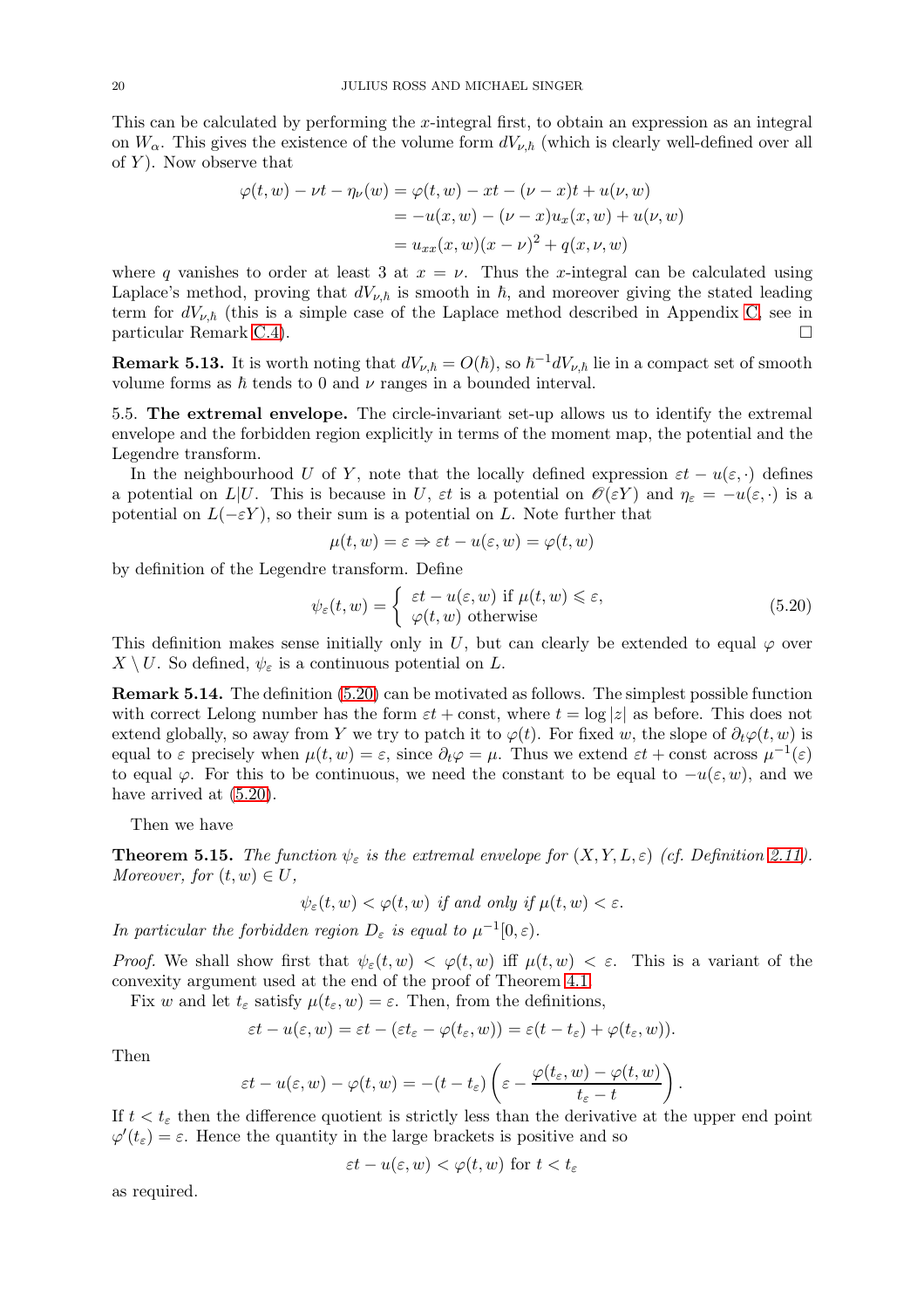This can be calculated by performing the $x$-integral first, to obtain an expression as an integral on $W_\alpha$. This gives the existence of the volume form $dV_{\nu,\hbar}$ (which is clearly well-defined over all of $Y$). Now observe that

$$\begin{aligned}\varphi(t,w) - \nu t - \eta_\nu(w) &= \varphi(t,w) - xt - (\nu - x)t + u(\nu, w)\\ &= -u(x,w) - (\nu - x)u_x(x,w) + u(\nu,w)\\ &= u_{xx}(x,w)(x-\nu)^2 + q(x,\nu,w)\end{aligned}$$

where $q$ vanishes to order at least 3 at $x = \nu$. Thus the $x$-integral can be calculated using Laplace's method, proving that $dV_{\nu,\hbar}$ is smooth in $\hbar$, and moreover giving the stated leading term for $dV_{\nu,\hbar}$ (this is a simple case of the Laplace method described in Appendix C, see in particular Remark C.4). $\square$

**Remark 5.13.** It is worth noting that $dV_{\nu,\hbar} = O(\hbar)$, so $\hbar^{-1}dV_{\nu,\hbar}$ lie in a compact set of smooth volume forms as $\hbar$ tends to 0 and $\nu$ ranges in a bounded interval.

5.5. **The extremal envelope.** The circle-invariant set-up allows us to identify the extremal envelope and the forbidden region explicitly in terms of the moment map, the potential and the Legendre transform.

In the neighbourhood $U$ of $Y$, note that the locally defined expression $\varepsilon t - u(\varepsilon, \cdot)$ defines a potential on $L|U$. This is because in $U$, $\varepsilon t$ is a potential on $\mathscr{O}(\varepsilon Y)$ and $\eta_\varepsilon = -u(\varepsilon,\cdot)$ is a potential on $L(-\varepsilon Y)$, so their sum is a potential on $L$. Note further that

$$\mu(t,w) = \varepsilon \Rightarrow \varepsilon t - u(\varepsilon, w) = \varphi(t,w)$$

by definition of the Legendre transform. Define

$$\psi_\varepsilon(t,w) = \begin{cases} \varepsilon t - u(\varepsilon,w) \text{ if } \mu(t,w) \leqslant \varepsilon,\\ \varphi(t,w) \text{ otherwise}\end{cases} \tag{5.20}$$

This definition makes sense initially only in $U$, but can clearly be extended to equal $\varphi$ over $X \setminus U$. So defined, $\psi_\varepsilon$ is a continuous potential on $L$.

**Remark 5.14.** The definition (5.20) can be motivated as follows. The simplest possible function with correct Lelong number has the form $\varepsilon t + \text{const}$, where $t = \log|z|$ as before. This does not extend globally, so away from $Y$ we try to patch it to $\varphi(t)$. For fixed $w$, the slope of $\partial_t\varphi(t,w)$ is equal to $\varepsilon$ precisely when $\mu(t,w) = \varepsilon$, since $\partial_t\varphi = \mu$. Thus we extend $\varepsilon t + \text{const}$ across $\mu^{-1}(\varepsilon)$ to equal $\varphi$. For this to be continuous, we need the constant to be equal to $-u(\varepsilon,w)$, and we have arrived at (5.20).

Then we have

**Theorem 5.15.** *The function $\psi_\varepsilon$ is the extremal envelope for $(X, Y, L, \varepsilon)$ (cf. Definition 2.11). Moreover, for $(t,w) \in U$,*

$$\psi_\varepsilon(t,w) < \varphi(t,w) \textit{ if and only if } \mu(t,w) < \varepsilon.$$

*In particular the forbidden region $D_\varepsilon$ is equal to $\mu^{-1}[0,\varepsilon)$.*

*Proof.* We shall show first that $\psi_\varepsilon(t,w) < \varphi(t,w)$ iff $\mu(t,w) < \varepsilon$. This is a variant of the convexity argument used at the end of the proof of Theorem 4.1.

Fix $w$ and let $t_\varepsilon$ satisfy $\mu(t_\varepsilon, w) = \varepsilon$. Then, from the definitions,

$$\varepsilon t - u(\varepsilon, w) = \varepsilon t - (\varepsilon t_\varepsilon - \varphi(t_\varepsilon, w)) = \varepsilon(t - t_\varepsilon) + \varphi(t_\varepsilon, w)).$$

Then

$$\varepsilon t - u(\varepsilon,w) - \varphi(t,w) = -(t - t_\varepsilon)\left(\varepsilon - \frac{\varphi(t_\varepsilon,w) - \varphi(t,w)}{t_\varepsilon - t}\right).$$

If $t < t_\varepsilon$ then the difference quotient is strictly less than the derivative at the upper end point $\varphi'(t_\varepsilon) = \varepsilon$. Hence the quantity in the large brackets is positive and so

$$\varepsilon t - u(\varepsilon, w) < \varphi(t,w) \text{ for } t < t_\varepsilon$$

as required.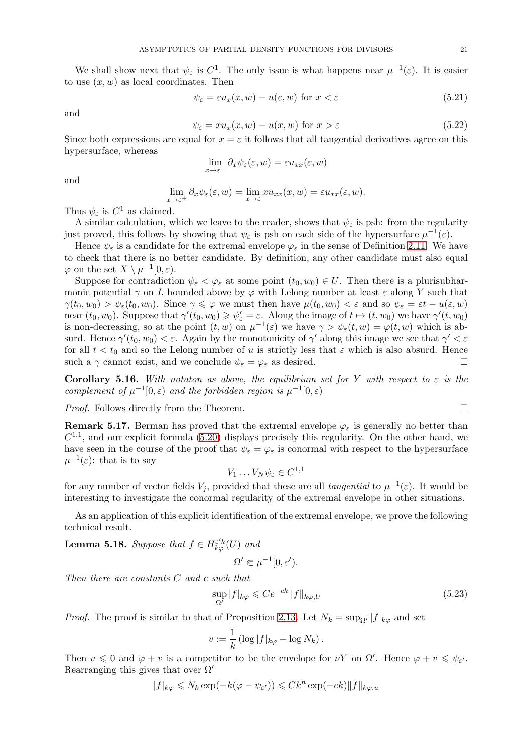We shall show next that $\psi_\varepsilon$ is $C^1$. The only issue is what happens near $\mu^{-1}(\varepsilon)$. It is easier to use $(x, w)$ as local coordinates. Then

$$\psi_\varepsilon = \varepsilon u_x(x, w) - u(\varepsilon, w) \text{ for } x < \varepsilon \tag{5.21}$$

and

$$\psi_\varepsilon = x u_x(x, w) - u(x, w) \text{ for } x > \varepsilon \tag{5.22}$$

Since both expressions are equal for $x = \varepsilon$ it follows that all tangential derivatives agree on this hypersurface, whereas

$$\lim_{x \to \varepsilon^-} \partial_x \psi_\varepsilon(\varepsilon, w) = \varepsilon u_{xx}(\varepsilon, w)$$

and

$$\lim_{x \to \varepsilon^+} \partial_x \psi_\varepsilon(\varepsilon, w) = \lim_{x \to \varepsilon} x u_{xx}(x, w) = \varepsilon u_{xx}(\varepsilon, w).$$

Thus $\psi_\varepsilon$ is $C^1$ as claimed.

A similar calculation, which we leave to the reader, shows that $\psi_\varepsilon$ is psh: from the regularity just proved, this follows by showing that $\psi_\varepsilon$ is psh on each side of the hypersurface $\mu^{-1}(\varepsilon)$.

Hence $\psi_\varepsilon$ is a candidate for the extremal envelope $\varphi_\varepsilon$ in the sense of Definition 2.11. We have to check that there is no better candidate. By definition, any other candidate must also equal $\varphi$ on the set $X \setminus \mu^{-1}[0, \varepsilon)$.

Suppose for contradiction $\psi_\varepsilon < \varphi_\varepsilon$ at some point $(t_0, w_0) \in U$. Then there is a plurisubharmonic potential $\gamma$ on $L$ bounded above by $\varphi$ with Lelong number at least $\varepsilon$ along $Y$ such that $\gamma(t_0, w_0) > \psi_\varepsilon(t_0, w_0)$. Since $\gamma \leqslant \varphi$ we must then have $\mu(t_0, w_0) < \varepsilon$ and so $\psi_\varepsilon = \varepsilon t - u(\varepsilon, w)$ near $(t_0, w_0)$. Suppose that $\gamma'(t_0, w_0) \geqslant \psi'_\varepsilon = \varepsilon$. Along the image of $t \mapsto (t, w_0)$ we have $\gamma'(t, w_0)$ is non-decreasing, so at the point $(t, w)$ on $\mu^{-1}(\varepsilon)$ we have $\gamma > \psi_\varepsilon(t, w) = \varphi(t, w)$ which is absurd. Hence $\gamma'(t_0, w_0) < \varepsilon$. Again by the monotonicity of $\gamma'$ along this image we see that $\gamma' < \varepsilon$ for all $t < t_0$ and so the Lelong number of $u$ is strictly less that $\varepsilon$ which is also absurd. Hence such a $\gamma$ cannot exist, and we conclude $\psi_\varepsilon = \varphi_\varepsilon$ as desired. □

**Corollary 5.16.** *With notaton as above, the equilibrium set for $Y$ with respect to $\varepsilon$ is the complement of $\mu^{-1}[0, \varepsilon)$ and the forbidden region is $\mu^{-1}[0, \varepsilon)$*

*Proof.* Follows directly from the Theorem. □

**Remark 5.17.** Berman has proved that the extremal envelope $\varphi_\varepsilon$ is generally no better than $C^{1,1}$, and our explicit formula (5.20) displays precisely this regularity. On the other hand, we have seen in the course of the proof that $\psi_\varepsilon = \varphi_\varepsilon$ is conormal with respect to the hypersurface $\mu^{-1}(\varepsilon)$: that is to say

$$V_1 \dots V_N \psi_\varepsilon \in C^{1,1}$$

for any number of vector fields $V_j$, provided that these are all *tangential* to $\mu^{-1}(\varepsilon)$. It would be interesting to investigate the conormal regularity of the extremal envelope in other situations.

As an application of this explicit identification of the extremal envelope, we prove the following technical result.

**Lemma 5.18.** *Suppose that $f \in H^{\varepsilon' k}_{k\varphi}(U)$ and*

$$\Omega' \Subset \mu^{-1}[0, \varepsilon').$$

*Then there are constants $C$ and $c$ such that*

$$\sup_{\Omega'} |f|_{k\varphi} \leqslant C e^{-ck} \|f\|_{k\varphi, U} \tag{5.23}$$

*Proof.* The proof is similar to that of Proposition 2.13. Let $N_k = \sup_{\Omega'} |f|_{k\varphi}$ and set

$$v := \frac{1}{k} \left( \log |f|_{k\varphi} - \log N_k \right).$$

Then $v \leqslant 0$ and $\varphi + v$ is a competitor to be the envelope for $\nu Y$ on $\Omega'$. Hence $\varphi + v \leqslant \psi_{\varepsilon'}$. Rearranging this gives that over $\Omega'$

$$|f|_{k\varphi} \leqslant N_k \exp(-k(\varphi - \psi_{\varepsilon'})) \leqslant C k^n \exp(-ck) \|f\|_{k\varphi, u}$$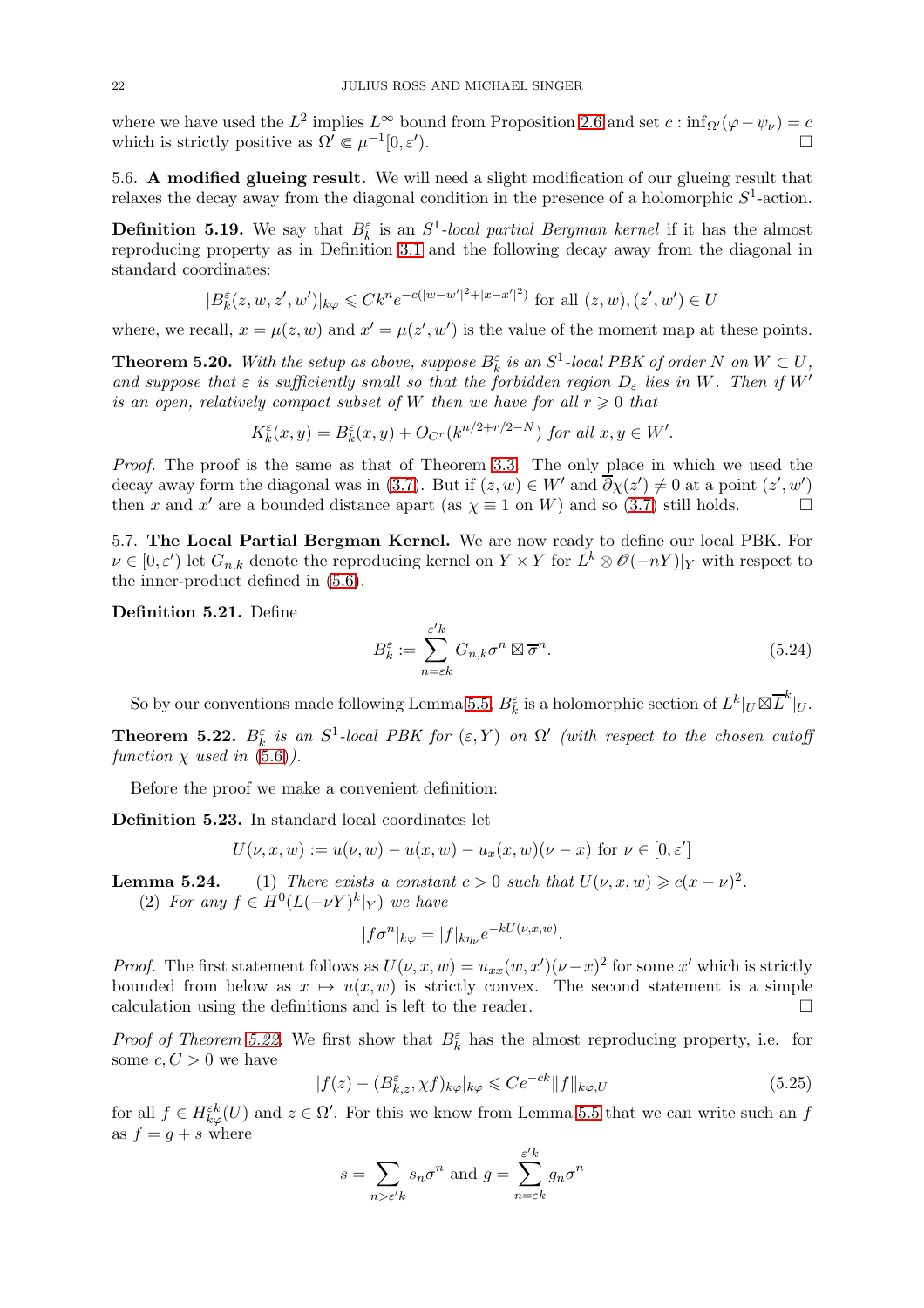where we have used the $L^2$ implies $L^\infty$ bound from Proposition 2.6 and set $c : \inf_{\Omega'}(\varphi - \psi_\nu) = c$ which is strictly positive as $\Omega' \Subset \mu^{-1}[0, \varepsilon')$. ☐

**5.6. A modified glueing result.** We will need a slight modification of our glueing result that relaxes the decay away from the diagonal condition in the presence of a holomorphic $S^1$-action.

**Definition 5.19.** We say that $B_k^\varepsilon$ is an $S^1$*-local partial Bergman kernel* if it has the almost reproducing property as in Definition 3.1 and the following decay away from the diagonal in standard coordinates:

$$|B_k^\varepsilon(z, w, z', w')|_{k\varphi} \leqslant Ck^n e^{-c(|w-w'|^2 + |x-x'|^2)} \text{ for all } (z, w), (z', w') \in U$$

where, we recall, $x = \mu(z, w)$ and $x' = \mu(z', w')$ is the value of the moment map at these points.

**Theorem 5.20.** *With the setup as above, suppose $B_k^\varepsilon$ is an $S^1$-local PBK of order $N$ on $W \subset U$, and suppose that $\varepsilon$ is sufficiently small so that the forbidden region $D_\varepsilon$ lies in $W$. Then if $W'$ is an open, relatively compact subset of $W$ then we have for all $r \geqslant 0$ that*

$$K_k^\varepsilon(x, y) = B_k^\varepsilon(x, y) + O_{C^r}(k^{n/2 + r/2 - N}) \text{ for all } x, y \in W'.$$

*Proof.* The proof is the same as that of Theorem 3.3. The only place in which we used the decay away form the diagonal was in (3.7). But if $(z, w) \in W'$ and $\overline{\partial}\chi(z') \neq 0$ at a point $(z', w')$ then $x$ and $x'$ are a bounded distance apart (as $\chi \equiv 1$ on $W$) and so (3.7) still holds. ☐

**5.7. The Local Partial Bergman Kernel.** We are now ready to define our local PBK. For $\nu \in [0, \varepsilon')$ let $G_{n,k}$ denote the reproducing kernel on $Y \times Y$ for $L^k \otimes \mathscr{O}(-nY)|_Y$ with respect to the inner-product defined in (5.6).

**Definition 5.21.** Define

$$B_k^\varepsilon := \sum_{n=\varepsilon k}^{\varepsilon' k} G_{n,k} \sigma^n \boxtimes \overline{\sigma}^n. \tag{5.24}$$

So by our conventions made following Lemma 5.5, $B_k^\varepsilon$ is a holomorphic section of $L^k|_U \boxtimes \overline{L}^k|_U$.

**Theorem 5.22.** *$B_k^\varepsilon$ is an $S^1$-local PBK for $(\varepsilon, Y)$ on $\Omega'$ (with respect to the chosen cutoff function $\chi$ used in (5.6)).*

Before the proof we make a convenient definition:

**Definition 5.23.** In standard local coordinates let

$$U(\nu, x, w) := u(\nu, w) - u(x, w) - u_x(x, w)(\nu - x) \text{ for } \nu \in [0, \varepsilon']$$

**Lemma 5.24.** (1) *There exists a constant $c > 0$ such that $U(\nu, x, w) \geqslant c(x - \nu)^2$.*
(2) *For any $f \in H^0(L(-\nu Y)^k|_Y)$ we have*

$$|f\sigma^n|_{k\varphi} = |f|_{k\eta_\nu} e^{-kU(\nu, x, w)}.$$

*Proof.* The first statement follows as $U(\nu, x, w) = u_{xx}(w, x')(\nu - x)^2$ for some $x'$ which is strictly bounded from below as $x \mapsto u(x, w)$ is strictly convex. The second statement is a simple calculation using the definitions and is left to the reader. ☐

*Proof of Theorem 5.22.* We first show that $B_k^\varepsilon$ has the almost reproducing property, i.e. for some $c, C > 0$ we have

$$|f(z) - (B_{k,z}^\varepsilon, \chi f)_{k\varphi}|_{k\varphi} \leqslant Ce^{-ck} \|f\|_{k\varphi, U} \tag{5.25}$$

for all $f \in H_{k\varphi}^{\varepsilon k}(U)$ and $z \in \Omega'$. For this we know from Lemma 5.5 that we can write such an $f$ as $f = g + s$ where

$$s = \sum_{n > \varepsilon' k} s_n \sigma^n \text{ and } g = \sum_{n=\varepsilon k}^{\varepsilon' k} g_n \sigma^n$$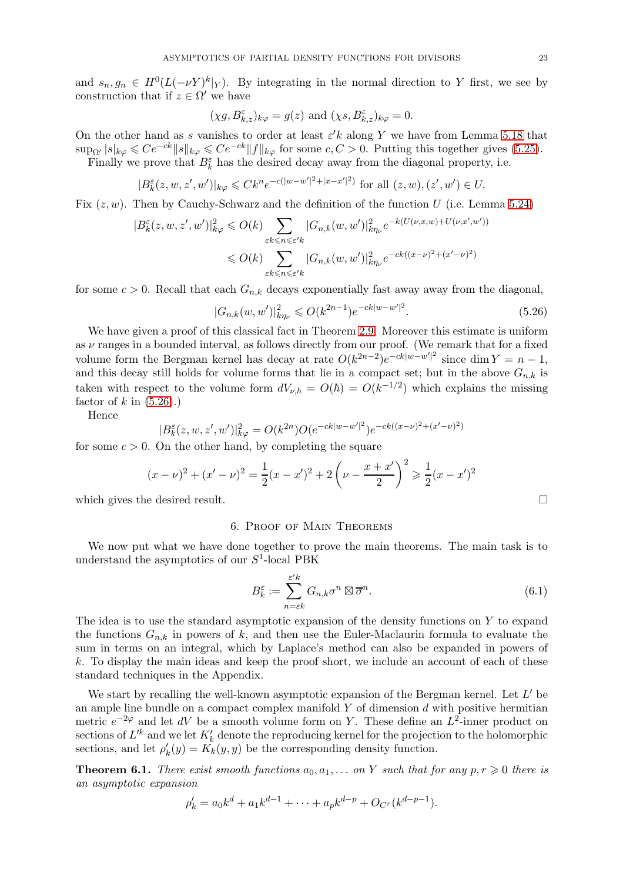and $s_n, g_n \in H^0(L(-\nu Y)^k|_Y)$. By integrating in the normal direction to $Y$ first, we see by construction that if $z \in \Omega'$ we have

$$(\chi g, B^{\varepsilon}_{k,z})_{k\varphi} = g(z) \text{ and } (\chi s, B^{\varepsilon}_{k,z})_{k\varphi} = 0.$$

On the other hand as $s$ vanishes to order at least $\varepsilon' k$ along $Y$ we have from Lemma 5.18 that $\sup_{\Omega'} |s|_{k\varphi} \leqslant Ce^{-ck}\|s\|_{k\varphi} \leqslant Ce^{-ck}\|f\|_{k\varphi}$ for some $c, C > 0$. Putting this together gives (5.25).

Finally we prove that $B^{\varepsilon}_k$ has the desired decay away from the diagonal property, i.e.

$$|B^{\varepsilon}_k(z,w,z',w')|_{k\varphi} \leqslant Ck^n e^{-c(|w-w'|^2+|x-x'|^2)} \text{ for all } (z,w),(z',w') \in U.$$

Fix $(z,w)$. Then by Cauchy-Schwarz and the definition of the function $U$ (i.e. Lemma 5.24)

$$\begin{aligned}
|B^{\varepsilon}_k(z,w,z',w')|^2_{k\varphi} &\leqslant O(k) \sum_{\varepsilon k \leqslant n \leqslant \varepsilon' k} |G_{n,k}(w,w')|^2_{k\eta_\nu} e^{-k(U(\nu,x,w)+U(\nu,x',w'))} \\
&\leqslant O(k) \sum_{\varepsilon k \leqslant n \leqslant \varepsilon' k} |G_{n,k}(w,w')|^2_{k\eta_\nu} e^{-ck((x-\nu)^2+(x'-\nu)^2)}
\end{aligned}$$

for some $c > 0$. Recall that each $G_{n,k}$ decays exponentially fast away away from the diagonal,

$$|G_{n,k}(w,w')|^2_{k\eta_\nu} \leqslant O(k^{2n-1})e^{-ck|w-w'|^2}. \tag{5.26}$$

We have given a proof of this classical fact in Theorem 2.9. Moreover this estimate is uniform as $\nu$ ranges in a bounded interval, as follows directly from our proof. (We remark that for a fixed volume form the Bergman kernel has decay at rate $O(k^{2n-2})e^{-ck|w-w'|^2}$ since $\dim Y = n-1$, and this decay still holds for volume forms that lie in a compact set; but in the above $G_{n,k}$ is taken with respect to the volume form $dV_{\nu,\hbar} = O(\hbar) = O(k^{-1/2})$ which explains the missing factor of $k$ in (5.26).)

Hence

$$|B^{\varepsilon}_k(z,w,z',w')|^2_{k\varphi} = O(k^{2n})O(e^{-ck|w-w'|^2})e^{-ck((x-\nu)^2+(x'-\nu)^2)}$$

for some $c > 0$. On the other hand, by completing the square

$$(x-\nu)^2 + (x'-\nu)^2 = \frac{1}{2}(x-x')^2 + 2\left(\nu - \frac{x+x'}{2}\right)^2 \geqslant \frac{1}{2}(x-x')^2$$

which gives the desired result. □

## 6. Proof of Main Theorems

We now put what we have done together to prove the main theorems. The main task is to understand the asymptotics of our $S^1$-local PBK

$$B^{\varepsilon}_k := \sum_{n=\varepsilon k}^{\varepsilon' k} G_{n,k}\sigma^n \boxtimes \overline{\sigma}^n. \tag{6.1}$$

The idea is to use the standard asymptotic expansion of the density functions on $Y$ to expand the functions $G_{n,k}$ in powers of $k$, and then use the Euler-Maclaurin formula to evaluate the sum in terms on an integral, which by Laplace's method can also be expanded in powers of $k$. To display the main ideas and keep the proof short, we include an account of each of these standard techniques in the Appendix.

We start by recalling the well-known asymptotic expansion of the Bergman kernel. Let $L'$ be an ample line bundle on a compact complex manifold $Y$ of dimension $d$ with positive hermitian metric $e^{-2\varphi}$ and let $dV$ be a smooth volume form on $Y$. These define an $L^2$-inner product on sections of $L'^k$ and we let $K'_k$ denote the reproducing kernel for the projection to the holomorphic sections, and let $\rho'_k(y) = K_k(y,y)$ be the corresponding density function.

**Theorem 6.1.** *There exist smooth functions $a_0, a_1, \ldots$ on $Y$ such that for any $p, r \geqslant 0$ there is an asymptotic expansion*

$$\rho'_k = a_0 k^d + a_1 k^{d-1} + \cdots + a_p k^{d-p} + O_{C^r}(k^{d-p-1}).$$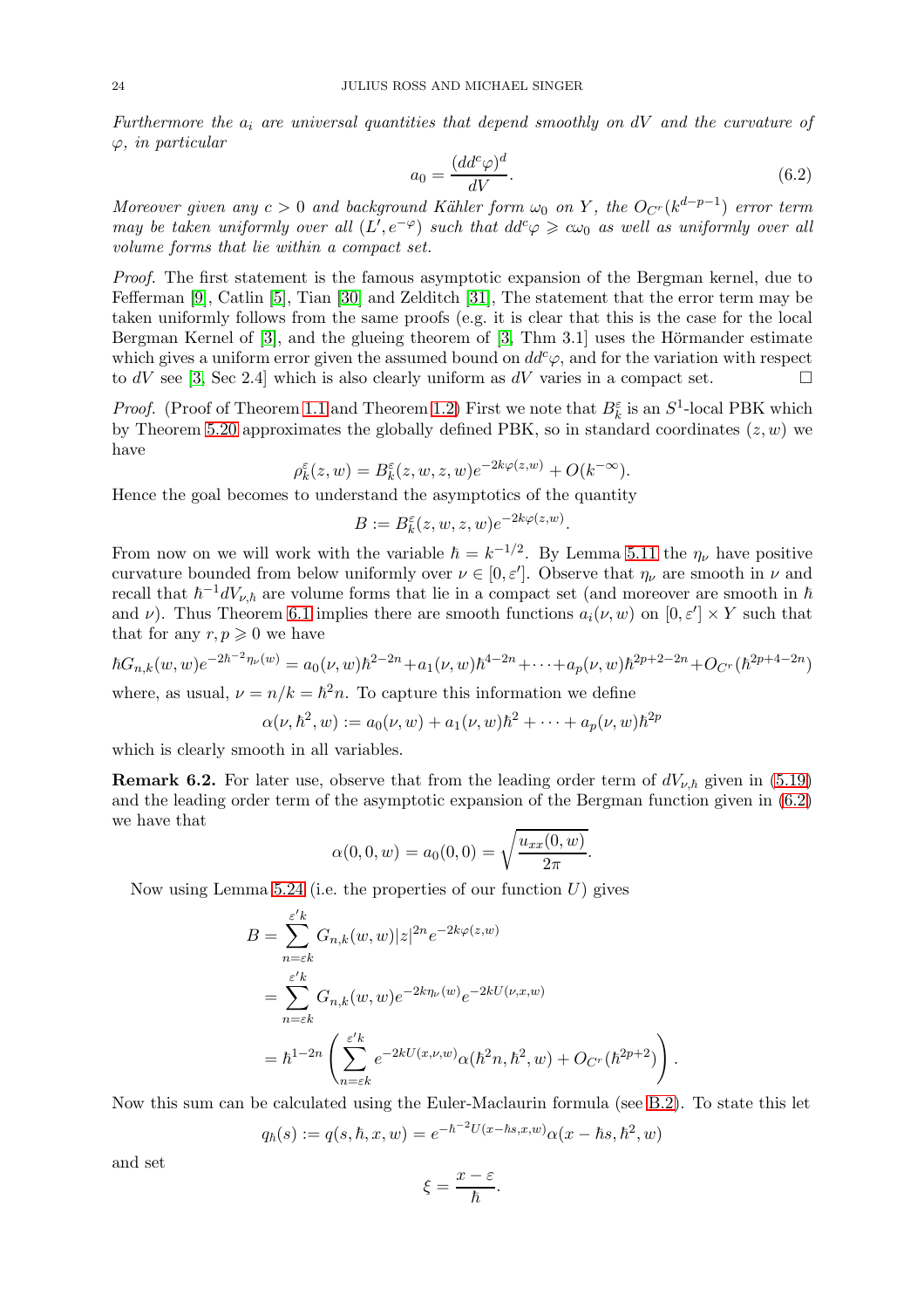*Furthermore the $a_i$ are universal quantities that depend smoothly on $dV$ and the curvature of $\varphi$, in particular*

$$a_0 = \frac{(dd^c\varphi)^d}{dV}. \tag{6.2}$$

*Moreover given any $c > 0$ and background Kähler form $\omega_0$ on $Y$, the $O_{C^r}(k^{d-p-1})$ error term may be taken uniformly over all $(L', e^{-\varphi})$ such that $dd^c\varphi \geqslant c\omega_0$ as well as uniformly over all volume forms that lie within a compact set.*

*Proof.* The first statement is the famous asymptotic expansion of the Bergman kernel, due to Fefferman [9], Catlin [5], Tian [30] and Zelditch [31], The statement that the error term may be taken uniformly follows from the same proofs (e.g. it is clear that this is the case for the local Bergman Kernel of [3], and the glueing theorem of [3, Thm 3.1] uses the Hörmander estimate which gives a uniform error given the assumed bound on $dd^c\varphi$, and for the variation with respect to $dV$ see [3, Sec 2.4] which is also clearly uniform as $dV$ varies in a compact set. □

*Proof.* (Proof of Theorem 1.1 and Theorem 1.2) First we note that $B_k^\varepsilon$ is an $S^1$-local PBK which by Theorem 5.20 approximates the globally defined PBK, so in standard coordinates $(z, w)$ we have

$$\rho_k^\varepsilon(z, w) = B_k^\varepsilon(z, w, z, w)e^{-2k\varphi(z,w)} + O(k^{-\infty}).$$

Hence the goal becomes to understand the asymptotics of the quantity

$$B := B_k^\varepsilon(z, w, z, w)e^{-2k\varphi(z,w)}.$$

From now on we will work with the variable $\hbar = k^{-1/2}$. By Lemma 5.11 the $\eta_\nu$ have positive curvature bounded from below uniformly over $\nu \in [0, \varepsilon']$. Observe that $\eta_\nu$ are smooth in $\nu$ and recall that $\hbar^{-1}dV_{\nu,\hbar}$ are volume forms that lie in a compact set (and moreover are smooth in $\hbar$ and $\nu$). Thus Theorem 6.1 implies there are smooth functions $a_i(\nu, w)$ on $[0, \varepsilon'] \times Y$ such that that for any $r, p \geqslant 0$ we have

$$\hbar G_{n,k}(w, w)e^{-2\hbar^{-2}\eta_\nu(w)} = a_0(\nu, w)\hbar^{2-2n} + a_1(\nu, w)\hbar^{4-2n} + \cdots + a_p(\nu, w)\hbar^{2p+2-2n} + O_{C^r}(\hbar^{2p+4-2n})$$

where, as usual, $\nu = n/k = \hbar^2 n$. To capture this information we define

$$\alpha(\nu, \hbar^2, w) := a_0(\nu, w) + a_1(\nu, w)\hbar^2 + \cdots + a_p(\nu, w)\hbar^{2p}$$

which is clearly smooth in all variables.

**Remark 6.2.** For later use, observe that from the leading order term of $dV_{\nu,\hbar}$ given in (5.19) and the leading order term of the asymptotic expansion of the Bergman function given in (6.2) we have that

$$\alpha(0, 0, w) = a_0(0, 0) = \sqrt{\frac{u_{xx}(0, w)}{2\pi}}.$$

Now using Lemma 5.24 (i.e. the properties of our function $U$) gives

$$\begin{aligned}
B &= \sum_{n=\varepsilon k}^{\varepsilon' k} G_{n,k}(w, w)|z|^{2n}e^{-2k\varphi(z,w)} \\
&= \sum_{n=\varepsilon k}^{\varepsilon' k} G_{n,k}(w, w)e^{-2k\eta_\nu(w)}e^{-2kU(\nu,x,w)} \\
&= \hbar^{1-2n}\left(\sum_{n=\varepsilon k}^{\varepsilon' k} e^{-2kU(x,\nu,w)}\alpha(\hbar^2 n, \hbar^2, w) + O_{C^r}(\hbar^{2p+2})\right).
\end{aligned}$$

Now this sum can be calculated using the Euler-Maclaurin formula (see B.2). To state this let

$$q_\hbar(s) := q(s, \hbar, x, w) = e^{-\hbar^{-2}U(x-\hbar s,x,w)}\alpha(x - \hbar s, \hbar^2, w)$$

and set

$$\xi = \frac{x - \varepsilon}{\hbar}.$$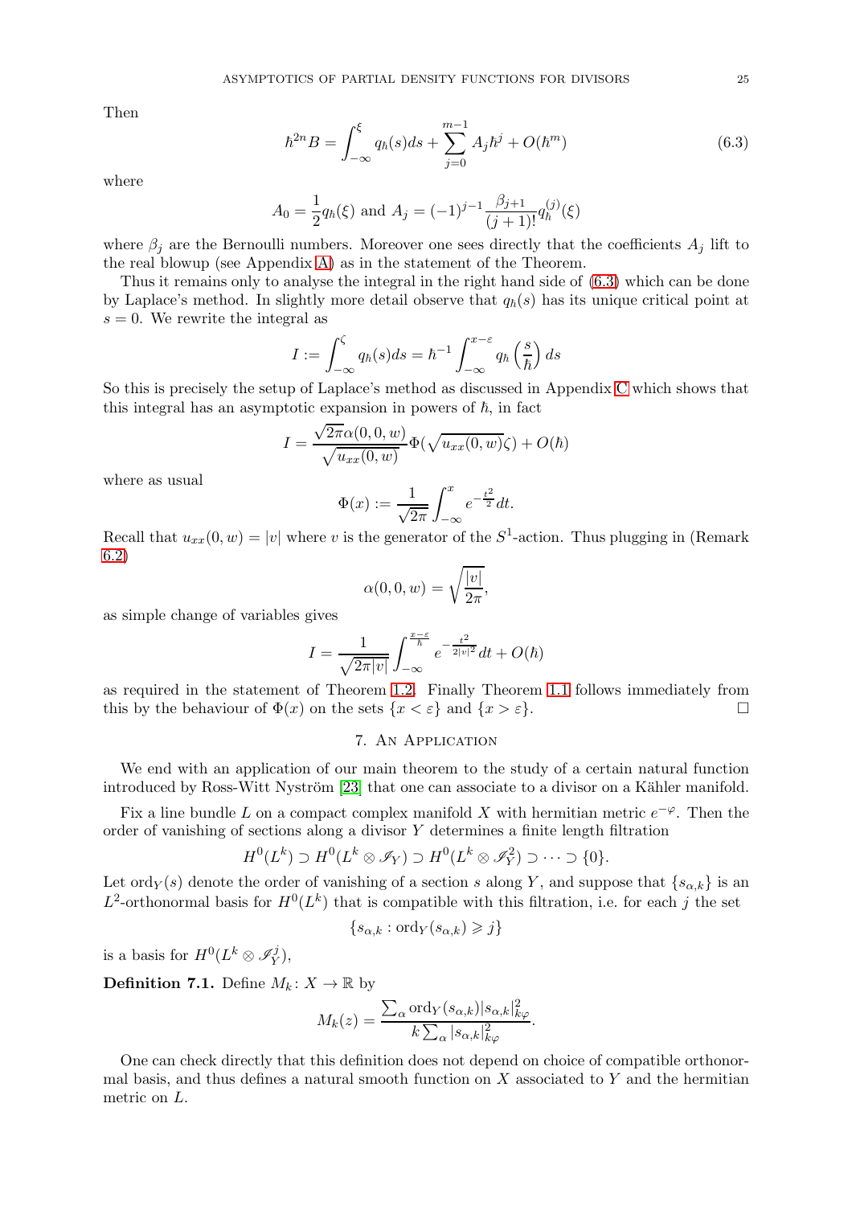Then

$$\hbar^{2n} B = \int_{-\infty}^{\xi} q_\hbar(s) ds + \sum_{j=0}^{m-1} A_j \hbar^j + O(\hbar^m) \tag{6.3}$$

where

$$A_0 = \frac{1}{2} q_\hbar(\xi) \text{ and } A_j = (-1)^{j-1} \frac{\beta_{j+1}}{(j+1)!} q_\hbar^{(j)}(\xi)$$

where $\beta_j$ are the Bernoulli numbers. Moreover one sees directly that the coefficients $A_j$ lift to the real blowup (see Appendix A) as in the statement of the Theorem.

Thus it remains only to analyse the integral in the right hand side of (6.3) which can be done by Laplace's method. In slightly more detail observe that $q_\hbar(s)$ has its unique critical point at $s = 0$. We rewrite the integral as

$$I := \int_{-\infty}^{\zeta} q_\hbar(s) ds = \hbar^{-1} \int_{-\infty}^{x-\varepsilon} q_\hbar\left(\frac{s}{\hbar}\right) ds$$

So this is precisely the setup of Laplace's method as discussed in Appendix C which shows that this integral has an asymptotic expansion in powers of $\hbar$, in fact

$$I = \frac{\sqrt{2\pi}\alpha(0,0,w)}{\sqrt{u_{xx}(0,w)}} \Phi(\sqrt{u_{xx}(0,w)}\zeta) + O(\hbar)$$

where as usual

$$\Phi(x) := \frac{1}{\sqrt{2\pi}} \int_{-\infty}^{x} e^{-\frac{t^2}{2}} dt.$$

Recall that $u_{xx}(0,w) = |v|$ where $v$ is the generator of the $S^1$-action. Thus plugging in (Remark 6.2)

$$\alpha(0,0,w) = \sqrt{\frac{|v|}{2\pi}},$$

as simple change of variables gives

$$I = \frac{1}{\sqrt{2\pi|v|}} \int_{-\infty}^{\frac{x-\varepsilon}{\hbar}} e^{-\frac{t^2}{2|v|^2}} dt + O(\hbar)$$

as required in the statement of Theorem 1.2. Finally Theorem 1.1 follows immediately from this by the behaviour of $\Phi(x)$ on the sets $\{x < \varepsilon\}$ and $\{x > \varepsilon\}$. □

## 7. An Application

We end with an application of our main theorem to the study of a certain natural function introduced by Ross-Witt Nyström [23] that one can associate to a divisor on a Kähler manifold.

Fix a line bundle $L$ on a compact complex manifold $X$ with hermitian metric $e^{-\varphi}$. Then the order of vanishing of sections along a divisor $Y$ determines a finite length filtration

$$H^0(L^k) \supset H^0(L^k \otimes \mathscr{I}_Y) \supset H^0(L^k \otimes \mathscr{I}_Y^2) \supset \cdots \supset \{0\}.$$

Let $\mathrm{ord}_Y(s)$ denote the order of vanishing of a section $s$ along $Y$, and suppose that $\{s_{\alpha,k}\}$ is an $L^2$-orthonormal basis for $H^0(L^k)$ that is compatible with this filtration, i.e. for each $j$ the set

$$\{s_{\alpha,k} : \mathrm{ord}_Y(s_{\alpha,k}) \geqslant j\}$$

is a basis for $H^0(L^k \otimes \mathscr{I}_Y^j)$,

**Definition 7.1.** Define $M_k \colon X \to \mathbb{R}$ by

$$M_k(z) = \frac{\sum_\alpha \mathrm{ord}_Y(s_{\alpha,k}) |s_{\alpha,k}|^2_{k\varphi}}{k \sum_\alpha |s_{\alpha,k}|^2_{k\varphi}}.$$

One can check directly that this definition does not depend on choice of compatible orthonormal basis, and thus defines a natural smooth function on $X$ associated to $Y$ and the hermitian metric on $L$.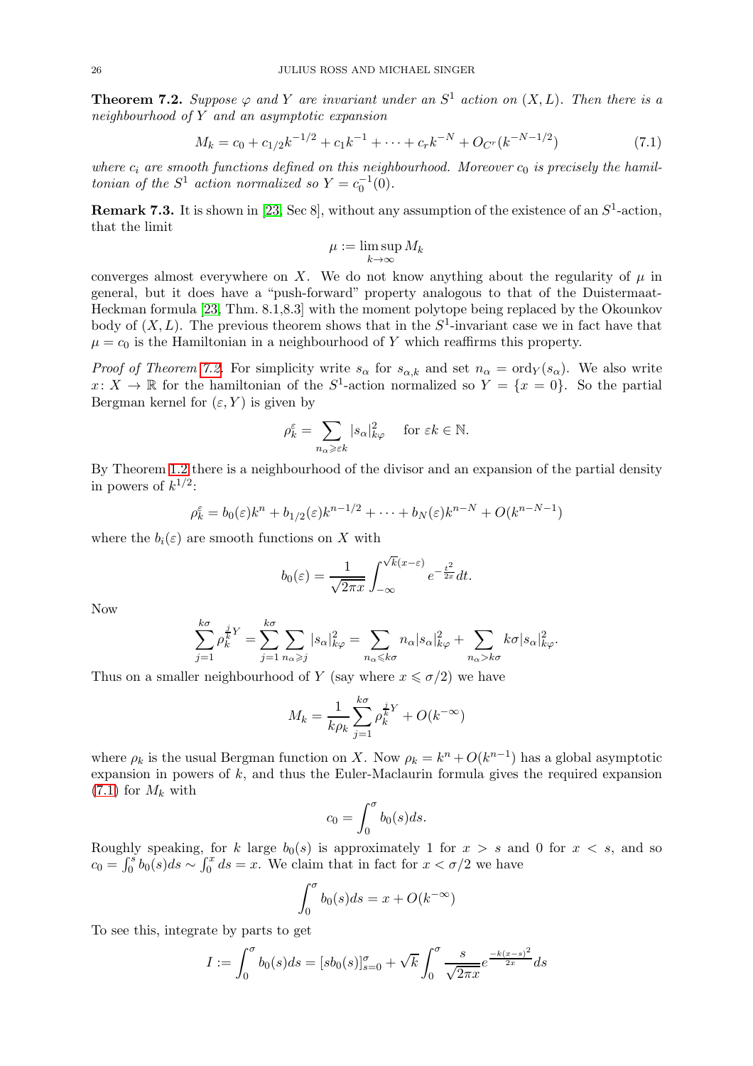**Theorem 7.2.** *Suppose $\varphi$ and $Y$ are invariant under an $S^1$ action on $(X,L)$. Then there is a neighbourhood of $Y$ and an asymptotic expansion*

$$M_k = c_0 + c_{1/2}k^{-1/2} + c_1 k^{-1} + \cdots + c_r k^{-N} + O_{C^r}(k^{-N-1/2}) \tag{7.1}$$

*where $c_i$ are smooth functions defined on this neighbourhood. Moreover $c_0$ is precisely the hamiltonian of the $S^1$ action normalized so $Y = c_0^{-1}(0)$.*

**Remark 7.3.** It is shown in [23, Sec 8], without any assumption of the existence of an $S^1$-action, that the limit

$$\mu := \limsup_{k\to\infty} M_k$$

converges almost everywhere on $X$. We do not know anything about the regularity of $\mu$ in general, but it does have a "push-forward" property analogous to that of the Duistermaat-Heckman formula [23, Thm. 8.1,8.3] with the moment polytope being replaced by the Okounkov body of $(X,L)$. The previous theorem shows that in the $S^1$-invariant case we in fact have that $\mu = c_0$ is the Hamiltonian in a neighbourhood of $Y$ which reaffirms this property.

*Proof of Theorem 7.2.* For simplicity write $s_\alpha$ for $s_{\alpha,k}$ and set $n_\alpha = \operatorname{ord}_Y(s_\alpha)$. We also write $x\colon X \to \mathbb{R}$ for the hamiltonian of the $S^1$-action normalized so $Y = \{x = 0\}$. So the partial Bergman kernel for $(\varepsilon, Y)$ is given by

$$\rho_k^\varepsilon = \sum_{n_\alpha \geqslant \varepsilon k} |s_\alpha|^2_{k\varphi} \quad \text{ for } \varepsilon k \in \mathbb{N}.$$

By Theorem 1.2 there is a neighbourhood of the divisor and an expansion of the partial density in powers of $k^{1/2}$:

$$\rho_k^\varepsilon = b_0(\varepsilon)k^n + b_{1/2}(\varepsilon)k^{n-1/2} + \cdots + b_N(\varepsilon)k^{n-N} + O(k^{n-N-1})$$

where the $b_i(\varepsilon)$ are smooth functions on $X$ with

$$b_0(\varepsilon) = \frac{1}{\sqrt{2\pi x}} \int_{-\infty}^{\sqrt{k}(x-\varepsilon)} e^{-\frac{t^2}{2x}} dt.$$

Now

$$\sum_{j=1}^{k\sigma} \rho_k^{\frac{j}{k}Y} = \sum_{j=1}^{k\sigma} \sum_{n_\alpha \geqslant j} |s_\alpha|^2_{k\varphi} = \sum_{n_\alpha \leqslant k\sigma} n_\alpha |s_\alpha|^2_{k\varphi} + \sum_{n_\alpha > k\sigma} k\sigma |s_\alpha|^2_{k\varphi}.$$

Thus on a smaller neighbourhood of $Y$ (say where $x \leqslant \sigma/2$) we have

$$M_k = \frac{1}{k\rho_k} \sum_{j=1}^{k\sigma} \rho_k^{\frac{j}{k}Y} + O(k^{-\infty})$$

where $\rho_k$ is the usual Bergman function on $X$. Now $\rho_k = k^n + O(k^{n-1})$ has a global asymptotic expansion in powers of $k$, and thus the Euler-Maclaurin formula gives the required expansion (7.1) for $M_k$ with

$$c_0 = \int_0^\sigma b_0(s) ds.$$

Roughly speaking, for $k$ large $b_0(s)$ is approximately 1 for $x > s$ and 0 for $x < s$, and so $c_0 = \int_0^s b_0(s)ds \sim \int_0^x ds = x$. We claim that in fact for $x < \sigma/2$ we have

$$\int_0^\sigma b_0(s) ds = x + O(k^{-\infty})$$

To see this, integrate by parts to get

$$I := \int_0^\sigma b_0(s)ds = [sb_0(s)]_{s=0}^\sigma + \sqrt{k}\int_0^\sigma \frac{s}{\sqrt{2\pi x}} e^{\frac{-k(x-s)^2}{2x}} ds$$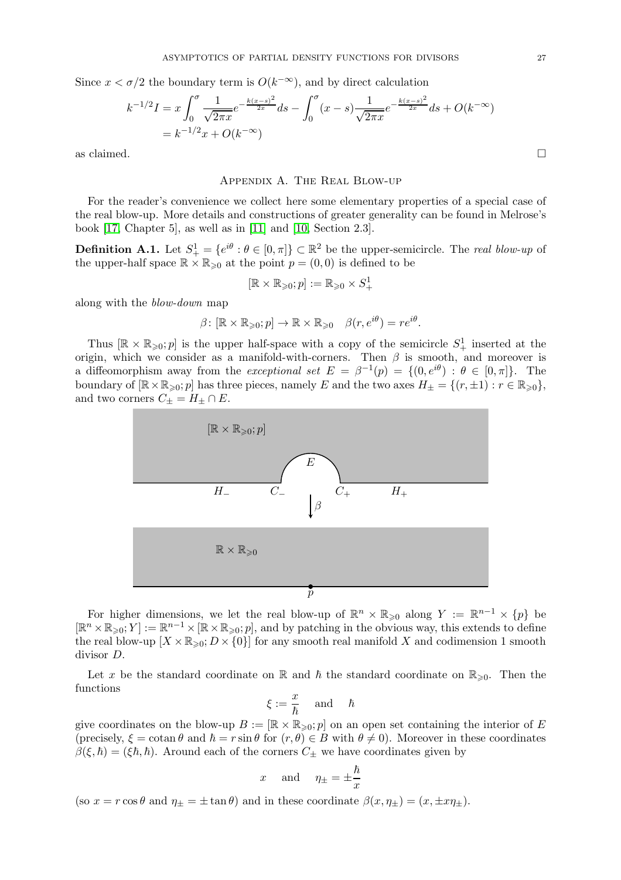Since $x < \sigma/2$ the boundary term is $O(k^{-\infty})$, and by direct calculation

$$
\begin{aligned}
k^{-1/2} I &= x \int_0^\sigma \frac{1}{\sqrt{2\pi x}} e^{-\frac{k(x-s)^2}{2x}} ds - \int_0^\sigma (x-s) \frac{1}{\sqrt{2\pi x}} e^{-\frac{k(x-s)^2}{2x}} ds + O(k^{-\infty}) \\
&= k^{-1/2} x + O(k^{-\infty})
\end{aligned}
$$

as claimed. □

## Appendix A. The Real Blow-up

For the reader's convenience we collect here some elementary properties of a special case of the real blow-up. More details and constructions of greater generality can be found in Melrose's book [17, Chapter 5], as well as in [11] and [10, Section 2.3].

**Definition A.1.** Let $S^1_+ = \{e^{i\theta} : \theta \in [0,\pi]\} \subset \mathbb{R}^2$ be the upper-semicircle. The *real blow-up* of the upper-half space $\mathbb{R} \times \mathbb{R}_{\geqslant 0}$ at the point $p = (0,0)$ is defined to be

$$[\mathbb{R} \times \mathbb{R}_{\geqslant 0}; p] := \mathbb{R}_{\geqslant 0} \times S^1_+$$

along with the *blow-down* map

$$\beta \colon [\mathbb{R} \times \mathbb{R}_{\geqslant 0}; p] \to \mathbb{R} \times \mathbb{R}_{\geqslant 0} \quad \beta(r, e^{i\theta}) = re^{i\theta}.$$

Thus $[\mathbb{R} \times \mathbb{R}_{\geqslant 0}; p]$ is the upper half-space with a copy of the semicircle $S^1_+$ inserted at the origin, which we consider as a manifold-with-corners. Then $\beta$ is smooth, and moreover is a diffeomorphism away from the *exceptional set* $E = \beta^{-1}(p) = \{(0, e^{i\theta}) : \theta \in [0,\pi]\}$. The boundary of $[\mathbb{R} \times \mathbb{R}_{\geqslant 0}; p]$ has three pieces, namely $E$ and the two axes $H_\pm = \{(r, \pm 1) : r \in \mathbb{R}_{\geqslant 0}\}$, and two corners $C_\pm = H_\pm \cap E$.

For higher dimensions, we let the real blow-up of $\mathbb{R}^n \times \mathbb{R}_{\geqslant 0}$ along $Y := \mathbb{R}^{n-1} \times \{p\}$ be $[\mathbb{R}^n \times \mathbb{R}_{\geqslant 0}; Y] := \mathbb{R}^{n-1} \times [\mathbb{R} \times \mathbb{R}_{\geqslant 0}; p]$, and by patching in the obvious way, this extends to define the real blow-up $[X \times \mathbb{R}_{\geqslant 0}; D \times \{0\}]$ for any smooth real manifold $X$ and codimension 1 smooth divisor $D$.

Let $x$ be the standard coordinate on $\mathbb{R}$ and $\hbar$ the standard coordinate on $\mathbb{R}_{\geqslant 0}$. Then the functions

$$\xi := \frac{x}{\hbar} \quad \text{and} \quad \hbar$$

give coordinates on the blow-up $B := [\mathbb{R} \times \mathbb{R}_{\geqslant 0}; p]$ on an open set containing the interior of $E$ (precisely, $\xi = \operatorname{cotan}\theta$ and $\hbar = r \sin\theta$ for $(r, \theta) \in B$ with $\theta \neq 0$). Moreover in these coordinates $\beta(\xi, \hbar) = (\xi\hbar, \hbar)$. Around each of the corners $C_\pm$ we have coordinates given by

$$x \quad \text{and} \quad \eta_\pm = \pm\frac{\hbar}{x}$$

(so $x = r\cos\theta$ and $\eta_\pm = \pm\tan\theta$) and in these coordinate $\beta(x, \eta_\pm) = (x, \pm x\eta_\pm)$.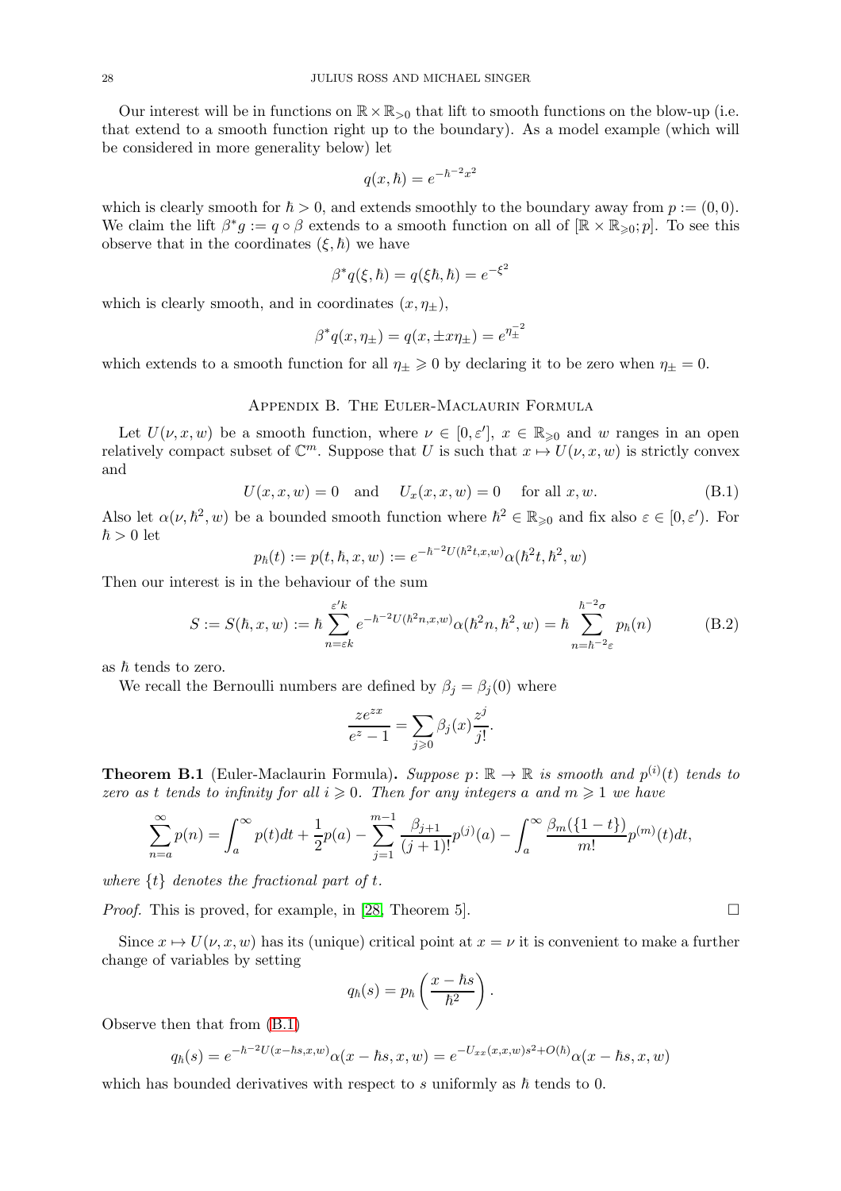Our interest will be in functions on $\mathbb{R}\times\mathbb{R}_{>0}$ that lift to smooth functions on the blow-up (i.e. that extend to a smooth function right up to the boundary). As a model example (which will be considered in more generality below) let

$$q(x,\hbar) = e^{-\hbar^{-2}x^2}$$

which is clearly smooth for $\hbar>0$, and extends smoothly to the boundary away from $p:=(0,0)$. We claim the lift $\beta^* g := q\circ\beta$ extends to a smooth function on all of $[\mathbb{R}\times\mathbb{R}_{\geqslant 0};p]$. To see this observe that in the coordinates $(\xi,\hbar)$ we have

$$\beta^* q(\xi,\hbar) = q(\xi\hbar,\hbar) = e^{-\xi^2}$$

which is clearly smooth, and in coordinates $(x,\eta_\pm)$,

$$\beta^* q(x,\eta_\pm) = q(x,\pm x\eta_\pm) = e^{\eta_\pm^{-2}}$$

which extends to a smooth function for all $\eta_\pm \geqslant 0$ by declaring it to be zero when $\eta_\pm = 0$.

## Appendix B. The Euler-Maclaurin Formula

Let $U(\nu,x,w)$ be a smooth function, where $\nu\in[0,\varepsilon']$, $x\in\mathbb{R}_{\geqslant 0}$ and $w$ ranges in an open relatively compact subset of $\mathbb{C}^m$. Suppose that $U$ is such that $x\mapsto U(\nu,x,w)$ is strictly convex and

$$U(x,x,w)=0 \quad\text{and}\quad U_x(x,x,w)=0 \quad \text{for all } x,w. \tag{B.1}$$

Also let $\alpha(\nu,\hbar^2,w)$ be a bounded smooth function where $\hbar^2\in\mathbb{R}_{\geqslant 0}$ and fix also $\varepsilon\in[0,\varepsilon')$. For $\hbar>0$ let

$$p_\hbar(t) := p(t,\hbar,x,w) := e^{-\hbar^{-2}U(\hbar^2 t,x,w)}\alpha(\hbar^2 t,\hbar^2,w)$$

Then our interest is in the behaviour of the sum

$$S := S(\hbar,x,w) := \hbar\sum_{n=\varepsilon k}^{\varepsilon' k} e^{-\hbar^{-2}U(\hbar^2 n,x,w)}\alpha(\hbar^2 n,\hbar^2,w) = \hbar\sum_{n=\hbar^{-2}\varepsilon}^{\hbar^{-2}\sigma} p_\hbar(n) \tag{B.2}$$

as $\hbar$ tends to zero.

We recall the Bernoulli numbers are defined by $\beta_j=\beta_j(0)$ where

$$\frac{ze^{zx}}{e^z-1} = \sum_{j\geqslant 0}\beta_j(x)\frac{z^j}{j!}.$$

**Theorem B.1** (Euler-Maclaurin Formula)**.** *Suppose $p\colon\mathbb{R}\to\mathbb{R}$ is smooth and $p^{(i)}(t)$ tends to zero as $t$ tends to infinity for all $i\geqslant 0$. Then for any integers $a$ and $m\geqslant 1$ we have*

$$\sum_{n=a}^{\infty} p(n) = \int_a^\infty p(t)dt + \frac{1}{2}p(a) - \sum_{j=1}^{m-1}\frac{\beta_{j+1}}{(j+1)!}p^{(j)}(a) - \int_a^\infty \frac{\beta_m(\{1-t\})}{m!}p^{(m)}(t)dt,$$

*where $\{t\}$ denotes the fractional part of $t$.*

*Proof.* This is proved, for example, in [28, Theorem 5]. □

Since $x\mapsto U(\nu,x,w)$ has its (unique) critical point at $x=\nu$ it is convenient to make a further change of variables by setting

$$q_\hbar(s) = p_\hbar\left(\frac{x-\hbar s}{\hbar^2}\right).$$

Observe then that from (B.1)

$$q_\hbar(s) = e^{-\hbar^{-2}U(x-\hbar s,x,w)}\alpha(x-\hbar s,x,w) = e^{-U_{xx}(x,x,w)s^2+O(\hbar)}\alpha(x-\hbar s,x,w)$$

which has bounded derivatives with respect to $s$ uniformly as $\hbar$ tends to 0.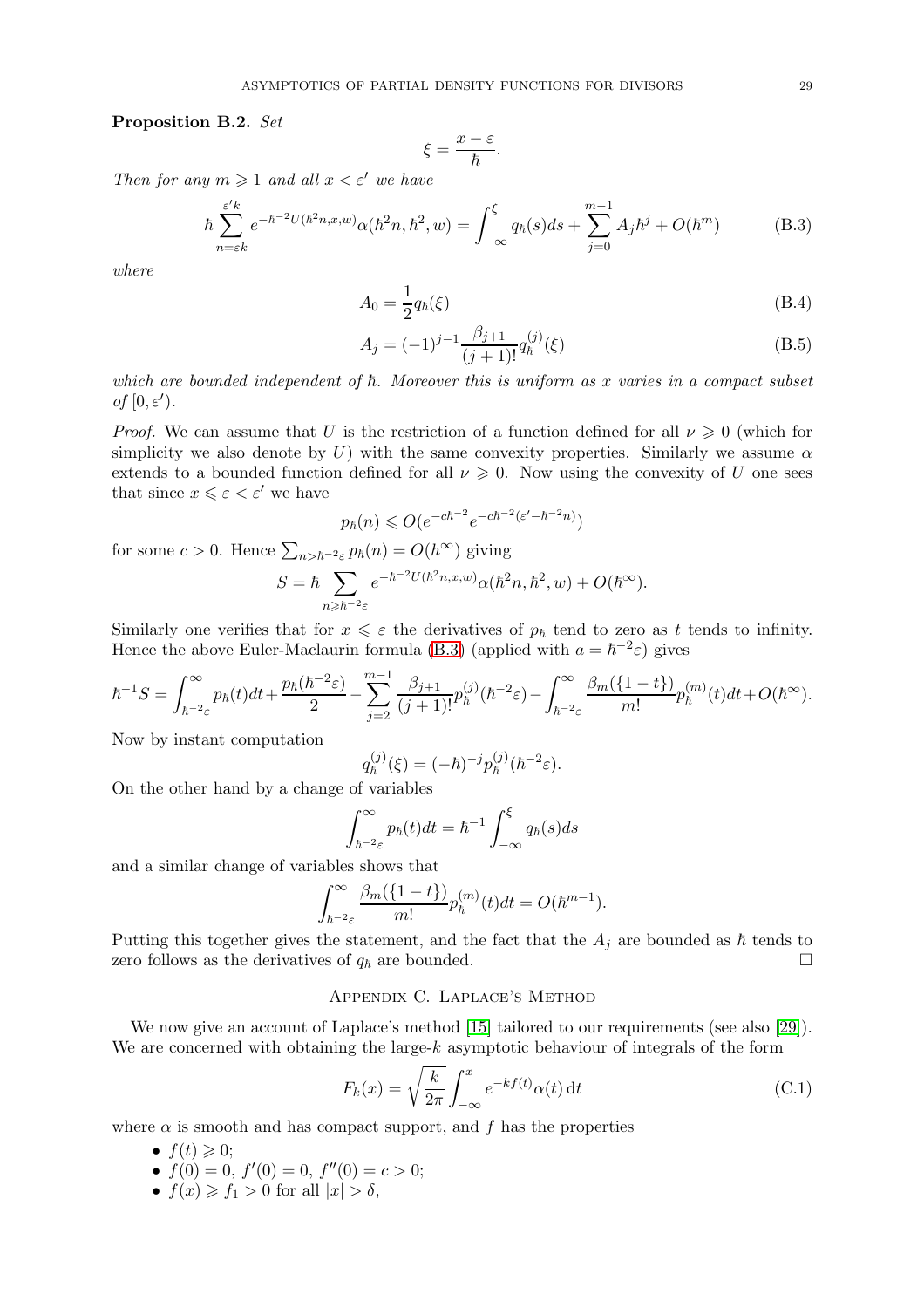**Proposition B.2.** *Set*

$$\xi = \frac{x - \varepsilon}{\hbar}.$$

*Then for any $m \geqslant 1$ and all $x < \varepsilon'$ we have*

$$\hbar \sum_{n=\varepsilon k}^{\varepsilon' k} e^{-\hbar^{-2} U(\hbar^2 n, x, w)} \alpha(\hbar^2 n, \hbar^2, w) = \int_{-\infty}^{\xi} q_\hbar(s) ds + \sum_{j=0}^{m-1} A_j \hbar^j + O(\hbar^m) \tag{B.3}$$

*where*

$$A_0 = \frac{1}{2} q_\hbar(\xi) \tag{B.4}$$

$$A_j = (-1)^{j-1} \frac{\beta_{j+1}}{(j+1)!} q_\hbar^{(j)}(\xi) \tag{B.5}$$

*which are bounded independent of $\hbar$. Moreover this is uniform as $x$ varies in a compact subset of $[0, \varepsilon')$.*

*Proof.* We can assume that $U$ is the restriction of a function defined for all $\nu \geqslant 0$ (which for simplicity we also denote by $U$) with the same convexity properties. Similarly we assume $\alpha$ extends to a bounded function defined for all $\nu \geqslant 0$. Now using the convexity of $U$ one sees that since $x \leqslant \varepsilon < \varepsilon'$ we have

$$p_\hbar(n) \leqslant O(e^{-c\hbar^{-2}} e^{-c\hbar^{-2}(\varepsilon' - \hbar^{-2} n)})$$

for some $c > 0$. Hence $\sum_{n > \hbar^{-2}\varepsilon} p_\hbar(n) = O(\hbar^\infty)$ giving

$$S = \hbar \sum_{n \geqslant \hbar^{-2}\varepsilon} e^{-\hbar^{-2} U(\hbar^2 n, x, w)} \alpha(\hbar^2 n, \hbar^2, w) + O(\hbar^\infty).$$

Similarly one verifies that for $x \leqslant \varepsilon$ the derivatives of $p_\hbar$ tend to zero as $t$ tends to infinity. Hence the above Euler-Maclaurin formula (B.3) (applied with $a = \hbar^{-2}\varepsilon$) gives

$$\hbar^{-1} S = \int_{\hbar^{-2}\varepsilon}^{\infty} p_\hbar(t) dt + \frac{p_\hbar(\hbar^{-2}\varepsilon)}{2} - \sum_{j=2}^{m-1} \frac{\beta_{j+1}}{(j+1)!} p_\hbar^{(j)}(\hbar^{-2}\varepsilon) - \int_{\hbar^{-2}\varepsilon}^{\infty} \frac{\beta_m(\{1-t\})}{m!} p_\hbar^{(m)}(t) dt + O(\hbar^\infty).$$

Now by instant computation

$$q_\hbar^{(j)}(\xi) = (-\hbar)^{-j} p_\hbar^{(j)}(\hbar^{-2}\varepsilon).$$

On the other hand by a change of variables

$$\int_{\hbar^{-2}\varepsilon}^{\infty} p_\hbar(t) dt = \hbar^{-1} \int_{-\infty}^{\xi} q_\hbar(s) ds$$

and a similar change of variables shows that

$$\int_{\hbar^{-2}\varepsilon}^{\infty} \frac{\beta_m(\{1-t\})}{m!} p_\hbar^{(m)}(t) dt = O(\hbar^{m-1}).$$

Putting this together gives the statement, and the fact that the $A_j$ are bounded as $\hbar$ tends to zero follows as the derivatives of $q_\hbar$ are bounded. $\square$

## Appendix C. Laplace's Method

We now give an account of Laplace's method [15] tailored to our requirements (see also [29]). We are concerned with obtaining the large-$k$ asymptotic behaviour of integrals of the form

$$F_k(x) = \sqrt{\frac{k}{2\pi}} \int_{-\infty}^{x} e^{-kf(t)} \alpha(t) \, dt \tag{C.1}$$

where $\alpha$ is smooth and has compact support, and $f$ has the properties

- $f(t) \geqslant 0$;
- $f(0) = 0$, $f'(0) = 0$, $f''(0) = c > 0$;
- $f(x) \geqslant f_1 > 0$ for all $|x| > \delta$,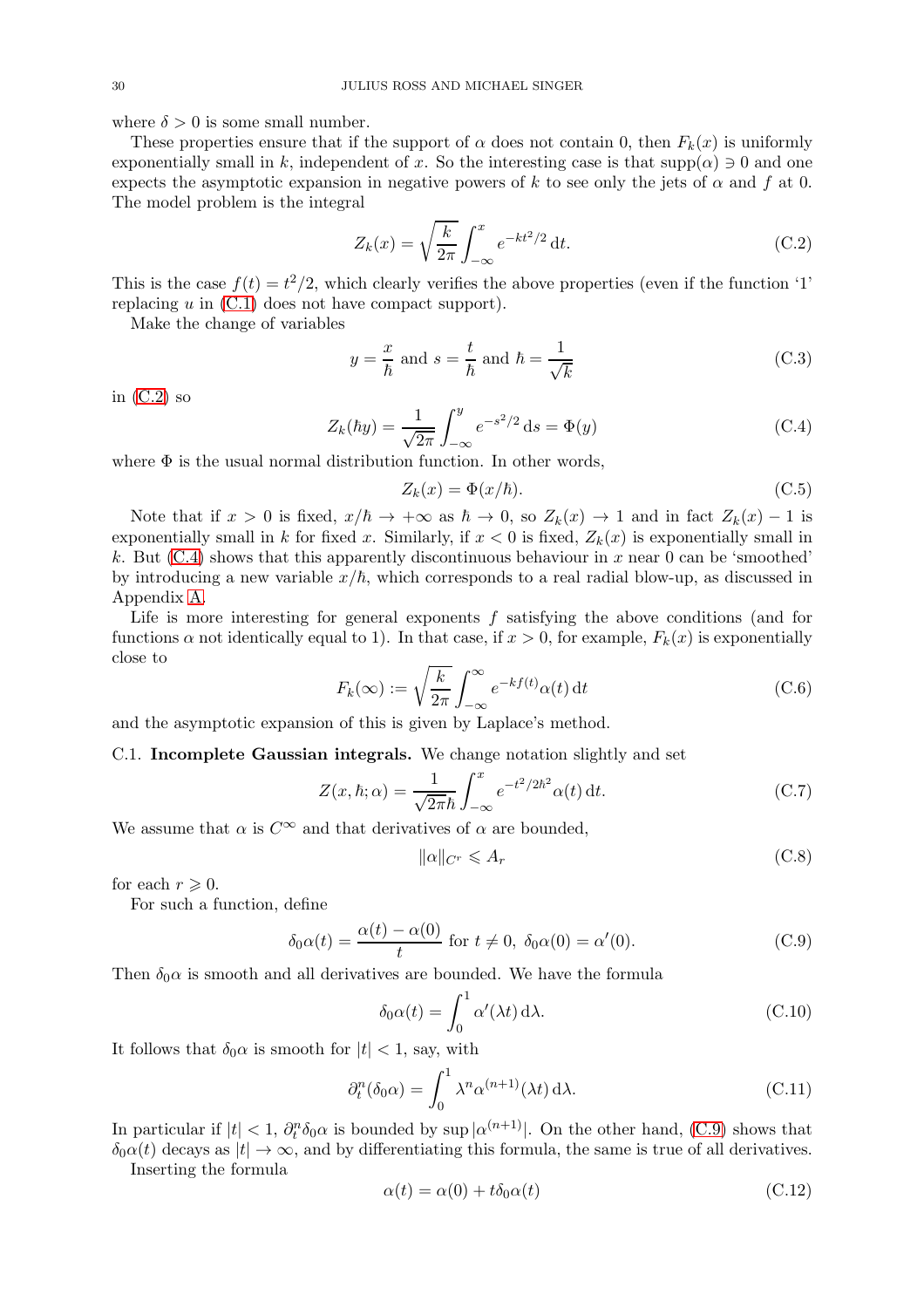where $\delta > 0$ is some small number.

These properties ensure that if the support of $\alpha$ does not contain 0, then $F_k(x)$ is uniformly exponentially small in $k$, independent of $x$. So the interesting case is that $\operatorname{supp}(\alpha) \ni 0$ and one expects the asymptotic expansion in negative powers of $k$ to see only the jets of $\alpha$ and $f$ at 0. The model problem is the integral

$$Z_k(x) = \sqrt{\frac{k}{2\pi}} \int_{-\infty}^{x} e^{-kt^2/2}\, \mathrm{d}t. \tag{C.2}$$

This is the case $f(t) = t^2/2$, which clearly verifies the above properties (even if the function '1' replacing $u$ in (C.1) does not have compact support).

Make the change of variables

$$y = \frac{x}{\hbar} \text{ and } s = \frac{t}{\hbar} \text{ and } \hbar = \frac{1}{\sqrt{k}} \tag{C.3}$$

in (C.2) so

$$Z_k(\hbar y) = \frac{1}{\sqrt{2\pi}} \int_{-\infty}^{y} e^{-s^2/2}\, \mathrm{d}s = \Phi(y) \tag{C.4}$$

where $\Phi$ is the usual normal distribution function. In other words,

$$Z_k(x) = \Phi(x/\hbar). \tag{C.5}$$

Note that if $x > 0$ is fixed, $x/\hbar \to +\infty$ as $\hbar \to 0$, so $Z_k(x) \to 1$ and in fact $Z_k(x) - 1$ is exponentially small in $k$ for fixed $x$. Similarly, if $x < 0$ is fixed, $Z_k(x)$ is exponentially small in $k$. But (C.4) shows that this apparently discontinuous behaviour in $x$ near 0 can be 'smoothed' by introducing a new variable $x/\hbar$, which corresponds to a real radial blow-up, as discussed in Appendix A.

Life is more interesting for general exponents $f$ satisfying the above conditions (and for functions $\alpha$ not identically equal to 1). In that case, if $x > 0$, for example, $F_k(x)$ is exponentially close to

$$F_k(\infty) := \sqrt{\frac{k}{2\pi}} \int_{-\infty}^{\infty} e^{-kf(t)} \alpha(t)\, \mathrm{d}t \tag{C.6}$$

and the asymptotic expansion of this is given by Laplace's method.

## C.1. Incomplete Gaussian integrals.

We change notation slightly and set

$$Z(x, \hbar; \alpha) = \frac{1}{\sqrt{2\pi}\hbar} \int_{-\infty}^{x} e^{-t^2/2\hbar^2} \alpha(t)\, \mathrm{d}t. \tag{C.7}$$

We assume that $\alpha$ is $C^\infty$ and that derivatives of $\alpha$ are bounded,

$$\|\alpha\|_{C^r} \leqslant A_r \tag{C.8}$$

for each $r \geqslant 0$.

For such a function, define

$$\delta_0\alpha(t) = \frac{\alpha(t) - \alpha(0)}{t} \text{ for } t \neq 0,\ \delta_0\alpha(0) = \alpha'(0). \tag{C.9}$$

Then $\delta_0\alpha$ is smooth and all derivatives are bounded. We have the formula

$$\delta_0\alpha(t) = \int_0^1 \alpha'(\lambda t)\, \mathrm{d}\lambda. \tag{C.10}$$

It follows that $\delta_0\alpha$ is smooth for $|t| < 1$, say, with

$$\partial_t^n(\delta_0\alpha) = \int_0^1 \lambda^n \alpha^{(n+1)}(\lambda t)\, \mathrm{d}\lambda. \tag{C.11}$$

In particular if $|t| < 1$, $\partial_t^n \delta_0\alpha$ is bounded by $\sup|\alpha^{(n+1)}|$. On the other hand, (C.9) shows that $\delta_0\alpha(t)$ decays as $|t| \to \infty$, and by differentiating this formula, the same is true of all derivatives.

Inserting the formula

$$\alpha(t) = \alpha(0) + t\delta_0\alpha(t) \tag{C.12}$$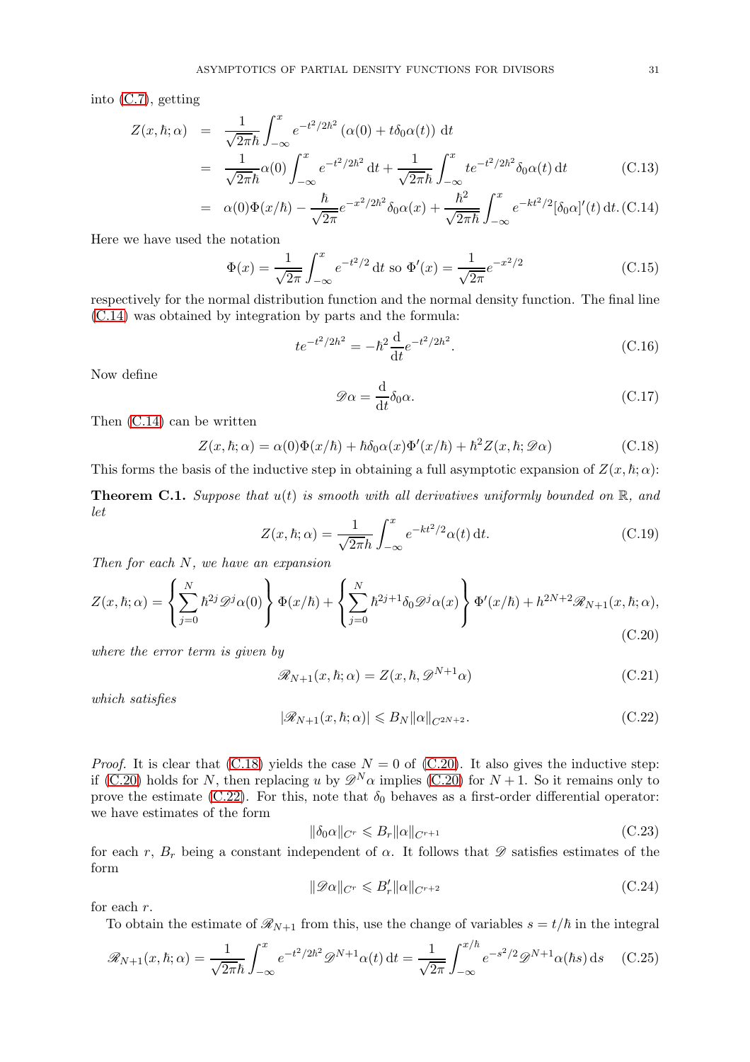into (C.7), getting

$$
\begin{aligned}
Z(x,\hbar;\alpha) &= \frac{1}{\sqrt{2\pi}\hbar}\int_{-\infty}^{x} e^{-t^2/2\hbar^2}\left(\alpha(0)+t\delta_0\alpha(t)\right)\,\mathrm{d}t \\
&= \frac{1}{\sqrt{2\pi}\hbar}\alpha(0)\int_{-\infty}^{x} e^{-t^2/2\hbar^2}\,\mathrm{d}t + \frac{1}{\sqrt{2\pi}\hbar}\int_{-\infty}^{x} te^{-t^2/2\hbar^2}\delta_0\alpha(t)\,\mathrm{d}t \qquad \text{(C.13)}\\
&= \alpha(0)\Phi(x/\hbar) - \frac{\hbar}{\sqrt{2\pi}}e^{-x^2/2\hbar^2}\delta_0\alpha(x) + \frac{\hbar^2}{\sqrt{2\pi}\hbar}\int_{-\infty}^{x} e^{-kt^2/2}[\delta_0\alpha]'(t)\,\mathrm{d}t. \qquad \text{(C.14)}
\end{aligned}
$$

Here we have used the notation

$$
\Phi(x) = \frac{1}{\sqrt{2\pi}}\int_{-\infty}^{x} e^{-t^2/2}\,\mathrm{d}t \text{ so } \Phi'(x) = \frac{1}{\sqrt{2\pi}}e^{-x^2/2} \qquad \text{(C.15)}
$$

respectively for the normal distribution function and the normal density function. The final line (C.14) was obtained by integration by parts and the formula:

$$
te^{-t^2/2\hbar^2} = -\hbar^2\frac{\mathrm{d}}{\mathrm{d}t}e^{-t^2/2\hbar^2}. \qquad \text{(C.16)}
$$

Now define

$$
\mathscr{D}\alpha = \frac{\mathrm{d}}{\mathrm{d}t}\delta_0\alpha. \qquad \text{(C.17)}
$$

Then (C.14) can be written

$$
Z(x,\hbar;\alpha) = \alpha(0)\Phi(x/\hbar) + \hbar\delta_0\alpha(x)\Phi'(x/\hbar) + \hbar^2 Z(x,\hbar;\mathscr{D}\alpha) \qquad \text{(C.18)}
$$

This forms the basis of the inductive step in obtaining a full asymptotic expansion of $Z(x,\hbar;\alpha)$:

**Theorem C.1.** *Suppose that $u(t)$ is smooth with all derivatives uniformly bounded on $\mathbb{R}$, and let*

$$
Z(x,\hbar;\alpha) = \frac{1}{\sqrt{2\pi}h}\int_{-\infty}^{x} e^{-kt^2/2}\alpha(t)\,\mathrm{d}t. \qquad \text{(C.19)}
$$

*Then for each $N$, we have an expansion*

$$
Z(x,\hbar;\alpha) = \left\{\sum_{j=0}^{N}\hbar^{2j}\mathscr{D}^j\alpha(0)\right\}\Phi(x/\hbar) + \left\{\sum_{j=0}^{N}\hbar^{2j+1}\delta_0\mathscr{D}^j\alpha(x)\right\}\Phi'(x/\hbar) + \hbar^{2N+2}\mathscr{R}_{N+1}(x,\hbar;\alpha), \qquad \text{(C.20)}
$$

*where the error term is given by*

$$
\mathscr{R}_{N+1}(x,\hbar;\alpha) = Z(x,\hbar,\mathscr{D}^{N+1}\alpha) \qquad \text{(C.21)}
$$

*which satisfies*

$$
|\mathscr{R}_{N+1}(x,\hbar;\alpha)| \leqslant B_N\|\alpha\|_{C^{2N+2}}. \qquad \text{(C.22)}
$$

*Proof.* It is clear that (C.18) yields the case $N=0$ of (C.20). It also gives the inductive step: if (C.20) holds for $N$, then replacing $u$ by $\mathscr{D}^N\alpha$ implies (C.20) for $N+1$. So it remains only to prove the estimate (C.22). For this, note that $\delta_0$ behaves as a first-order differential operator: we have estimates of the form

$$
\|\delta_0\alpha\|_{C^r} \leqslant B_r\|\alpha\|_{C^{r+1}} \qquad \text{(C.23)}
$$

for each $r$, $B_r$ being a constant independent of $\alpha$. It follows that $\mathscr{D}$ satisfies estimates of the form

$$
\|\mathscr{D}\alpha\|_{C^r} \leqslant B'_r\|\alpha\|_{C^{r+2}} \qquad \text{(C.24)}
$$

for each $r$.

To obtain the estimate of $\mathscr{R}_{N+1}$ from this, use the change of variables $s=t/\hbar$ in the integral

$$
\mathscr{R}_{N+1}(x,\hbar;\alpha) = \frac{1}{\sqrt{2\pi}\hbar}\int_{-\infty}^{x} e^{-t^2/2\hbar^2}\mathscr{D}^{N+1}\alpha(t)\,\mathrm{d}t = \frac{1}{\sqrt{2\pi}}\int_{-\infty}^{x/\hbar} e^{-s^2/2}\mathscr{D}^{N+1}\alpha(\hbar s)\,\mathrm{d}s \qquad \text{(C.25)}
$$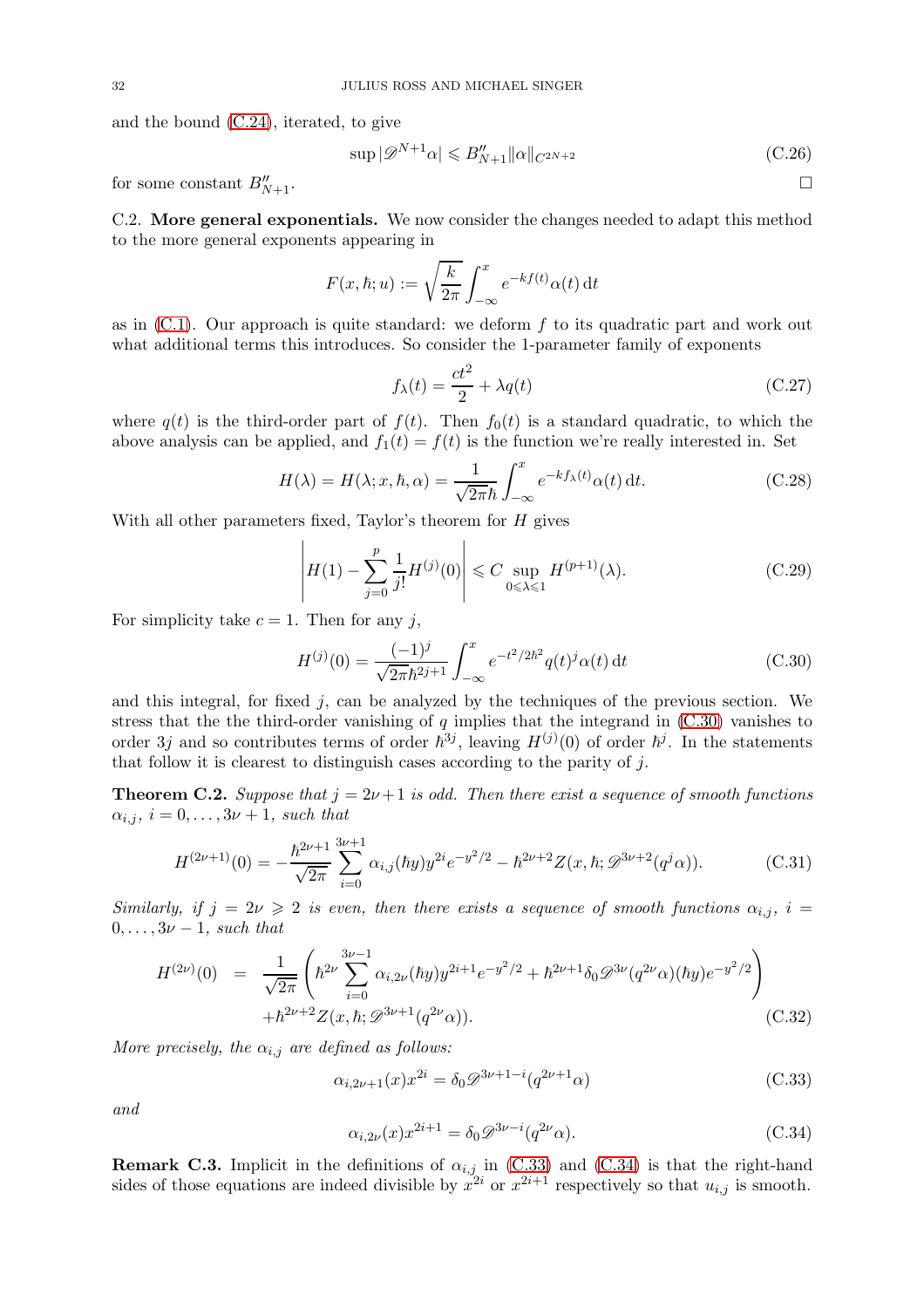and the bound (C.24), iterated, to give

$$\sup |\mathscr{D}^{N+1}\alpha| \leqslant B''_{N+1}\|\alpha\|_{C^{2N+2}} \tag{C.26}$$

for some constant $B''_{N+1}$. □

C.2. **More general exponentials.** We now consider the changes needed to adapt this method to the more general exponents appearing in

$$F(x,\hbar;u) := \sqrt{\frac{k}{2\pi}}\int_{-\infty}^{x} e^{-kf(t)}\alpha(t)\,\mathrm{d}t$$

as in (C.1). Our approach is quite standard: we deform $f$ to its quadratic part and work out what additional terms this introduces. So consider the 1-parameter family of exponents

$$f_\lambda(t) = \frac{ct^2}{2} + \lambda q(t) \tag{C.27}$$

where $q(t)$ is the third-order part of $f(t)$. Then $f_0(t)$ is a standard quadratic, to which the above analysis can be applied, and $f_1(t) = f(t)$ is the function we're really interested in. Set

$$H(\lambda) = H(\lambda;x,\hbar,\alpha) = \frac{1}{\sqrt{2\pi}\hbar}\int_{-\infty}^{x} e^{-kf_\lambda(t)}\alpha(t)\,\mathrm{d}t. \tag{C.28}$$

With all other parameters fixed, Taylor's theorem for $H$ gives

$$\left|H(1) - \sum_{j=0}^{p}\frac{1}{j!}H^{(j)}(0)\right| \leqslant C\sup_{0\leqslant\lambda\leqslant 1} H^{(p+1)}(\lambda). \tag{C.29}$$

For simplicity take $c = 1$. Then for any $j$,

$$H^{(j)}(0) = \frac{(-1)^j}{\sqrt{2\pi}\hbar^{2j+1}}\int_{-\infty}^{x} e^{-t^2/2\hbar^2}q(t)^j\alpha(t)\,\mathrm{d}t \tag{C.30}$$

and this integral, for fixed $j$, can be analyzed by the techniques of the previous section. We stress that the the third-order vanishing of $q$ implies that the integrand in (C.30) vanishes to order $3j$ and so contributes terms of order $\hbar^{3j}$, leaving $H^{(j)}(0)$ of order $\hbar^j$. In the statements that follow it is clearest to distinguish cases according to the parity of $j$.

**Theorem C.2.** *Suppose that $j = 2\nu+1$ is odd. Then there exist a sequence of smooth functions $\alpha_{i,j}$, $i = 0,\dots,3\nu+1$, such that*

$$H^{(2\nu+1)}(0) = -\frac{\hbar^{2\nu+1}}{\sqrt{2\pi}}\sum_{i=0}^{3\nu+1}\alpha_{i,j}(\hbar y)y^{2i}e^{-y^2/2} - \hbar^{2\nu+2}Z(x,\hbar;\mathscr{D}^{3\nu+2}(q^j\alpha)). \tag{C.31}$$

*Similarly, if $j = 2\nu \geqslant 2$ is even, then there exists a sequence of smooth functions $\alpha_{i,j}$, $i = 0,\dots,3\nu-1$, such that*

$$\begin{aligned} H^{(2\nu)}(0) &= \frac{1}{\sqrt{2\pi}}\left(\hbar^{2\nu}\sum_{i=0}^{3\nu-1}\alpha_{i,2\nu}(\hbar y)y^{2i+1}e^{-y^2/2} + \hbar^{2\nu+1}\delta_0\mathscr{D}^{3\nu}(q^{2\nu}\alpha)(\hbar y)e^{-y^2/2}\right) \\ &\quad + \hbar^{2\nu+2}Z(x,\hbar;\mathscr{D}^{3\nu+1}(q^{2\nu}\alpha)). \end{aligned} \tag{C.32}$$

*More precisely, the $\alpha_{i,j}$ are defined as follows:*

$$\alpha_{i,2\nu+1}(x)x^{2i} = \delta_0\mathscr{D}^{3\nu+1-i}(q^{2\nu+1}\alpha) \tag{C.33}$$

*and*

$$\alpha_{i,2\nu}(x)x^{2i+1} = \delta_0\mathscr{D}^{3\nu-i}(q^{2\nu}\alpha). \tag{C.34}$$

**Remark C.3.** Implicit in the definitions of $\alpha_{i,j}$ in (C.33) and (C.34) is that the right-hand sides of those equations are indeed divisible by $x^{2i}$ or $x^{2i+1}$ respectively so that $u_{i,j}$ is smooth.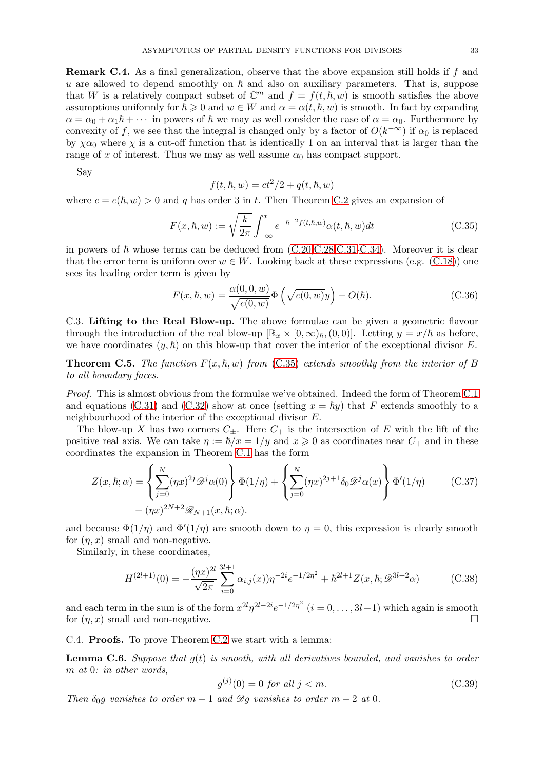**Remark C.4.** As a final generalization, observe that the above expansion still holds if $f$ and $u$ are allowed to depend smoothly on $\hbar$ and also on auxiliary parameters. That is, suppose that $W$ is a relatively compact subset of $\mathbb{C}^m$ and $f = f(t, \hbar, w)$ is smooth satisfies the above assumptions uniformly for $\hbar \geqslant 0$ and $w \in W$ and $\alpha = \alpha(t, \hbar, w)$ is smooth. In fact by expanding $\alpha = \alpha_0 + \alpha_1 \hbar + \cdots$ in powers of $\hbar$ we may as well consider the case of $\alpha = \alpha_0$. Furthermore by convexity of $f$, we see that the integral is changed only by a factor of $O(k^{-\infty})$ if $\alpha_0$ is replaced by $\chi\alpha_0$ where $\chi$ is a cut-off function that is identically 1 on an interval that is larger than the range of $x$ of interest. Thus we may as well assume $\alpha_0$ has compact support.

Say

$$f(t, \hbar, w) = ct^2/2 + q(t, \hbar, w)$$

where $c = c(\hbar, w) > 0$ and $q$ has order 3 in $t$. Then Theorem C.2 gives an expansion of

$$F(x, \hbar, w) := \sqrt{\frac{k}{2\pi}} \int_{-\infty}^{x} e^{-\hbar^{-2} f(t,\hbar,w)} \alpha(t, \hbar, w) dt \tag{C.35}$$

in powers of $\hbar$ whose terms can be deduced from (C.20,C.28,C.31-C.34). Moreover it is clear that the error term is uniform over $w \in W$. Looking back at these expressions (e.g. (C.18)) one sees its leading order term is given by

$$F(x, \hbar, w) = \frac{\alpha(0, 0, w)}{\sqrt{c(0, w)}} \Phi\left(\sqrt{c(0, w)} y\right) + O(\hbar). \tag{C.36}$$

C.3. **Lifting to the Real Blow-up.** The above formulae can be given a geometric flavour through the introduction of the real blow-up $[\mathbb{R}_x \times [0, \infty)_\hbar, (0, 0)]$. Letting $y = x/\hbar$ as before, we have coordinates $(y, \hbar)$ on this blow-up that cover the interior of the exceptional divisor $E$.

**Theorem C.5.** *The function $F(x, \hbar, w)$ from (C.35) extends smoothly from the interior of $B$ to all boundary faces.*

*Proof.* This is almost obvious from the formulae we've obtained. Indeed the form of Theorem C.1 and equations (C.31) and (C.32) show at once (setting $x = \hbar y$) that $F$ extends smoothly to a neighbourhood of the interior of the exceptional divisor $E$.

The blow-up $X$ has two corners $C_\pm$. Here $C_+$ is the intersection of $E$ with the lift of the positive real axis. We can take $\eta := \hbar/x = 1/y$ and $x \geqslant 0$ as coordinates near $C_+$ and in these coordinates the expansion in Theorem C.1 has the form

$$\begin{aligned}Z(x, \hbar; \alpha) = &\left\{ \sum_{j=0}^{N} (\eta x)^{2j} \mathscr{D}^j \alpha(0) \right\} \Phi(1/\eta) + \left\{ \sum_{j=0}^{N} (\eta x)^{2j+1} \delta_0 \mathscr{D}^j \alpha(x) \right\} \Phi'(1/\eta) \\ &+ (\eta x)^{2N+2} \mathscr{R}_{N+1}(x, \hbar; \alpha).\end{aligned} \tag{C.37}$$

and because $\Phi(1/\eta)$ and $\Phi'(1/\eta)$ are smooth down to $\eta = 0$, this expression is clearly smooth for $(\eta, x)$ small and non-negative.

Similarly, in these coordinates,

$$H^{(2l+1)}(0) = -\frac{(\eta x)^{2l}}{\sqrt{2\pi}} \sum_{i=0}^{3l+1} \alpha_{i,j}(x)) \eta^{-2i} e^{-1/2\eta^2} + \hbar^{2l+1} Z(x, \hbar; \mathscr{D}^{3l+2}\alpha) \tag{C.38}$$

and each term in the sum is of the form $x^{2l} \eta^{2l-2i} e^{-1/2\eta^2}$ ($i = 0, \ldots, 3l+1$) which again is smooth for $(\eta, x)$ small and non-negative. $\square$

C.4. **Proofs.** To prove Theorem C.2 we start with a lemma:

**Lemma C.6.** *Suppose that $g(t)$ is smooth, with all derivatives bounded, and vanishes to order $m$ at 0: in other words,*

$$g^{(j)}(0) = 0 \text{ for all } j < m. \tag{C.39}$$

*Then $\delta_0 g$ vanishes to order $m - 1$ and $\mathscr{D} g$ vanishes to order $m - 2$ at 0.*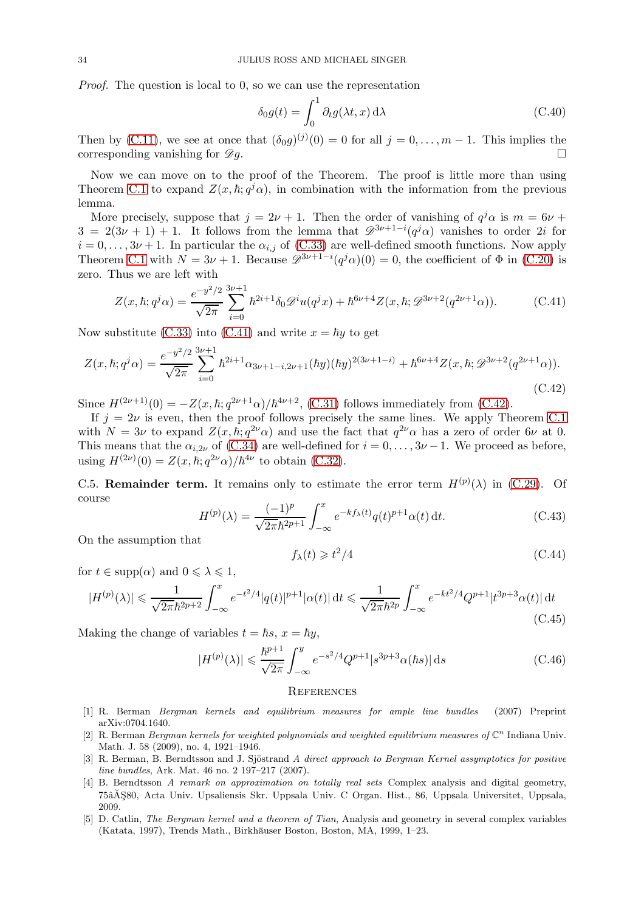*Proof.* The question is local to 0, so we can use the representation

$$\delta_0 g(t) = \int_0^1 \partial_t g(\lambda t, x)\, \mathrm{d}\lambda \tag{C.40}$$

Then by (C.11), we see at once that $(\delta_0 g)^{(j)}(0) = 0$ for all $j = 0, \ldots, m-1$. This implies the corresponding vanishing for $\mathscr{D}g$. □

Now we can move on to the proof of the Theorem. The proof is little more than using Theorem C.1 to expand $Z(x, \hbar; q^j\alpha)$, in combination with the information from the previous lemma.

More precisely, suppose that $j = 2\nu + 1$. Then the order of vanishing of $q^j\alpha$ is $m = 6\nu + 3 = 2(3\nu + 1) + 1$. It follows from the lemma that $\mathscr{D}^{3\nu+1-i}(q^j\alpha)$ vanishes to order $2i$ for $i = 0, \ldots, 3\nu + 1$. In particular the $\alpha_{i,j}$ of (C.33) are well-defined smooth functions. Now apply Theorem C.1 with $N = 3\nu + 1$. Because $\mathscr{D}^{3\nu+1-i}(q^j\alpha)(0) = 0$, the coefficient of $\Phi$ in (C.20) is zero. Thus we are left with

$$Z(x, \hbar; q^j\alpha) = \frac{e^{-y^2/2}}{\sqrt{2\pi}} \sum_{i=0}^{3\nu+1} \hbar^{2i+1} \delta_0 \mathscr{D}^i u(q^j x) + \hbar^{6\nu+4} Z(x, \hbar; \mathscr{D}^{3\nu+2}(q^{2\nu+1}\alpha)). \tag{C.41}$$

Now substitute (C.33) into (C.41) and write $x = \hbar y$ to get

$$Z(x, \hbar; q^j\alpha) = \frac{e^{-y^2/2}}{\sqrt{2\pi}} \sum_{i=0}^{3\nu+1} \hbar^{2i+1} \alpha_{3\nu+1-i, 2\nu+1}(\hbar y)(\hbar y)^{2(3\nu+1-i)} + \hbar^{6\nu+4} Z(x, \hbar; \mathscr{D}^{3\nu+2}(q^{2\nu+1}\alpha)). \tag{C.42}$$

Since $H^{(2\nu+1)}(0) = -Z(x, \hbar; q^{2\nu+1}\alpha)/\hbar^{4\nu+2}$, (C.31) follows immediately from (C.42).

If $j = 2\nu$ is even, then the proof follows precisely the same lines. We apply Theorem C.1 with $N = 3\nu$ to expand $Z(x, \hbar; q^{2\nu}\alpha)$ and use the fact that $q^{2\nu}\alpha$ has a zero of order $6\nu$ at 0. This means that the $\alpha_{i,2\nu}$ of (C.34) are well-defined for $i = 0, \ldots, 3\nu - 1$. We proceed as before, using $H^{(2\nu)}(0) = Z(x, \hbar; q^{2\nu}\alpha)/\hbar^{4\nu}$ to obtain (C.32).

C.5. **Remainder term.** It remains only to estimate the error term $H^{(p)}(\lambda)$ in (C.29). Of course

$$H^{(p)}(\lambda) = \frac{(-1)^p}{\sqrt{2\pi}\hbar^{2p+1}} \int_{-\infty}^{x} e^{-kf_\lambda(t)} q(t)^{p+1} \alpha(t)\, \mathrm{d}t. \tag{C.43}$$

On the assumption that

$$f_\lambda(t) \geqslant t^2/4 \tag{C.44}$$

for $t \in \mathrm{supp}(\alpha)$ and $0 \leqslant \lambda \leqslant 1$,

$$|H^{(p)}(\lambda)| \leqslant \frac{1}{\sqrt{2\pi}\hbar^{2p+2}} \int_{-\infty}^{x} e^{-t^2/4} |q(t)|^{p+1} |\alpha(t)|\, \mathrm{d}t \leqslant \frac{1}{\sqrt{2\pi}\hbar^{2p}} \int_{-\infty}^{x} e^{-kt^2/4} Q^{p+1} |t^{3p+3}\alpha(t)|\, \mathrm{d}t \tag{C.45}$$

Making the change of variables $t = \hbar s$, $x = \hbar y$,

$$|H^{(p)}(\lambda)| \leqslant \frac{\hbar^{p+1}}{\sqrt{2\pi}} \int_{-\infty}^{y} e^{-s^2/4} Q^{p+1} |s^{3p+3}\alpha(\hbar s)|\, \mathrm{d}s \tag{C.46}$$

## References

[1] R. Berman *Bergman kernels and equilibrium measures for ample line bundles* (2007) Preprint arXiv:0704.1640.

[2] R. Berman *Bergman kernels for weighted polynomials and weighted equilibrium measures of* $\mathbb{C}^n$ Indiana Univ. Math. J. 58 (2009), no. 4, 1921–1946.

[3] R. Berman, B. Berndtsson and J. Sjöstrand *A direct approach to Bergman Kernel assymptotics for positive line bundles*, Ark. Mat. 46 no. 2 197–217 (2007).

[4] B. Berndtsson *A remark on approximation on totally real sets* Complex analysis and digital geometry, 75âĂŞ80, Acta Univ. Upsaliensis Skr. Uppsala Univ. C Organ. Hist., 86, Uppsala Universitet, Uppsala, 2009.

[5] D. Catlin, *The Bergman kernel and a theorem of Tian*, Analysis and geometry in several complex variables (Katata, 1997), Trends Math., Birkhäuser Boston, Boston, MA, 1999, 1–23.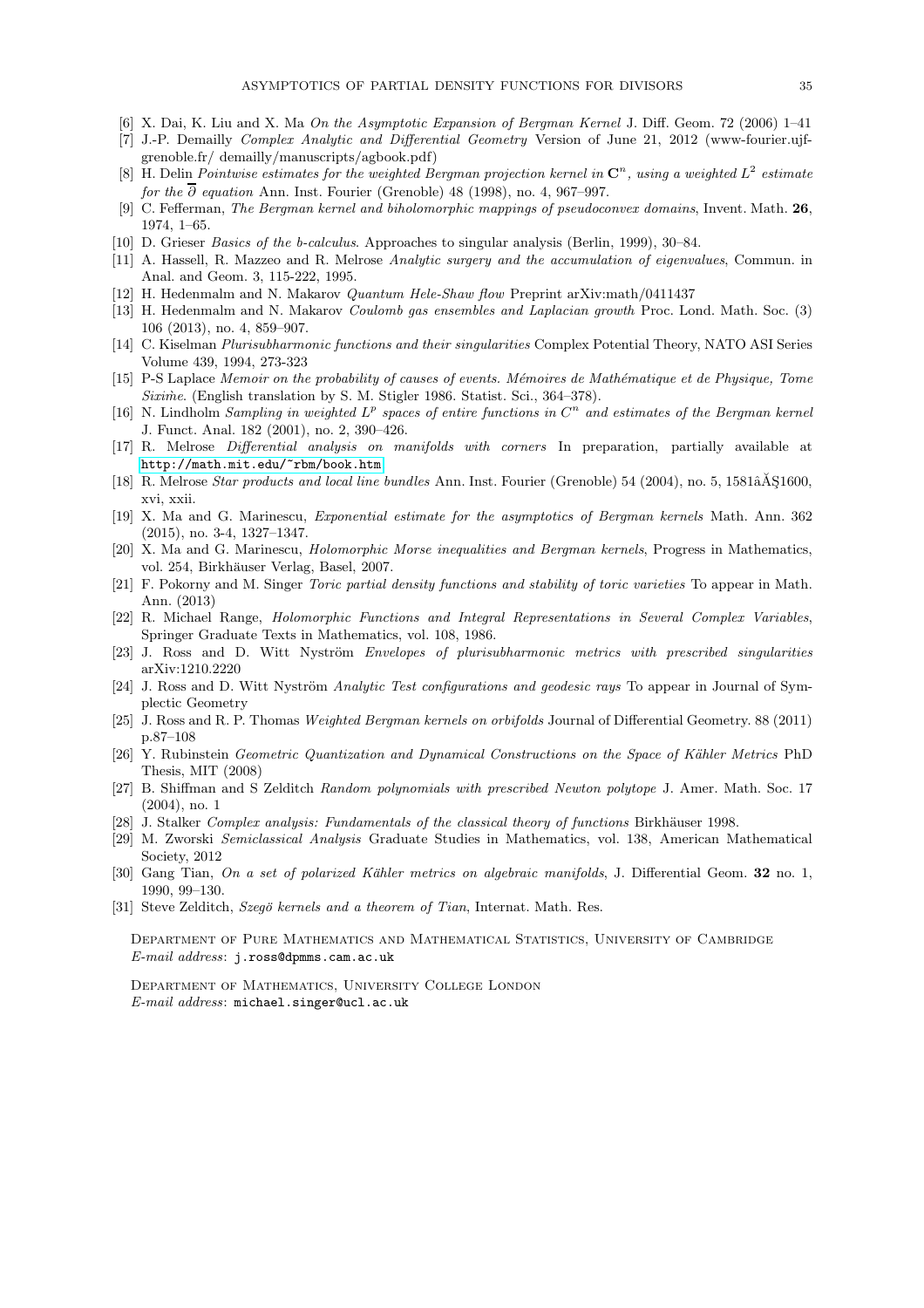[6] X. Dai, K. Liu and X. Ma *On the Asymptotic Expansion of Bergman Kernel* J. Diff. Geom. 72 (2006) 1–41

[7] J.-P. Demailly *Complex Analytic and Differential Geometry* Version of June 21, 2012 (www-fourier.ujf-grenoble.fr/ demailly/manuscripts/agbook.pdf)

[8] H. Delin *Pointwise estimates for the weighted Bergman projection kernel in* $\mathbf{C}^n$*, using a weighted* $L^2$ *estimate for the* $\overline{\partial}$ *equation* Ann. Inst. Fourier (Grenoble) 48 (1998), no. 4, 967–997.

[9] C. Fefferman, *The Bergman kernel and biholomorphic mappings of pseudoconvex domains*, Invent. Math. **26**, 1974, 1–65.

[10] D. Grieser *Basics of the b-calculus*. Approaches to singular analysis (Berlin, 1999), 30–84.

[11] A. Hassell, R. Mazzeo and R. Melrose *Analytic surgery and the accumulation of eigenvalues*, Commun. in Anal. and Geom. 3, 115-222, 1995.

[12] H. Hedenmalm and N. Makarov *Quantum Hele-Shaw flow* Preprint arXiv:math/0411437

[13] H. Hedenmalm and N. Makarov *Coulomb gas ensembles and Laplacian growth* Proc. Lond. Math. Soc. (3) 106 (2013), no. 4, 859–907.

[14] C. Kiselman *Plurisubharmonic functions and their singularities* Complex Potential Theory, NATO ASI Series Volume 439, 1994, 273-323

[15] P-S Laplace *Memoir on the probability of causes of events. Mémoires de Mathématique et de Physique, Tome Sixiṁe*. (English translation by S. M. Stigler 1986. Statist. Sci., 364–378).

[16] N. Lindholm *Sampling in weighted* $L^p$ *spaces of entire functions in* $C^n$ *and estimates of the Bergman kernel* J. Funct. Anal. 182 (2001), no. 2, 390–426.

[17] R. Melrose *Differential analysis on manifolds with corners* In preparation, partially available at http://math.mit.edu/~rbm/book.htm

[18] R. Melrose *Star products and local line bundles* Ann. Inst. Fourier (Grenoble) 54 (2004), no. 5, 1581âĂŞ1600, xvi, xxii.

[19] X. Ma and G. Marinescu, *Exponential estimate for the asymptotics of Bergman kernels* Math. Ann. 362 (2015), no. 3-4, 1327–1347.

[20] X. Ma and G. Marinescu, *Holomorphic Morse inequalities and Bergman kernels*, Progress in Mathematics, vol. 254, Birkhäuser Verlag, Basel, 2007.

[21] F. Pokorny and M. Singer *Toric partial density functions and stability of toric varieties* To appear in Math. Ann. (2013)

[22] R. Michael Range, *Holomorphic Functions and Integral Representations in Several Complex Variables*, Springer Graduate Texts in Mathematics, vol. 108, 1986.

[23] J. Ross and D. Witt Nyström *Envelopes of plurisubharmonic metrics with prescribed singularities* arXiv:1210.2220

[24] J. Ross and D. Witt Nyström *Analytic Test configurations and geodesic rays* To appear in Journal of Symplectic Geometry

[25] J. Ross and R. P. Thomas *Weighted Bergman kernels on orbifolds* Journal of Differential Geometry. 88 (2011) p.87–108

[26] Y. Rubinstein *Geometric Quantization and Dynamical Constructions on the Space of Kähler Metrics* PhD Thesis, MIT (2008)

[27] B. Shiffman and S Zelditch *Random polynomials with prescribed Newton polytope* J. Amer. Math. Soc. 17 (2004), no. 1

[28] J. Stalker *Complex analysis: Fundamentals of the classical theory of functions* Birkhäuser 1998.

[29] M. Zworski *Semiclassical Analysis* Graduate Studies in Mathematics, vol. 138, American Mathematical Society, 2012

[30] Gang Tian, *On a set of polarized Kähler metrics on algebraic manifolds*, J. Differential Geom. **32** no. 1, 1990, 99–130.

[31] Steve Zelditch, *Szegö kernels and a theorem of Tian*, Internat. Math. Res.

Department of Pure Mathematics and Mathematical Statistics, University of Cambridge
*E-mail address*: j.ross@dpmms.cam.ac.uk

Department of Mathematics, University College London
*E-mail address*: michael.singer@ucl.ac.uk